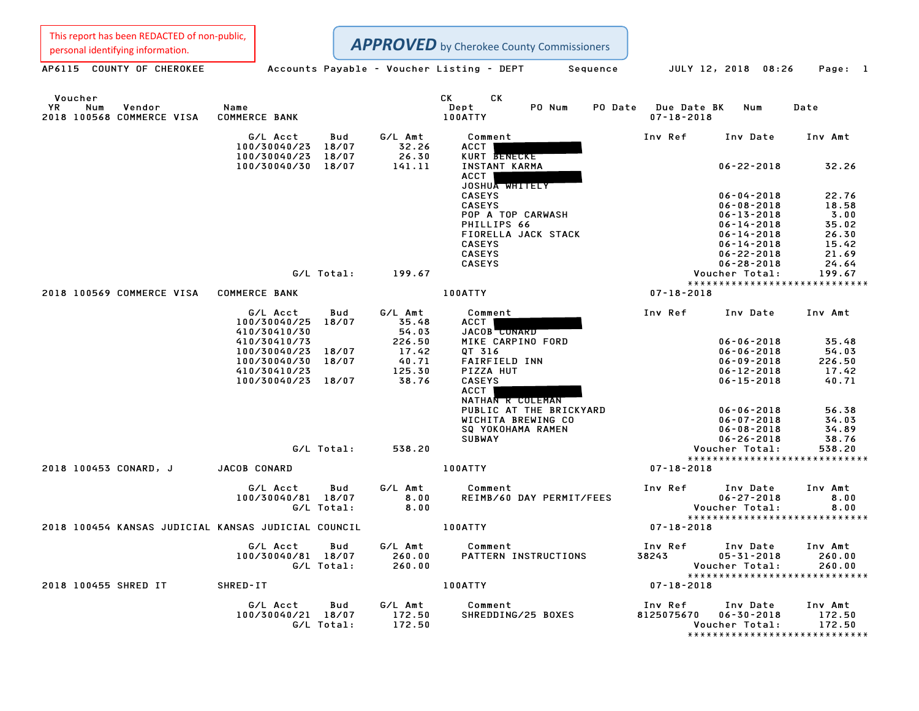This report has been REDACTED of non-public, personal identifying information.

**APPROVED** by Cherokee County Commissioners

AP6115 COUNTY OF CHEROKEE — Accounts Payable - Voucher Listing - DEPT Sequence — JULY 12, 2018 08:26

| Voucher YR | Num | Vendor | Name | CK Dept | PO Num | PO Date | Due Date | CK BK | Num | Date |
|---|---|---|---|---|---|---|---|---|---|---|
| 2018 | 100568 | COMMERCE VISA | COMMERCE BANK | 100ATTY | | | 07-18-2018 | | | |

| G/L Acct | Bud | G/L Amt | Comment | Inv Ref | Inv Date | Inv Amt |
|---|---|---|---|---|---|---|
| 100/30040/23 | 18/07 | 32.26 | ACCT [REDACTED] | | | |
| 100/30040/23 | 18/07 | 26.30 | KURT BENECKE | | | |
| 100/30040/30 | 18/07 | 141.11 | INSTANT KARMA | | 06-22-2018 | 32.26 |
| | | | ACCT [REDACTED] | | | |
| | | | JOSHUA WHITELY | | | |
| | | | CASEYS | | 06-04-2018 | 22.76 |
| | | | CASEYS | | 06-08-2018 | 18.58 |
| | | | POP A TOP CARWASH | | 06-13-2018 | 3.00 |
| | | | PHILLIPS 66 | | 06-14-2018 | 35.02 |
| | | | FIORELLA JACK STACK | | 06-14-2018 | 26.30 |
| | | | CASEYS | | 06-14-2018 | 15.42 |
| | | | CASEYS | | 06-22-2018 | 21.69 |
| | | | CASEYS | | 06-28-2018 | 24.64 |
| | G/L Total: | 199.67 | | | Voucher Total: | 199.67 |

****************************

| Voucher YR | Num | Vendor | Name | CK Dept | PO Num | PO Date | Due Date | CK BK | Num | Date |
|---|---|---|---|---|---|---|---|---|---|---|
| 2018 | 100569 | COMMERCE VISA | COMMERCE BANK | 100ATTY | | | 07-18-2018 | | | |

| G/L Acct | Bud | G/L Amt | Comment | Inv Ref | Inv Date | Inv Amt |
|---|---|---|---|---|---|---|
| 100/30040/25 | 18/07 | 35.48 | ACCT [REDACTED] | | | |
| 410/30410/30 | | 54.03 | JACOB CONARD | | | |
| 410/30410/73 | | 226.50 | MIKE CARPINO FORD | | 06-06-2018 | 35.48 |
| 100/30040/23 | 18/07 | 17.42 | QT 316 | | 06-06-2018 | 54.03 |
| 100/30040/30 | 18/07 | 40.71 | FAIRFIELD INN | | 06-09-2018 | 226.50 |
| 410/30410/23 | | 125.30 | PIZZA HUT | | 06-12-2018 | 17.42 |
| 100/30040/23 | 18/07 | 38.76 | CASEYS | | 06-15-2018 | 40.71 |
| | | | ACCT [REDACTED] | | | |
| | | | NATHAN R COLEMAN | | | |
| | | | PUBLIC AT THE BRICKYARD | | 06-06-2018 | 56.38 |
| | | | WICHITA BREWING CO | | 06-07-2018 | 34.03 |
| | | | SQ YOKOHAMA RAMEN | | 06-08-2018 | 34.89 |
| | | | SUBWAY | | 06-26-2018 | 38.76 |
| | G/L Total: | 538.20 | | | Voucher Total: | 538.20 |

****************************

| Voucher YR | Num | Vendor | Name | CK Dept | PO Num | PO Date | Due Date | CK BK | Num | Date |
|---|---|---|---|---|---|---|---|---|---|---|
| 2018 | 100453 | CONARD, J | JACOB CONARD | 100ATTY | | | 07-18-2018 | | | |

| G/L Acct | Bud | G/L Amt | Comment | Inv Ref | Inv Date | Inv Amt |
|---|---|---|---|---|---|---|
| 100/30040/81 | 18/07 | 8.00 | REIMB/60 DAY PERMIT/FEES | | 06-27-2018 | 8.00 |
| | G/L Total: | 8.00 | | | Voucher Total: | 8.00 |

****************************

| Voucher YR | Num | Vendor | Name | CK Dept | PO Num | PO Date | Due Date | CK BK | Num | Date |
|---|---|---|---|---|---|---|---|---|---|---|
| 2018 | 100454 | KANSAS JUDICIAL | KANSAS JUDICIAL COUNCIL | 100ATTY | | | 07-18-2018 | | | |

| G/L Acct | Bud | G/L Amt | Comment | Inv Ref | Inv Date | Inv Amt |
|---|---|---|---|---|---|---|
| 100/30040/81 | 18/07 | 260.00 | PATTERN INSTRUCTIONS | 38243 | 05-31-2018 | 260.00 |
| | G/L Total: | 260.00 | | | Voucher Total: | 260.00 |

****************************

| Voucher YR | Num | Vendor | Name | CK Dept | PO Num | PO Date | Due Date | CK BK | Num | Date |
|---|---|---|---|---|---|---|---|---|---|---|
| 2018 | 100455 | SHRED IT | SHRED-IT | 100ATTY | | | 07-18-2018 | | | |

| G/L Acct | Bud | G/L Amt | Comment | Inv Ref | Inv Date | Inv Amt |
|---|---|---|---|---|---|---|
| 100/30040/21 | 18/07 | 172.50 | SHREDDING/25 BOXES | 8125075670 | 06-30-2018 | 172.50 |
| | G/L Total: | 172.50 | | | Voucher Total: | 172.50 |

****************************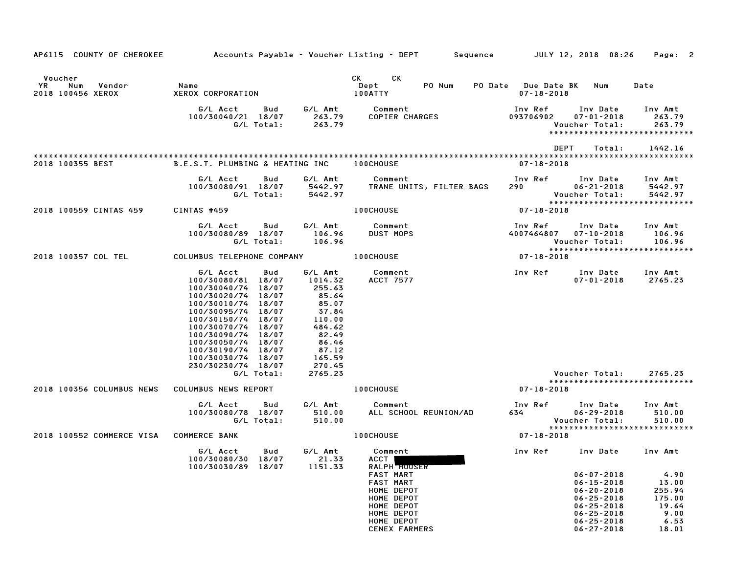AP6115 COUNTY OF CHEROKEE — Accounts Payable - Voucher Listing - DEPT — Sequence — JULY 12, 2018 08:26

| Voucher YR | Num | Vendor | Name | CK Dept | CK PO Num | PO Date | Due Date | BK | Num | Date |
|---|---|---|---|---|---|---|---|---|---|---|
| 2018 | 100456 | XEROX | XEROX CORPORATION | 100ATTY | | | 07-18-2018 | | | |

| G/L Acct | Bud | G/L Amt | Comment | Inv Ref | Inv Date | Inv Amt |
|---|---|---|---|---|---|---|
| 100/30040/21 | 18/07 | 263.79 | COPIER CHARGES | 093706902 | 07-01-2018 | 263.79 |
| | G/L Total: | 263.79 | | | Voucher Total: | 263.79 |

****************************

DEPT Total: 1442.16

****************************

2018 100355 BEST — B.E.S.T. PLUMBING & HEATING INC — 100CHOUSE — 07-18-2018

| G/L Acct | Bud | G/L Amt | Comment | Inv Ref | Inv Date | Inv Amt |
|---|---|---|---|---|---|---|
| 100/30080/91 | 18/07 | 5442.97 | TRANE UNITS, FILTER BAGS | 290 | 06-21-2018 | 5442.97 |
| | G/L Total: | 5442.97 | | | Voucher Total: | 5442.97 |

****************************

2018 100559 CINTAS 459 — CINTAS #459 — 100CHOUSE — 07-18-2018

| G/L Acct | Bud | G/L Amt | Comment | Inv Ref | Inv Date | Inv Amt |
|---|---|---|---|---|---|---|
| 100/30080/89 | 18/07 | 106.96 | DUST MOPS | 4007464807 | 07-10-2018 | 106.96 |
| | G/L Total: | 106.96 | | | Voucher Total: | 106.96 |

****************************

2018 100357 COL TEL — COLUMBUS TELEPHONE COMPANY — 100CHOUSE — 07-18-2018

| G/L Acct | Bud | G/L Amt | Comment | Inv Ref | Inv Date | Inv Amt |
|---|---|---|---|---|---|---|
| 100/30080/81 | 18/07 | 1014.32 | ACCT 7577 | | 07-01-2018 | 2765.23 |
| 100/30040/74 | 18/07 | 255.63 | | | | |
| 100/30020/74 | 18/07 | 85.64 | | | | |
| 100/30010/74 | 18/07 | 85.07 | | | | |
| 100/30095/74 | 18/07 | 37.84 | | | | |
| 100/30150/74 | 18/07 | 110.00 | | | | |
| 100/30070/74 | 18/07 | 484.62 | | | | |
| 100/30090/74 | 18/07 | 82.49 | | | | |
| 100/30050/74 | 18/07 | 86.46 | | | | |
| 100/30190/74 | 18/07 | 87.12 | | | | |
| 100/30030/74 | 18/07 | 165.59 | | | | |
| 230/30230/74 | 18/07 | 270.45 | | | | |
| | G/L Total: | 2765.23 | | | Voucher Total: | 2765.23 |

****************************

2018 100356 COLUMBUS NEWS — COLUMBUS NEWS REPORT — 100CHOUSE — 07-18-2018

| G/L Acct | Bud | G/L Amt | Comment | Inv Ref | Inv Date | Inv Amt |
|---|---|---|---|---|---|---|
| 100/30080/78 | 18/07 | 510.00 | ALL SCHOOL REUNION/AD | 634 | 06-29-2018 | 510.00 |
| | G/L Total: | 510.00 | | | Voucher Total: | 510.00 |

****************************

2018 100552 COMMERCE VISA — COMMERCE BANK — 100CHOUSE — 07-18-2018

| G/L Acct | Bud | G/L Amt | Comment | Inv Ref | Inv Date | Inv Amt |
|---|---|---|---|---|---|---|
| 100/30080/30 | 18/07 | 21.33 | ACCT [REDACTED] | | | |
| 100/30030/89 | 18/07 | 1151.33 | RALPH HOUSER | | | |
| | | | FAST MART | | 06-07-2018 | 4.90 |
| | | | FAST MART | | 06-15-2018 | 13.00 |
| | | | HOME DEPOT | | 06-20-2018 | 255.94 |
| | | | HOME DEPOT | | 06-25-2018 | 175.00 |
| | | | HOME DEPOT | | 06-25-2018 | 19.64 |
| | | | HOME DEPOT | | 06-25-2018 | 9.00 |
| | | | HOME DEPOT | | 06-25-2018 | 6.53 |
| | | | CENEX FARMERS | | 06-27-2018 | 18.01 |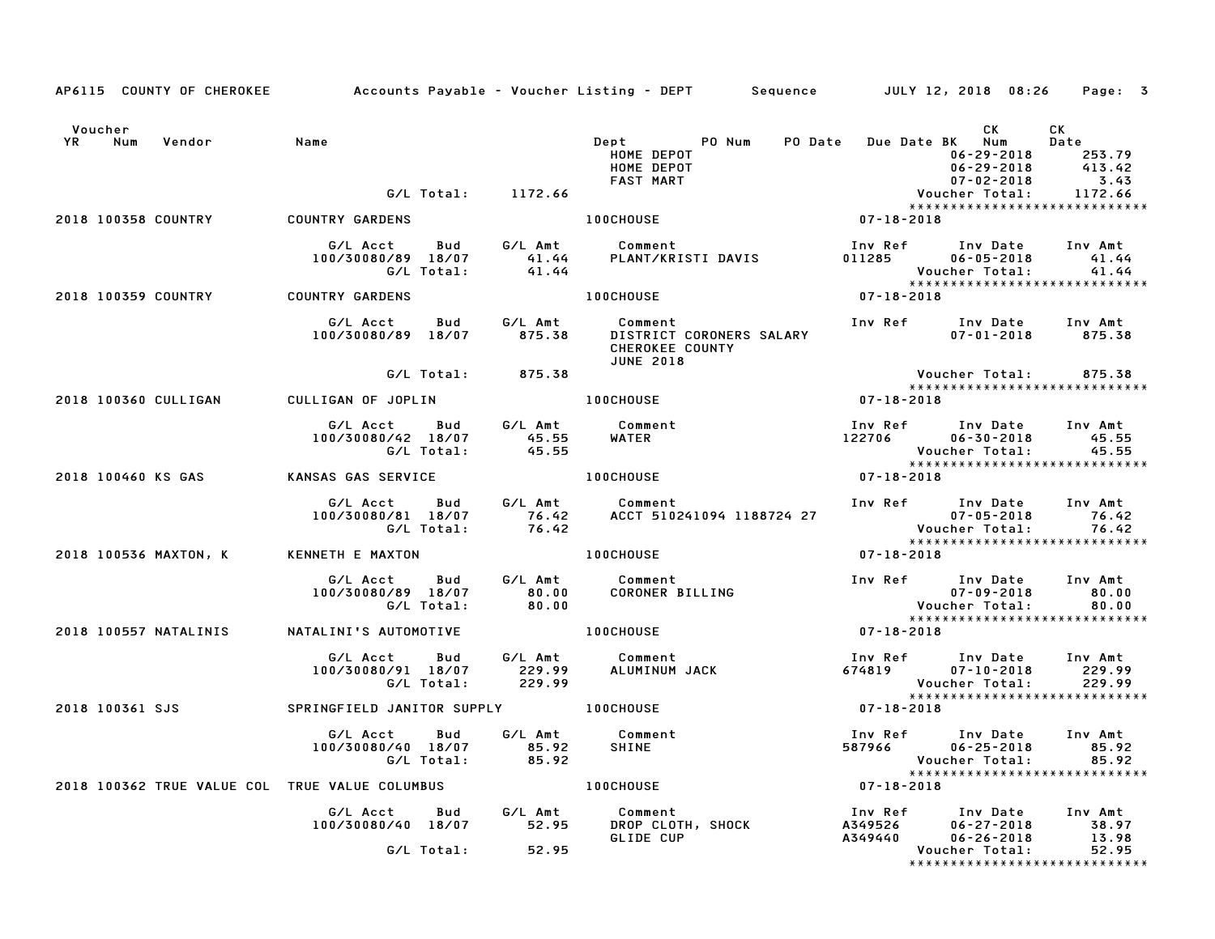| Voucher YR | Num | Vendor | Name | Dept | PO Num | PO Date | Due Date | BK | CK Num | CK Date |
|---|---|---|---|---|---|---|---|---|---|---|

HOME DEPOT 06-29-2018 253.79
HOME DEPOT 06-29-2018 413.42
FAST MART 07-02-2018 3.43

G/L Total: 1172.66 Voucher Total: 1172.66

******************************

**2018 100358 COUNTRY — COUNTRY GARDENS — 100CHOUSE — 07-18-2018**

| G/L Acct | Bud | G/L Amt | Comment | Inv Ref | Inv Date | Inv Amt |
|---|---|---|---|---|---|---|
| 100/30080/89 | 18/07 | 41.44 | PLANT/KRISTI DAVIS | 011285 | 06-05-2018 | 41.44 |

G/L Total: 41.44 Voucher Total: 41.44

******************************

**2018 100359 COUNTRY — COUNTRY GARDENS — 100CHOUSE — 07-18-2018**

| G/L Acct | Bud | G/L Amt | Comment | Inv Ref | Inv Date | Inv Amt |
|---|---|---|---|---|---|---|
| 100/30080/89 | 18/07 | 875.38 | DISTRICT CORONERS SALARY CHEROKEE COUNTY JUNE 2018 | | 07-01-2018 | 875.38 |

G/L Total: 875.38 Voucher Total: 875.38

******************************

**2018 100360 CULLIGAN — CULLIGAN OF JOPLIN — 100CHOUSE — 07-18-2018**

| G/L Acct | Bud | G/L Amt | Comment | Inv Ref | Inv Date | Inv Amt |
|---|---|---|---|---|---|---|
| 100/30080/42 | 18/07 | 45.55 | WATER | 122706 | 06-30-2018 | 45.55 |

G/L Total: 45.55 Voucher Total: 45.55

******************************

**2018 100460 KS GAS — KANSAS GAS SERVICE — 100CHOUSE — 07-18-2018**

| G/L Acct | Bud | G/L Amt | Comment | Inv Ref | Inv Date | Inv Amt |
|---|---|---|---|---|---|---|
| 100/30080/81 | 18/07 | 76.42 | ACCT 510241094 1188724 27 | | 07-05-2018 | 76.42 |

G/L Total: 76.42 Voucher Total: 76.42

******************************

**2018 100536 MAXTON, K — KENNETH E MAXTON — 100CHOUSE — 07-18-2018**

| G/L Acct | Bud | G/L Amt | Comment | Inv Ref | Inv Date | Inv Amt |
|---|---|---|---|---|---|---|
| 100/30080/89 | 18/07 | 80.00 | CORONER BILLING | | 07-09-2018 | 80.00 |

G/L Total: 80.00 Voucher Total: 80.00

******************************

**2018 100557 NATALINIS — NATALINI'S AUTOMOTIVE — 100CHOUSE — 07-18-2018**

| G/L Acct | Bud | G/L Amt | Comment | Inv Ref | Inv Date | Inv Amt |
|---|---|---|---|---|---|---|
| 100/30080/91 | 18/07 | 229.99 | ALUMINUM JACK | 674819 | 07-10-2018 | 229.99 |

G/L Total: 229.99 Voucher Total: 229.99

******************************

**2018 100361 SJS — SPRINGFIELD JANITOR SUPPLY — 100CHOUSE — 07-18-2018**

| G/L Acct | Bud | G/L Amt | Comment | Inv Ref | Inv Date | Inv Amt |
|---|---|---|---|---|---|---|
| 100/30080/40 | 18/07 | 85.92 | SHINE | 587966 | 06-25-2018 | 85.92 |

G/L Total: 85.92 Voucher Total: 85.92

******************************

**2018 100362 TRUE VALUE COL — TRUE VALUE COLUMBUS — 100CHOUSE — 07-18-2018**

| G/L Acct | Bud | G/L Amt | Comment | Inv Ref | Inv Date | Inv Amt |
|---|---|---|---|---|---|---|
| 100/30080/40 | 18/07 | 52.95 | DROP CLOTH, SHOCK | A349526 | 06-27-2018 | 38.97 |
| | | | GLIDE CUP | A349440 | 06-26-2018 | 13.98 |

G/L Total: 52.95 Voucher Total: 52.95

******************************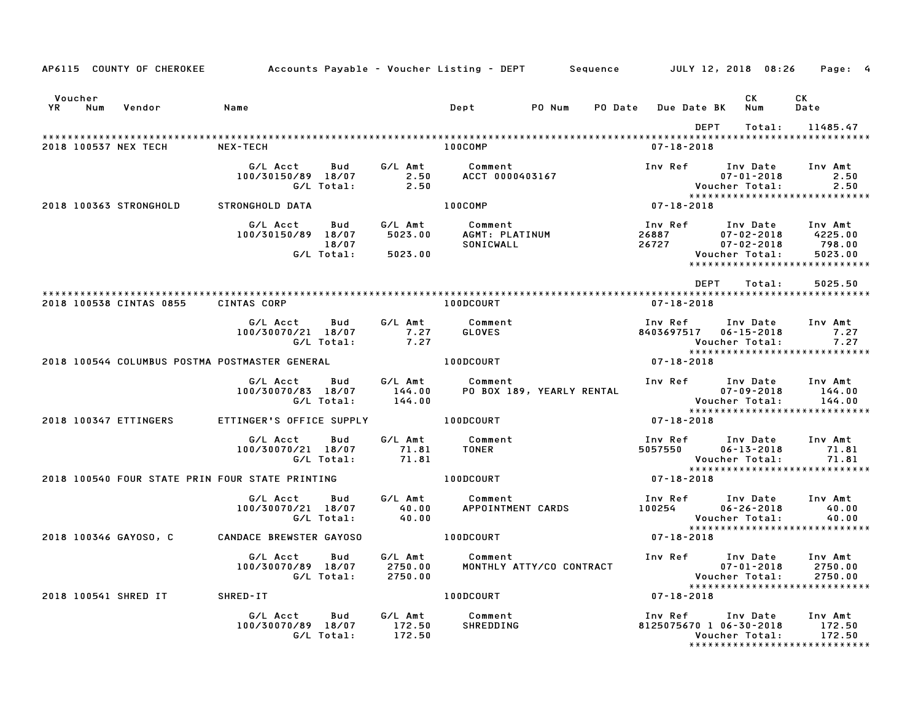AP6115 COUNTY OF CHEROKEE — Accounts Payable - Voucher Listing - DEPT — Sequence — JULY 12, 2018 08:26

| Voucher YR | Num | Vendor | Name | Dept | PO Num | PO Date | Due Date BK | CK Num | CK Date |
|---|---|---|---|---|---|---|---|---|---|

DEPT Total: 11485.47

**2018 100537 NEX TECH** — NEX-TECH — 100COMP — 07-18-2018

| G/L Acct | Bud | G/L Amt | Comment | Inv Ref | Inv Date | Inv Amt |
|---|---|---|---|---|---|---|
| 100/30150/89 | 18/07 | 2.50 | ACCT 0000403167 | | 07-01-2018 | 2.50 |
| | G/L Total: | 2.50 | | | Voucher Total: | 2.50 |

**2018 100363 STRONGHOLD** — STRONGHOLD DATA — 100COMP — 07-18-2018

| G/L Acct | Bud | G/L Amt | Comment | Inv Ref | Inv Date | Inv Amt |
|---|---|---|---|---|---|---|
| 100/30150/89 | 18/07 | 5023.00 | AGMT: PLATINUM | 26887 | 07-02-2018 | 4225.00 |
| | 18/07 | | SONICWALL | 26727 | 07-02-2018 | 798.00 |
| | G/L Total: | 5023.00 | | | Voucher Total: | 5023.00 |

DEPT Total: 5025.50

**2018 100538 CINTAS 0855** — CINTAS CORP — 100DCOURT — 07-18-2018

| G/L Acct | Bud | G/L Amt | Comment | Inv Ref | Inv Date | Inv Amt |
|---|---|---|---|---|---|---|
| 100/30070/21 | 18/07 | 7.27 | GLOVES | 8403697517 | 06-15-2018 | 7.27 |
| | G/L Total: | 7.27 | | | Voucher Total: | 7.27 |

**2018 100544 COLUMBUS POSTMA** — POSTMASTER GENERAL — 100DCOURT — 07-18-2018

| G/L Acct | Bud | G/L Amt | Comment | Inv Ref | Inv Date | Inv Amt |
|---|---|---|---|---|---|---|
| 100/30070/83 | 18/07 | 144.00 | PO BOX 189, YEARLY RENTAL | | 07-09-2018 | 144.00 |
| | G/L Total: | 144.00 | | | Voucher Total: | 144.00 |

**2018 100347 ETTINGERS** — ETTINGER'S OFFICE SUPPLY — 100DCOURT — 07-18-2018

| G/L Acct | Bud | G/L Amt | Comment | Inv Ref | Inv Date | Inv Amt |
|---|---|---|---|---|---|---|
| 100/30070/21 | 18/07 | 71.81 | TONER | 5057550 | 06-13-2018 | 71.81 |
| | G/L Total: | 71.81 | | | Voucher Total: | 71.81 |

**2018 100540 FOUR STATE PRIN** — FOUR STATE PRINTING — 100DCOURT — 07-18-2018

| G/L Acct | Bud | G/L Amt | Comment | Inv Ref | Inv Date | Inv Amt |
|---|---|---|---|---|---|---|
| 100/30070/21 | 18/07 | 40.00 | APPOINTMENT CARDS | 100254 | 06-26-2018 | 40.00 |
| | G/L Total: | 40.00 | | | Voucher Total: | 40.00 |

**2018 100346 GAYOSO, C** — CANDACE BREWSTER GAYOSO — 100DCOURT — 07-18-2018

| G/L Acct | Bud | G/L Amt | Comment | Inv Ref | Inv Date | Inv Amt |
|---|---|---|---|---|---|---|
| 100/30070/89 | 18/07 | 2750.00 | MONTHLY ATTY/CO CONTRACT | | 07-01-2018 | 2750.00 |
| | G/L Total: | 2750.00 | | | Voucher Total: | 2750.00 |

**2018 100541 SHRED IT** — SHRED-IT — 100DCOURT — 07-18-2018

| G/L Acct | Bud | G/L Amt | Comment | Inv Ref | Inv Date | Inv Amt |
|---|---|---|---|---|---|---|
| 100/30070/89 | 18/07 | 172.50 | SHREDDING | 8125075670 1 | 06-30-2018 | 172.50 |
| | G/L Total: | 172.50 | | | Voucher Total: | 172.50 |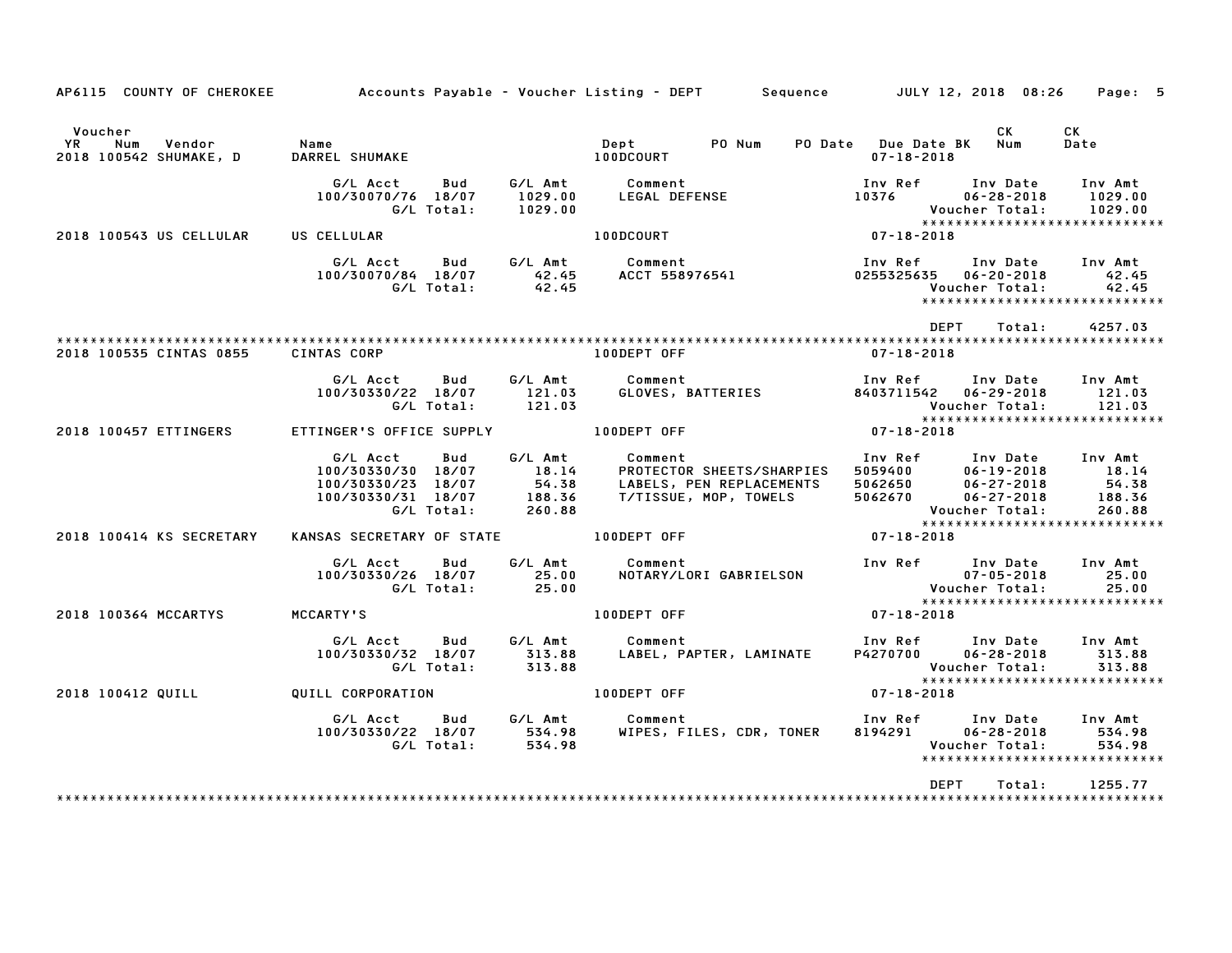AP6115 COUNTY OF CHEROKEE Accounts Payable - Voucher Listing - DEPT Sequence JULY 12, 2018 08:26

| Voucher YR | Num | Vendor | Name | Dept | PO Num | PO Date | Due Date BK | CK Num | CK Date |
|---|---|---|---|---|---|---|---|---|---|
| 2018 | 100542 | SHUMAKE, D | DARREL SHUMAKE | 100DCOURT | | | 07-18-2018 | | |

| G/L Acct | Bud | G/L Amt | Comment | Inv Ref | Inv Date | Inv Amt |
|---|---|---|---|---|---|---|
| 100/30070/76 | 18/07 | 1029.00 | LEGAL DEFENSE | 10376 | 06-28-2018 | 1029.00 |
| | G/L Total: | 1029.00 | | | Voucher Total: | 1029.00 |

****************************

| Voucher YR | Num | Vendor | Name | Dept | Due Date |
|---|---|---|---|---|---|
| 2018 | 100543 | US CELLULAR | US CELLULAR | 100DCOURT | 07-18-2018 |

| G/L Acct | Bud | G/L Amt | Comment | Inv Ref | Inv Date | Inv Amt |
|---|---|---|---|---|---|---|
| 100/30070/84 | 18/07 | 42.45 | ACCT 558976541 | 0255325635 | 06-20-2018 | 42.45 |
| | G/L Total: | 42.45 | | | Voucher Total: | 42.45 |

****************************

DEPT Total: 4257.03

****************************

| Voucher YR | Num | Vendor | Name | Dept | Due Date |
|---|---|---|---|---|---|
| 2018 | 100535 | CINTAS 0855 | CINTAS CORP | 100DEPT OFF | 07-18-2018 |

| G/L Acct | Bud | G/L Amt | Comment | Inv Ref | Inv Date | Inv Amt |
|---|---|---|---|---|---|---|
| 100/30330/22 | 18/07 | 121.03 | GLOVES, BATTERIES | 8403711542 | 06-29-2018 | 121.03 |
| | G/L Total: | 121.03 | | | Voucher Total: | 121.03 |

****************************

| Voucher YR | Num | Vendor | Name | Dept | Due Date |
|---|---|---|---|---|---|
| 2018 | 100457 | ETTINGERS | ETTINGER'S OFFICE SUPPLY | 100DEPT OFF | 07-18-2018 |

| G/L Acct | Bud | G/L Amt | Comment | Inv Ref | Inv Date | Inv Amt |
|---|---|---|---|---|---|---|
| 100/30330/30 | 18/07 | 18.14 | PROTECTOR SHEETS/SHARPIES | 5059400 | 06-19-2018 | 18.14 |
| 100/30330/23 | 18/07 | 54.38 | LABELS, PEN REPLACEMENTS | 5062650 | 06-27-2018 | 54.38 |
| 100/30330/31 | 18/07 | 188.36 | T/TISSUE, MOP, TOWELS | 5062670 | 06-27-2018 | 188.36 |
| | G/L Total: | 260.88 | | | Voucher Total: | 260.88 |

****************************

| Voucher YR | Num | Vendor | Name | Dept | Due Date |
|---|---|---|---|---|---|
| 2018 | 100414 | KS SECRETARY | KANSAS SECRETARY OF STATE | 100DEPT OFF | 07-18-2018 |

| G/L Acct | Bud | G/L Amt | Comment | Inv Ref | Inv Date | Inv Amt |
|---|---|---|---|---|---|---|
| 100/30330/26 | 18/07 | 25.00 | NOTARY/LORI GABRIELSON | | 07-05-2018 | 25.00 |
| | G/L Total: | 25.00 | | | Voucher Total: | 25.00 |

****************************

| Voucher YR | Num | Vendor | Name | Dept | Due Date |
|---|---|---|---|---|---|
| 2018 | 100364 | MCCARTYS | MCCARTY'S | 100DEPT OFF | 07-18-2018 |

| G/L Acct | Bud | G/L Amt | Comment | Inv Ref | Inv Date | Inv Amt |
|---|---|---|---|---|---|---|
| 100/30330/32 | 18/07 | 313.88 | LABEL, PAPTER, LAMINATE | P4270700 | 06-28-2018 | 313.88 |
| | G/L Total: | 313.88 | | | Voucher Total: | 313.88 |

****************************

| Voucher YR | Num | Vendor | Name | Dept | Due Date |
|---|---|---|---|---|---|
| 2018 | 100412 | QUILL | QUILL CORPORATION | 100DEPT OFF | 07-18-2018 |

| G/L Acct | Bud | G/L Amt | Comment | Inv Ref | Inv Date | Inv Amt |
|---|---|---|---|---|---|---|
| 100/30330/22 | 18/07 | 534.98 | WIPES, FILES, CDR, TONER | 8194291 | 06-28-2018 | 534.98 |
| | G/L Total: | 534.98 | | | Voucher Total: | 534.98 |

****************************

DEPT Total: 1255.77

****************************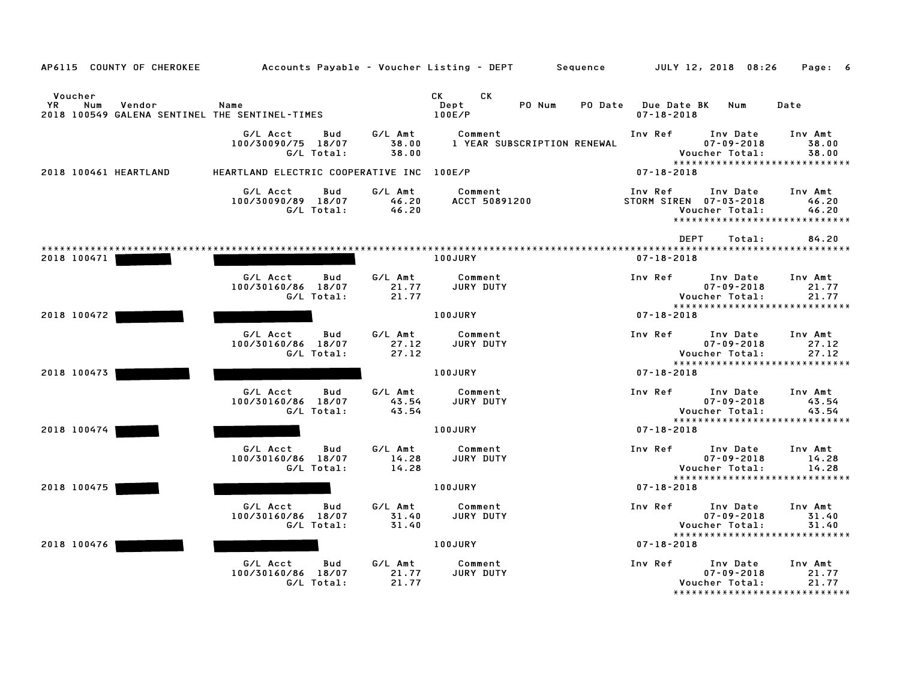AP6115 COUNTY OF CHEROKEE    Accounts Payable - Voucher Listing - DEPT    Sequence    JULY 12, 2018 08:26

| Voucher YR | Num | Vendor | Name | CK Dept | CK | PO Num | PO Date | Due Date | BK | Num | Date |
|---|---|---|---|---|---|---|---|---|---|---|---|
| 2018 | 100549 | GALENA SENTINEL | THE SENTINEL-TIMES | 100E/P | | | | 07-18-2018 | | | |

| G/L Acct | Bud | G/L Amt | Comment | Inv Ref | Inv Date | Inv Amt |
|---|---|---|---|---|---|---|
| 100/30090/75 | 18/07 | 38.00 | 1 YEAR SUBSCRIPTION RENEWAL | | 07-09-2018 | 38.00 |
| | G/L Total: | 38.00 | | | Voucher Total: | 38.00 |

******************************

| Voucher YR | Num | Vendor | Name | CK Dept | Due Date |
|---|---|---|---|---|---|
| 2018 | 100461 | HEARTLAND | HEARTLAND ELECTRIC COOPERATIVE INC | 100E/P | 07-18-2018 |

| G/L Acct | Bud | G/L Amt | Comment | Inv Ref | Inv Date | Inv Amt |
|---|---|---|---|---|---|---|
| 100/30090/89 | 18/07 | 46.20 | ACCT 50891200 | STORM SIREN | 07-03-2018 | 46.20 |
| | G/L Total: | 46.20 | | | Voucher Total: | 46.20 |

******************************

DEPT Total: 84.20

******************************

| Voucher YR | Num | Vendor | Name | CK Dept | Due Date |
|---|---|---|---|---|---|
| 2018 | 100471 | [REDACTED] | [REDACTED] | 100JURY | 07-18-2018 |

| G/L Acct | Bud | G/L Amt | Comment | Inv Ref | Inv Date | Inv Amt |
|---|---|---|---|---|---|---|
| 100/30160/86 | 18/07 | 21.77 | JURY DUTY | | 07-09-2018 | 21.77 |
| | G/L Total: | 21.77 | | | Voucher Total: | 21.77 |

******************************

| Voucher YR | Num | Vendor | Name | CK Dept | Due Date |
|---|---|---|---|---|---|
| 2018 | 100472 | [REDACTED] | [REDACTED] | 100JURY | 07-18-2018 |

| G/L Acct | Bud | G/L Amt | Comment | Inv Ref | Inv Date | Inv Amt |
|---|---|---|---|---|---|---|
| 100/30160/86 | 18/07 | 27.12 | JURY DUTY | | 07-09-2018 | 27.12 |
| | G/L Total: | 27.12 | | | Voucher Total: | 27.12 |

******************************

| Voucher YR | Num | Vendor | Name | CK Dept | Due Date |
|---|---|---|---|---|---|
| 2018 | 100473 | [REDACTED] | [REDACTED] | 100JURY | 07-18-2018 |

| G/L Acct | Bud | G/L Amt | Comment | Inv Ref | Inv Date | Inv Amt |
|---|---|---|---|---|---|---|
| 100/30160/86 | 18/07 | 43.54 | JURY DUTY | | 07-09-2018 | 43.54 |
| | G/L Total: | 43.54 | | | Voucher Total: | 43.54 |

******************************

| Voucher YR | Num | Vendor | Name | CK Dept | Due Date |
|---|---|---|---|---|---|
| 2018 | 100474 | [REDACTED] | [REDACTED] | 100JURY | 07-18-2018 |

| G/L Acct | Bud | G/L Amt | Comment | Inv Ref | Inv Date | Inv Amt |
|---|---|---|---|---|---|---|
| 100/30160/86 | 18/07 | 14.28 | JURY DUTY | | 07-09-2018 | 14.28 |
| | G/L Total: | 14.28 | | | Voucher Total: | 14.28 |

******************************

| Voucher YR | Num | Vendor | Name | CK Dept | Due Date |
|---|---|---|---|---|---|
| 2018 | 100475 | [REDACTED] | [REDACTED] | 100JURY | 07-18-2018 |

| G/L Acct | Bud | G/L Amt | Comment | Inv Ref | Inv Date | Inv Amt |
|---|---|---|---|---|---|---|
| 100/30160/86 | 18/07 | 31.40 | JURY DUTY | | 07-09-2018 | 31.40 |
| | G/L Total: | 31.40 | | | Voucher Total: | 31.40 |

******************************

| Voucher YR | Num | Vendor | Name | CK Dept | Due Date |
|---|---|---|---|---|---|
| 2018 | 100476 | [REDACTED] | [REDACTED] | 100JURY | 07-18-2018 |

| G/L Acct | Bud | G/L Amt | Comment | Inv Ref | Inv Date | Inv Amt |
|---|---|---|---|---|---|---|
| 100/30160/86 | 18/07 | 21.77 | JURY DUTY | | 07-09-2018 | 21.77 |
| | G/L Total: | 21.77 | | | Voucher Total: | 21.77 |

******************************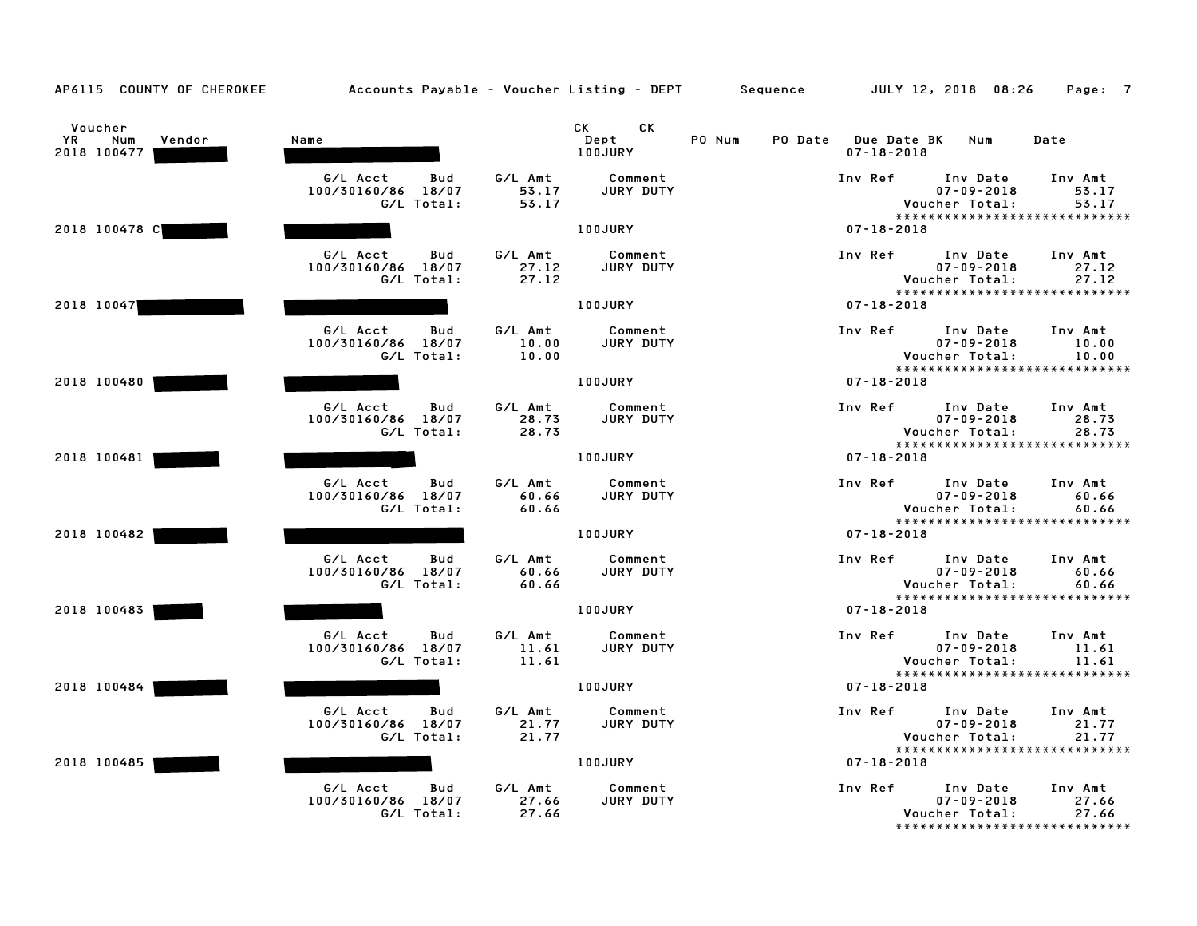AP6115 COUNTY OF CHEROKEE — Accounts Payable - Voucher Listing - DEPT — Sequence — JULY 12, 2018 08:26

| Voucher YR | Num | Vendor | Name | CK Dept | CK | PO Num | PO Date | Due Date | BK | Num | Date |
|---|---|---|---|---|---|---|---|---|---|---|---|
| 2018 | 100477 | | | 100JURY | | | | 07-18-2018 | | | |

| G/L Acct | Bud | G/L Amt | Comment | Inv Ref | Inv Date | Inv Amt |
|---|---|---|---|---|---|---|
| 100/30160/86 | 18/07 | 53.17 | JURY DUTY | | 07-09-2018 | 53.17 |
| | G/L Total: | 53.17 | | | Voucher Total: | 53.17 |

******************************

| Voucher YR | Num | Vendor | Name | CK Dept | Due Date |
|---|---|---|---|---|---|
| 2018 | 100478 | C | | 100JURY | 07-18-2018 |

| G/L Acct | Bud | G/L Amt | Comment | Inv Ref | Inv Date | Inv Amt |
|---|---|---|---|---|---|---|
| 100/30160/86 | 18/07 | 27.12 | JURY DUTY | | 07-09-2018 | 27.12 |
| | G/L Total: | 27.12 | | | Voucher Total: | 27.12 |

******************************

| Voucher YR | Num | Vendor | Name | CK Dept | Due Date |
|---|---|---|---|---|---|
| 2018 | 10047 | | | 100JURY | 07-18-2018 |

| G/L Acct | Bud | G/L Amt | Comment | Inv Ref | Inv Date | Inv Amt |
|---|---|---|---|---|---|---|
| 100/30160/86 | 18/07 | 10.00 | JURY DUTY | | 07-09-2018 | 10.00 |
| | G/L Total: | 10.00 | | | Voucher Total: | 10.00 |

******************************

| Voucher YR | Num | Vendor | Name | CK Dept | Due Date |
|---|---|---|---|---|---|
| 2018 | 100480 | | | 100JURY | 07-18-2018 |

| G/L Acct | Bud | G/L Amt | Comment | Inv Ref | Inv Date | Inv Amt |
|---|---|---|---|---|---|---|
| 100/30160/86 | 18/07 | 28.73 | JURY DUTY | | 07-09-2018 | 28.73 |
| | G/L Total: | 28.73 | | | Voucher Total: | 28.73 |

******************************

| Voucher YR | Num | Vendor | Name | CK Dept | Due Date |
|---|---|---|---|---|---|
| 2018 | 100481 | | | 100JURY | 07-18-2018 |

| G/L Acct | Bud | G/L Amt | Comment | Inv Ref | Inv Date | Inv Amt |
|---|---|---|---|---|---|---|
| 100/30160/86 | 18/07 | 60.66 | JURY DUTY | | 07-09-2018 | 60.66 |
| | G/L Total: | 60.66 | | | Voucher Total: | 60.66 |

******************************

| Voucher YR | Num | Vendor | Name | CK Dept | Due Date |
|---|---|---|---|---|---|
| 2018 | 100482 | | | 100JURY | 07-18-2018 |

| G/L Acct | Bud | G/L Amt | Comment | Inv Ref | Inv Date | Inv Amt |
|---|---|---|---|---|---|---|
| 100/30160/86 | 18/07 | 60.66 | JURY DUTY | | 07-09-2018 | 60.66 |
| | G/L Total: | 60.66 | | | Voucher Total: | 60.66 |

******************************

| Voucher YR | Num | Vendor | Name | CK Dept | Due Date |
|---|---|---|---|---|---|
| 2018 | 100483 | | | 100JURY | 07-18-2018 |

| G/L Acct | Bud | G/L Amt | Comment | Inv Ref | Inv Date | Inv Amt |
|---|---|---|---|---|---|---|
| 100/30160/86 | 18/07 | 11.61 | JURY DUTY | | 07-09-2018 | 11.61 |
| | G/L Total: | 11.61 | | | Voucher Total: | 11.61 |

******************************

| Voucher YR | Num | Vendor | Name | CK Dept | Due Date |
|---|---|---|---|---|---|
| 2018 | 100484 | | | 100JURY | 07-18-2018 |

| G/L Acct | Bud | G/L Amt | Comment | Inv Ref | Inv Date | Inv Amt |
|---|---|---|---|---|---|---|
| 100/30160/86 | 18/07 | 21.77 | JURY DUTY | | 07-09-2018 | 21.77 |
| | G/L Total: | 21.77 | | | Voucher Total: | 21.77 |

******************************

| Voucher YR | Num | Vendor | Name | CK Dept | Due Date |
|---|---|---|---|---|---|
| 2018 | 100485 | | | 100JURY | 07-18-2018 |

| G/L Acct | Bud | G/L Amt | Comment | Inv Ref | Inv Date | Inv Amt |
|---|---|---|---|---|---|---|
| 100/30160/86 | 18/07 | 27.66 | JURY DUTY | | 07-09-2018 | 27.66 |
| | G/L Total: | 27.66 | | | Voucher Total: | 27.66 |

******************************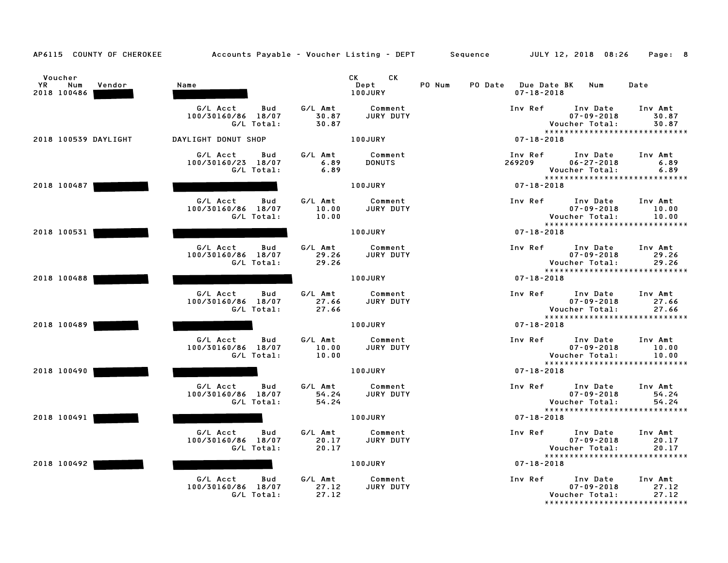AP6115 COUNTY OF CHEROKEE — Accounts Payable - Voucher Listing - DEPT — Sequence — JULY 12, 2018 08:26

| Voucher YR | Num | Vendor | Name | CK Dept | CK | PO Num | PO Date | Due Date | BK | Num | Date |
|---|---|---|---|---|---|---|---|---|---|---|---|
| 2018 | 100486 | ███ | ███ | 100JURY | | | | 07-18-2018 | | | |

| G/L Acct | Bud | G/L Amt | Comment | Inv Ref | Inv Date | Inv Amt |
|---|---|---|---|---|---|---|
| 100/30160/86 | 18/07 | 30.87 | JURY DUTY | | 07-09-2018 | 30.87 |
| | G/L Total: | 30.87 | | | Voucher Total: | 30.87 |

| 2018 | 100539 | DAYLIGHT | DAYLIGHT DONUT SHOP | 100JURY | 07-18-2018 |
|---|---|---|---|---|---|

| G/L Acct | Bud | G/L Amt | Comment | Inv Ref | Inv Date | Inv Amt |
|---|---|---|---|---|---|---|
| 100/30160/23 | 18/07 | 6.89 | DONUTS | 269209 | 06-27-2018 | 6.89 |
| | G/L Total: | 6.89 | | | Voucher Total: | 6.89 |

| 2018 | 100487 | ███ | ███ | 100JURY | 07-18-2018 |
|---|---|---|---|---|---|

| G/L Acct | Bud | G/L Amt | Comment | Inv Ref | Inv Date | Inv Amt |
|---|---|---|---|---|---|---|
| 100/30160/86 | 18/07 | 10.00 | JURY DUTY | | 07-09-2018 | 10.00 |
| | G/L Total: | 10.00 | | | Voucher Total: | 10.00 |

| 2018 | 100531 | ███ | ███ | 100JURY | 07-18-2018 |
|---|---|---|---|---|---|

| G/L Acct | Bud | G/L Amt | Comment | Inv Ref | Inv Date | Inv Amt |
|---|---|---|---|---|---|---|
| 100/30160/86 | 18/07 | 29.26 | JURY DUTY | | 07-09-2018 | 29.26 |
| | G/L Total: | 29.26 | | | Voucher Total: | 29.26 |

| 2018 | 100488 | ███ | ███ | 100JURY | 07-18-2018 |
|---|---|---|---|---|---|

| G/L Acct | Bud | G/L Amt | Comment | Inv Ref | Inv Date | Inv Amt |
|---|---|---|---|---|---|---|
| 100/30160/86 | 18/07 | 27.66 | JURY DUTY | | 07-09-2018 | 27.66 |
| | G/L Total: | 27.66 | | | Voucher Total: | 27.66 |

| 2018 | 100489 | ███ | ███ | 100JURY | 07-18-2018 |
|---|---|---|---|---|---|

| G/L Acct | Bud | G/L Amt | Comment | Inv Ref | Inv Date | Inv Amt |
|---|---|---|---|---|---|---|
| 100/30160/86 | 18/07 | 10.00 | JURY DUTY | | 07-09-2018 | 10.00 |
| | G/L Total: | 10.00 | | | Voucher Total: | 10.00 |

| 2018 | 100490 | ███ | ███ | 100JURY | 07-18-2018 |
|---|---|---|---|---|---|

| G/L Acct | Bud | G/L Amt | Comment | Inv Ref | Inv Date | Inv Amt |
|---|---|---|---|---|---|---|
| 100/30160/86 | 18/07 | 54.24 | JURY DUTY | | 07-09-2018 | 54.24 |
| | G/L Total: | 54.24 | | | Voucher Total: | 54.24 |

| 2018 | 100491 | ███ | ███ | 100JURY | 07-18-2018 |
|---|---|---|---|---|---|

| G/L Acct | Bud | G/L Amt | Comment | Inv Ref | Inv Date | Inv Amt |
|---|---|---|---|---|---|---|
| 100/30160/86 | 18/07 | 20.17 | JURY DUTY | | 07-09-2018 | 20.17 |
| | G/L Total: | 20.17 | | | Voucher Total: | 20.17 |

| 2018 | 100492 | ███ | ███ | 100JURY | 07-18-2018 |
|---|---|---|---|---|---|

| G/L Acct | Bud | G/L Amt | Comment | Inv Ref | Inv Date | Inv Amt |
|---|---|---|---|---|---|---|
| 100/30160/86 | 18/07 | 27.12 | JURY DUTY | | 07-09-2018 | 27.12 |
| | G/L Total: | 27.12 | | | Voucher Total: | 27.12 |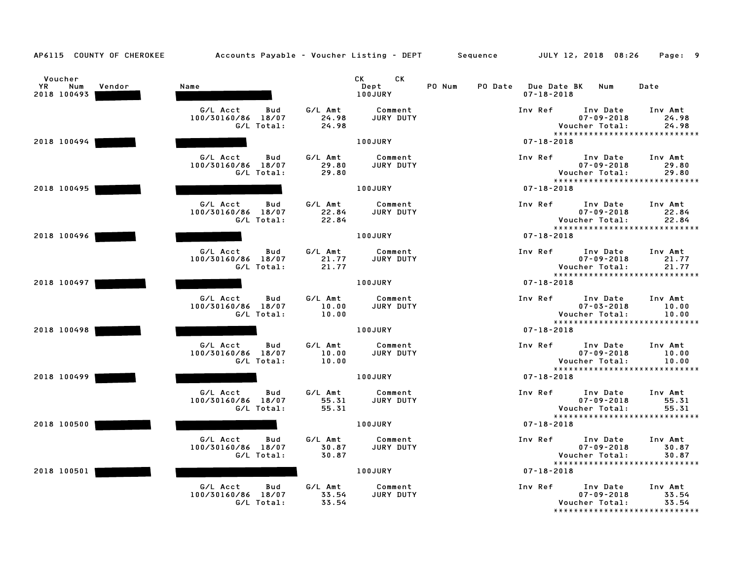AP6115 COUNTY OF CHEROKEE — Accounts Payable - Voucher Listing - DEPT — Sequence — JULY 12, 2018 08:26

| Voucher YR | Num | Vendor | Name | CK Dept | CK | PO Num | PO Date | Due Date | BK | Num | Date |
|---|---|---|---|---|---|---|---|---|---|---|---|
| 2018 | 100493 | ███ | ███ | 100JURY | | | | 07-18-2018 | | | |

| G/L Acct | Bud | G/L Amt | Comment | Inv Ref | Inv Date | Inv Amt |
|---|---|---|---|---|---|---|
| 100/30160/86 | 18/07 | 24.98 | JURY DUTY | | 07-09-2018 | 24.98 |
| | G/L Total: | 24.98 | | | Voucher Total: | 24.98 |

*****************************

| 2018 | 100494 | ███ | ███ | 100JURY | 07-18-2018 |
|---|---|---|---|---|---|

| G/L Acct | Bud | G/L Amt | Comment | Inv Ref | Inv Date | Inv Amt |
|---|---|---|---|---|---|---|
| 100/30160/86 | 18/07 | 29.80 | JURY DUTY | | 07-09-2018 | 29.80 |
| | G/L Total: | 29.80 | | | Voucher Total: | 29.80 |

*****************************

| 2018 | 100495 | ███ | ███ | 100JURY | 07-18-2018 |
|---|---|---|---|---|---|

| G/L Acct | Bud | G/L Amt | Comment | Inv Ref | Inv Date | Inv Amt |
|---|---|---|---|---|---|---|
| 100/30160/86 | 18/07 | 22.84 | JURY DUTY | | 07-09-2018 | 22.84 |
| | G/L Total: | 22.84 | | | Voucher Total: | 22.84 |

*****************************

| 2018 | 100496 | ███ | ███ | 100JURY | 07-18-2018 |
|---|---|---|---|---|---|

| G/L Acct | Bud | G/L Amt | Comment | Inv Ref | Inv Date | Inv Amt |
|---|---|---|---|---|---|---|
| 100/30160/86 | 18/07 | 21.77 | JURY DUTY | | 07-09-2018 | 21.77 |
| | G/L Total: | 21.77 | | | Voucher Total: | 21.77 |

*****************************

| 2018 | 100497 | ███ | ███ | 100JURY | 07-18-2018 |
|---|---|---|---|---|---|

| G/L Acct | Bud | G/L Amt | Comment | Inv Ref | Inv Date | Inv Amt |
|---|---|---|---|---|---|---|
| 100/30160/86 | 18/07 | 10.00 | JURY DUTY | | 07-03-2018 | 10.00 |
| | G/L Total: | 10.00 | | | Voucher Total: | 10.00 |

*****************************

| 2018 | 100498 | ███ | ███ | 100JURY | 07-18-2018 |
|---|---|---|---|---|---|

| G/L Acct | Bud | G/L Amt | Comment | Inv Ref | Inv Date | Inv Amt |
|---|---|---|---|---|---|---|
| 100/30160/86 | 18/07 | 10.00 | JURY DUTY | | 07-09-2018 | 10.00 |
| | G/L Total: | 10.00 | | | Voucher Total: | 10.00 |

*****************************

| 2018 | 100499 | ███ | ███ | 100JURY | 07-18-2018 |
|---|---|---|---|---|---|

| G/L Acct | Bud | G/L Amt | Comment | Inv Ref | Inv Date | Inv Amt |
|---|---|---|---|---|---|---|
| 100/30160/86 | 18/07 | 55.31 | JURY DUTY | | 07-09-2018 | 55.31 |
| | G/L Total: | 55.31 | | | Voucher Total: | 55.31 |

*****************************

| 2018 | 100500 | ███ | ███ | 100JURY | 07-18-2018 |
|---|---|---|---|---|---|

| G/L Acct | Bud | G/L Amt | Comment | Inv Ref | Inv Date | Inv Amt |
|---|---|---|---|---|---|---|
| 100/30160/86 | 18/07 | 30.87 | JURY DUTY | | 07-09-2018 | 30.87 |
| | G/L Total: | 30.87 | | | Voucher Total: | 30.87 |

*****************************

| 2018 | 100501 | ███ | ███ | 100JURY | 07-18-2018 |
|---|---|---|---|---|---|

| G/L Acct | Bud | G/L Amt | Comment | Inv Ref | Inv Date | Inv Amt |
|---|---|---|---|---|---|---|
| 100/30160/86 | 18/07 | 33.54 | JURY DUTY | | 07-09-2018 | 33.54 |
| | G/L Total: | 33.54 | | | Voucher Total: | 33.54 |

*****************************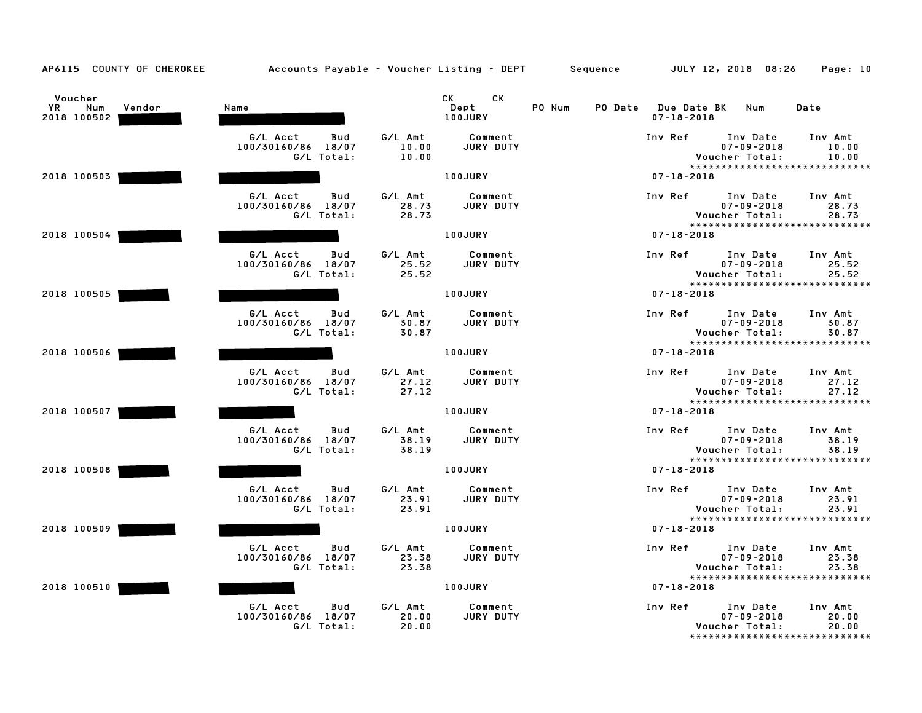AP6115 COUNTY OF CHEROKEE Accounts Payable - Voucher Listing - DEPT Sequence JULY 12, 2018 08:26

| Voucher YR | Num | Vendor | Name | CK Dept | CK | PO Num | PO Date | Due Date BK | Num | Date |
|---|---|---|---|---|---|---|---|---|---|---|
| 2018 | 100502 | | | 100JURY | | | | 07-18-2018 | | |

| G/L Acct | Bud | G/L Amt | Comment | Inv Ref | Inv Date | Inv Amt |
|---|---|---|---|---|---|---|
| 100/30160/86 | 18/07 | 10.00 | JURY DUTY | | 07-09-2018 | 10.00 |
| | G/L Total: | 10.00 | | | Voucher Total: | 10.00 |

****************************

| Voucher YR | Num | Vendor | Name | CK Dept | Due Date |
|---|---|---|---|---|---|
| 2018 | 100503 | | | 100JURY | 07-18-2018 |

| G/L Acct | Bud | G/L Amt | Comment | Inv Ref | Inv Date | Inv Amt |
|---|---|---|---|---|---|---|
| 100/30160/86 | 18/07 | 28.73 | JURY DUTY | | 07-09-2018 | 28.73 |
| | G/L Total: | 28.73 | | | Voucher Total: | 28.73 |

****************************

| Voucher YR | Num | Vendor | Name | CK Dept | Due Date |
|---|---|---|---|---|---|
| 2018 | 100504 | | | 100JURY | 07-18-2018 |

| G/L Acct | Bud | G/L Amt | Comment | Inv Ref | Inv Date | Inv Amt |
|---|---|---|---|---|---|---|
| 100/30160/86 | 18/07 | 25.52 | JURY DUTY | | 07-09-2018 | 25.52 |
| | G/L Total: | 25.52 | | | Voucher Total: | 25.52 |

****************************

| Voucher YR | Num | Vendor | Name | CK Dept | Due Date |
|---|---|---|---|---|---|
| 2018 | 100505 | | | 100JURY | 07-18-2018 |

| G/L Acct | Bud | G/L Amt | Comment | Inv Ref | Inv Date | Inv Amt |
|---|---|---|---|---|---|---|
| 100/30160/86 | 18/07 | 30.87 | JURY DUTY | | 07-09-2018 | 30.87 |
| | G/L Total: | 30.87 | | | Voucher Total: | 30.87 |

****************************

| Voucher YR | Num | Vendor | Name | CK Dept | Due Date |
|---|---|---|---|---|---|
| 2018 | 100506 | | | 100JURY | 07-18-2018 |

| G/L Acct | Bud | G/L Amt | Comment | Inv Ref | Inv Date | Inv Amt |
|---|---|---|---|---|---|---|
| 100/30160/86 | 18/07 | 27.12 | JURY DUTY | | 07-09-2018 | 27.12 |
| | G/L Total: | 27.12 | | | Voucher Total: | 27.12 |

****************************

| Voucher YR | Num | Vendor | Name | CK Dept | Due Date |
|---|---|---|---|---|---|
| 2018 | 100507 | | | 100JURY | 07-18-2018 |

| G/L Acct | Bud | G/L Amt | Comment | Inv Ref | Inv Date | Inv Amt |
|---|---|---|---|---|---|---|
| 100/30160/86 | 18/07 | 38.19 | JURY DUTY | | 07-09-2018 | 38.19 |
| | G/L Total: | 38.19 | | | Voucher Total: | 38.19 |

****************************

| Voucher YR | Num | Vendor | Name | CK Dept | Due Date |
|---|---|---|---|---|---|
| 2018 | 100508 | | | 100JURY | 07-18-2018 |

| G/L Acct | Bud | G/L Amt | Comment | Inv Ref | Inv Date | Inv Amt |
|---|---|---|---|---|---|---|
| 100/30160/86 | 18/07 | 23.91 | JURY DUTY | | 07-09-2018 | 23.91 |
| | G/L Total: | 23.91 | | | Voucher Total: | 23.91 |

****************************

| Voucher YR | Num | Vendor | Name | CK Dept | Due Date |
|---|---|---|---|---|---|
| 2018 | 100509 | | | 100JURY | 07-18-2018 |

| G/L Acct | Bud | G/L Amt | Comment | Inv Ref | Inv Date | Inv Amt |
|---|---|---|---|---|---|---|
| 100/30160/86 | 18/07 | 23.38 | JURY DUTY | | 07-09-2018 | 23.38 |
| | G/L Total: | 23.38 | | | Voucher Total: | 23.38 |

****************************

| Voucher YR | Num | Vendor | Name | CK Dept | Due Date |
|---|---|---|---|---|---|
| 2018 | 100510 | | | 100JURY | 07-18-2018 |

| G/L Acct | Bud | G/L Amt | Comment | Inv Ref | Inv Date | Inv Amt |
|---|---|---|---|---|---|---|
| 100/30160/86 | 18/07 | 20.00 | JURY DUTY | | 07-09-2018 | 20.00 |
| | G/L Total: | 20.00 | | | Voucher Total: | 20.00 |

****************************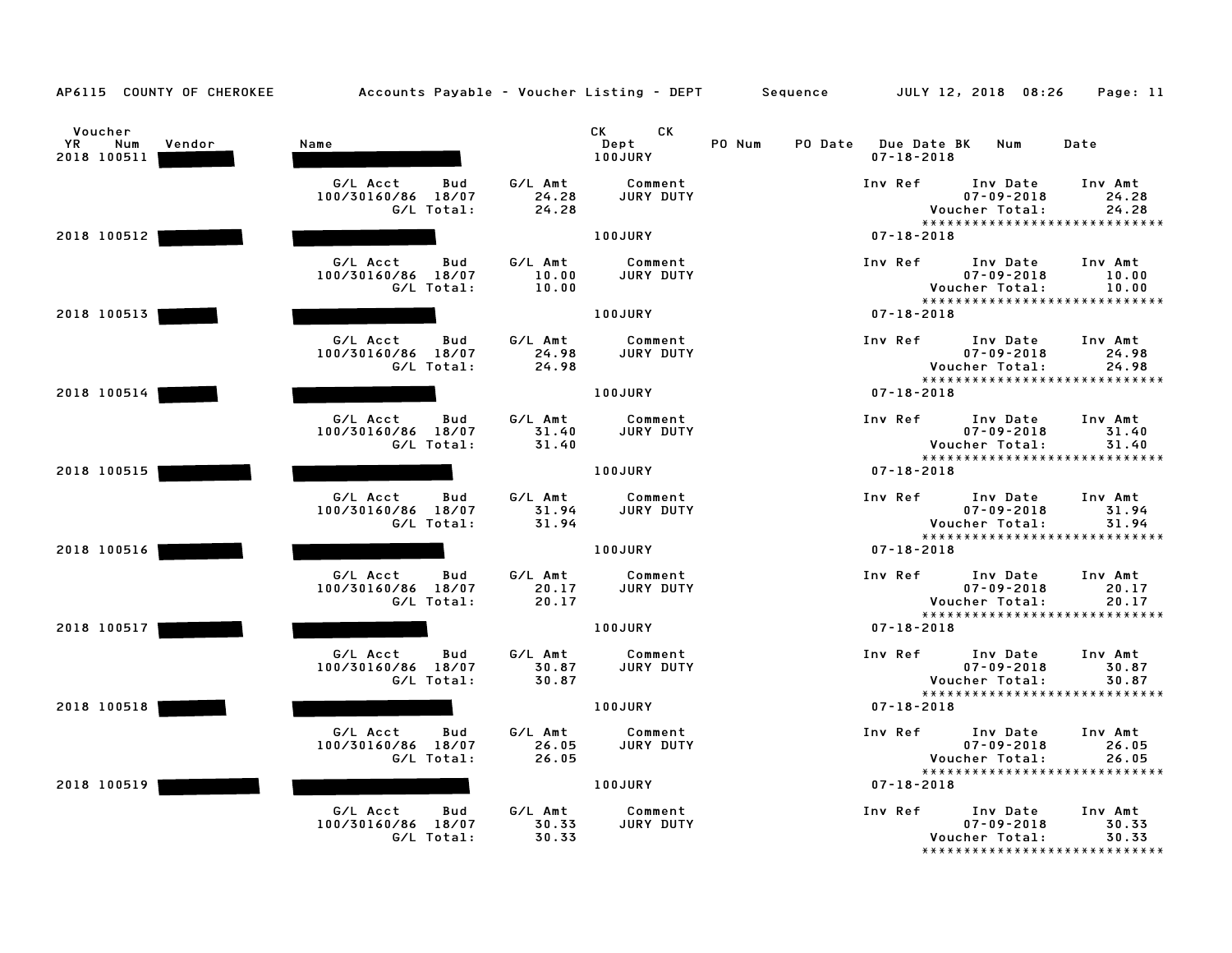AP6115 COUNTY OF CHEROKEE — Accounts Payable - Voucher Listing - DEPT — Sequence — JULY 12, 2018 08:26

| Voucher YR | Num | Vendor | Name | CK Dept | CK | PO Num | PO Date | Due Date | BK | Num | Date |
|---|---|---|---|---|---|---|---|---|---|---|---|
| 2018 | 100511 | ████ | ████ | 100JURY | | | | 07-18-2018 | | | |
| 2018 | 100512 | ████ | ████ | 100JURY | | | | 07-18-2018 | | | |
| 2018 | 100513 | ████ | ████ | 100JURY | | | | 07-18-2018 | | | |
| 2018 | 100514 | ████ | ████ | 100JURY | | | | 07-18-2018 | | | |
| 2018 | 100515 | ████ | ████ | 100JURY | | | | 07-18-2018 | | | |
| 2018 | 100516 | ████ | ████ | 100JURY | | | | 07-18-2018 | | | |
| 2018 | 100517 | ████ | ████ | 100JURY | | | | 07-18-2018 | | | |
| 2018 | 100518 | ████ | ████ | 100JURY | | | | 07-18-2018 | | | |
| 2018 | 100519 | ████ | ████ | 100JURY | | | | 07-18-2018 | | | |

| Voucher | G/L Acct | Bud | G/L Amt | Comment | Inv Ref | Inv Date | Inv Amt | G/L Total | Voucher Total |
|---|---|---|---|---|---|---|---|---|---|
| 2018 100511 | 100/30160/86 | 18/07 | 24.28 | JURY DUTY | | 07-09-2018 | 24.28 | 24.28 | 24.28 |
| 2018 100512 | 100/30160/86 | 18/07 | 10.00 | JURY DUTY | | 07-09-2018 | 10.00 | 10.00 | 10.00 |
| 2018 100513 | 100/30160/86 | 18/07 | 24.98 | JURY DUTY | | 07-09-2018 | 24.98 | 24.98 | 24.98 |
| 2018 100514 | 100/30160/86 | 18/07 | 31.40 | JURY DUTY | | 07-09-2018 | 31.40 | 31.40 | 31.40 |
| 2018 100515 | 100/30160/86 | 18/07 | 31.94 | JURY DUTY | | 07-09-2018 | 31.94 | 31.94 | 31.94 |
| 2018 100516 | 100/30160/86 | 18/07 | 20.17 | JURY DUTY | | 07-09-2018 | 20.17 | 20.17 | 20.17 |
| 2018 100517 | 100/30160/86 | 18/07 | 30.87 | JURY DUTY | | 07-09-2018 | 30.87 | 30.87 | 30.87 |
| 2018 100518 | 100/30160/86 | 18/07 | 26.05 | JURY DUTY | | 07-09-2018 | 26.05 | 26.05 | 26.05 |
| 2018 100519 | 100/30160/86 | 18/07 | 30.33 | JURY DUTY | | 07-09-2018 | 30.33 | 30.33 | 30.33 |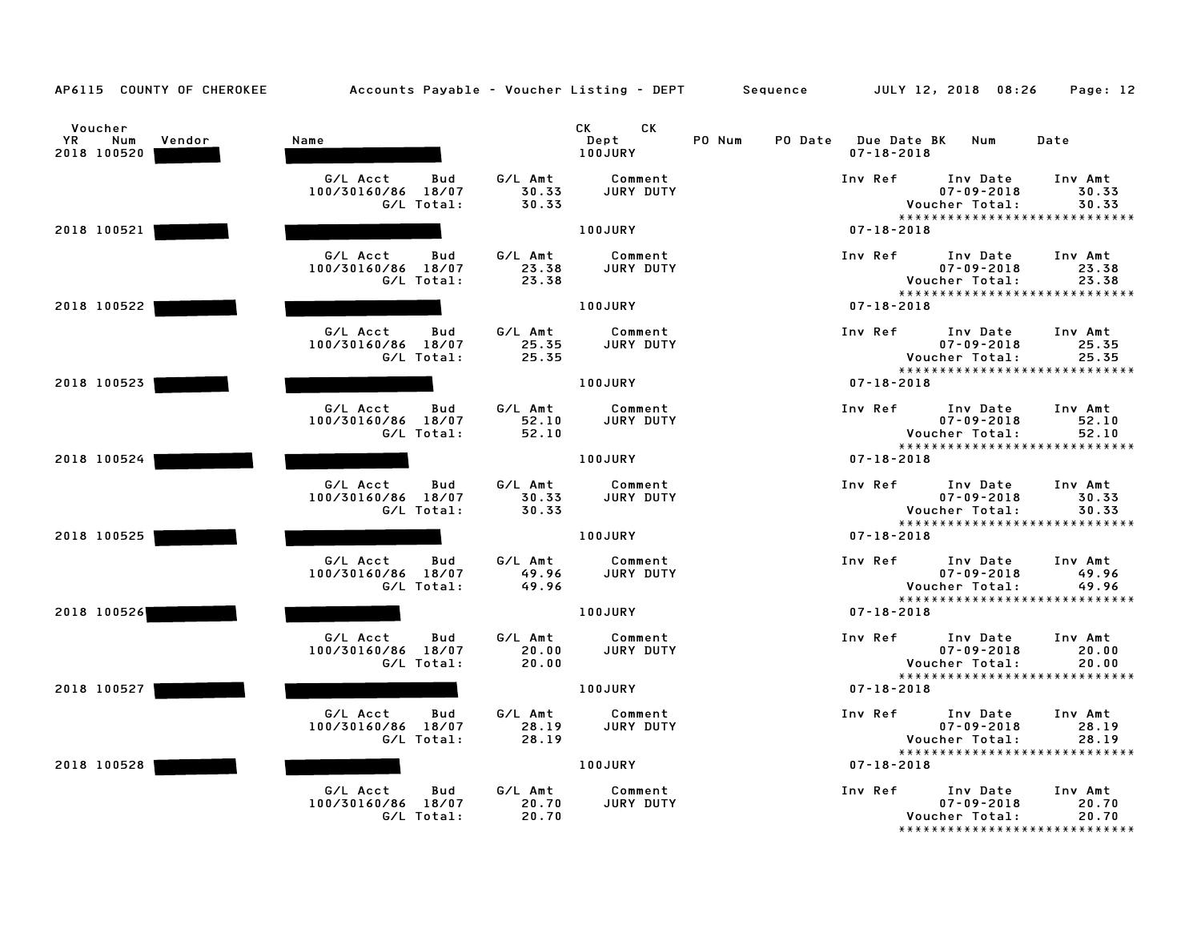AP6115 COUNTY OF CHEROKEE — Accounts Payable - Voucher Listing - DEPT — Sequence — JULY 12, 2018 08:26

| Voucher YR | Num | Vendor | Name | CK Dept | CK | PO Num | PO Date | Due Date | BK | Num | Date |
|---|---|---|---|---|---|---|---|---|---|---|---|
| 2018 | 100520 | [REDACTED] | [REDACTED] | 100JURY | | | | 07-18-2018 | | | |

| G/L Acct | Bud | G/L Amt | Comment | Inv Ref | Inv Date | Inv Amt |
|---|---|---|---|---|---|---|
| 100/30160/86 | 18/07 | 30.33 | JURY DUTY | | 07-09-2018 | 30.33 |
| | G/L Total: | 30.33 | | | Voucher Total: | 30.33 |

******************************

| Voucher YR | Num | Vendor | Name | CK Dept | Due Date |
|---|---|---|---|---|---|
| 2018 | 100521 | [REDACTED] | [REDACTED] | 100JURY | 07-18-2018 |

| G/L Acct | Bud | G/L Amt | Comment | Inv Ref | Inv Date | Inv Amt |
|---|---|---|---|---|---|---|
| 100/30160/86 | 18/07 | 23.38 | JURY DUTY | | 07-09-2018 | 23.38 |
| | G/L Total: | 23.38 | | | Voucher Total: | 23.38 |

******************************

| Voucher YR | Num | Vendor | Name | CK Dept | Due Date |
|---|---|---|---|---|---|
| 2018 | 100522 | [REDACTED] | [REDACTED] | 100JURY | 07-18-2018 |

| G/L Acct | Bud | G/L Amt | Comment | Inv Ref | Inv Date | Inv Amt |
|---|---|---|---|---|---|---|
| 100/30160/86 | 18/07 | 25.35 | JURY DUTY | | 07-09-2018 | 25.35 |
| | G/L Total: | 25.35 | | | Voucher Total: | 25.35 |

******************************

| Voucher YR | Num | Vendor | Name | CK Dept | Due Date |
|---|---|---|---|---|---|
| 2018 | 100523 | [REDACTED] | [REDACTED] | 100JURY | 07-18-2018 |

| G/L Acct | Bud | G/L Amt | Comment | Inv Ref | Inv Date | Inv Amt |
|---|---|---|---|---|---|---|
| 100/30160/86 | 18/07 | 52.10 | JURY DUTY | | 07-09-2018 | 52.10 |
| | G/L Total: | 52.10 | | | Voucher Total: | 52.10 |

******************************

| Voucher YR | Num | Vendor | Name | CK Dept | Due Date |
|---|---|---|---|---|---|
| 2018 | 100524 | [REDACTED] | [REDACTED] | 100JURY | 07-18-2018 |

| G/L Acct | Bud | G/L Amt | Comment | Inv Ref | Inv Date | Inv Amt |
|---|---|---|---|---|---|---|
| 100/30160/86 | 18/07 | 30.33 | JURY DUTY | | 07-09-2018 | 30.33 |
| | G/L Total: | 30.33 | | | Voucher Total: | 30.33 |

******************************

| Voucher YR | Num | Vendor | Name | CK Dept | Due Date |
|---|---|---|---|---|---|
| 2018 | 100525 | [REDACTED] | [REDACTED] | 100JURY | 07-18-2018 |

| G/L Acct | Bud | G/L Amt | Comment | Inv Ref | Inv Date | Inv Amt |
|---|---|---|---|---|---|---|
| 100/30160/86 | 18/07 | 49.96 | JURY DUTY | | 07-09-2018 | 49.96 |
| | G/L Total: | 49.96 | | | Voucher Total: | 49.96 |

******************************

| Voucher YR | Num | Vendor | Name | CK Dept | Due Date |
|---|---|---|---|---|---|
| 2018 | 100526 | [REDACTED] | [REDACTED] | 100JURY | 07-18-2018 |

| G/L Acct | Bud | G/L Amt | Comment | Inv Ref | Inv Date | Inv Amt |
|---|---|---|---|---|---|---|
| 100/30160/86 | 18/07 | 20.00 | JURY DUTY | | 07-09-2018 | 20.00 |
| | G/L Total: | 20.00 | | | Voucher Total: | 20.00 |

******************************

| Voucher YR | Num | Vendor | Name | CK Dept | Due Date |
|---|---|---|---|---|---|
| 2018 | 100527 | [REDACTED] | [REDACTED] | 100JURY | 07-18-2018 |

| G/L Acct | Bud | G/L Amt | Comment | Inv Ref | Inv Date | Inv Amt |
|---|---|---|---|---|---|---|
| 100/30160/86 | 18/07 | 28.19 | JURY DUTY | | 07-09-2018 | 28.19 |
| | G/L Total: | 28.19 | | | Voucher Total: | 28.19 |

******************************

| Voucher YR | Num | Vendor | Name | CK Dept | Due Date |
|---|---|---|---|---|---|
| 2018 | 100528 | [REDACTED] | [REDACTED] | 100JURY | 07-18-2018 |

| G/L Acct | Bud | G/L Amt | Comment | Inv Ref | Inv Date | Inv Amt |
|---|---|---|---|---|---|---|
| 100/30160/86 | 18/07 | 20.70 | JURY DUTY | | 07-09-2018 | 20.70 |
| | G/L Total: | 20.70 | | | Voucher Total: | 20.70 |

******************************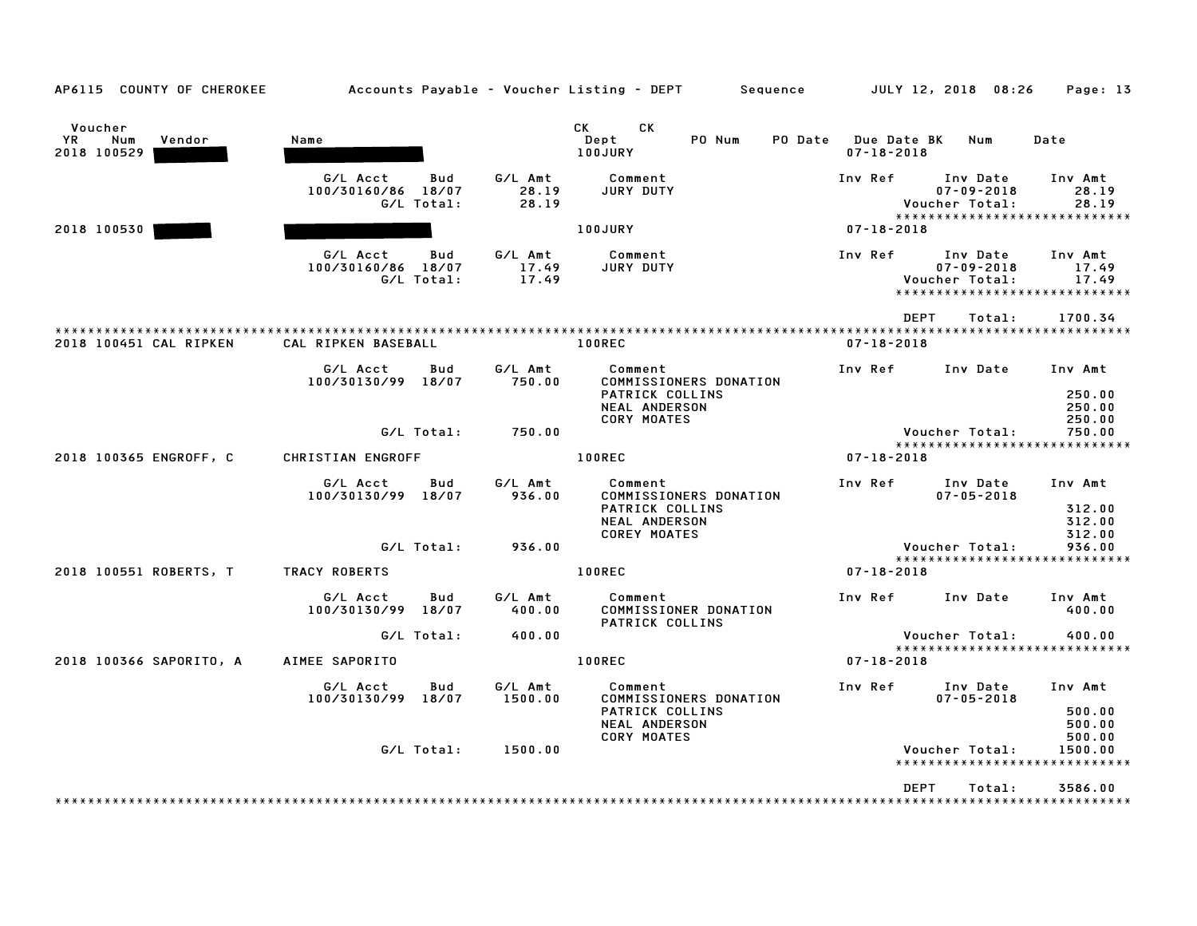AP6115 COUNTY OF CHEROKEE — Accounts Payable - Voucher Listing - DEPT — Sequence — JULY 12, 2018 08:26

| Voucher YR Num | Vendor | Name | CK Dept | CK PO Num | PO Date | Due Date BK | Num | Date |
|---|---|---|---|---|---|---|---|---|
| 2018 100529 | ███ | ███ | 100JURY | | | 07-18-2018 | | |

| G/L Acct | Bud | G/L Amt | Comment | Inv Ref | Inv Date | Inv Amt |
|---|---|---|---|---|---|---|
| 100/30160/86 | 18/07 | 28.19 | JURY DUTY | | 07-09-2018 | 28.19 |
| | G/L Total: | 28.19 | | | Voucher Total: | 28.19 |

| Voucher | Vendor | Name | Dept | Due Date |
|---|---|---|---|---|
| 2018 100530 | ███ | ███ | 100JURY | 07-18-2018 |

| G/L Acct | Bud | G/L Amt | Comment | Inv Ref | Inv Date | Inv Amt |
|---|---|---|---|---|---|---|
| 100/30160/86 | 18/07 | 17.49 | JURY DUTY | | 07-09-2018 | 17.49 |
| | G/L Total: | 17.49 | | | Voucher Total: | 17.49 |

DEPT Total: 1700.34

| Voucher | Vendor | Name | Dept | Due Date |
|---|---|---|---|---|
| 2018 100451 | CAL RIPKEN | CAL RIPKEN BASEBALL | 100REC | 07-18-2018 |

| G/L Acct | Bud | G/L Amt | Comment | Inv Ref | Inv Date | Inv Amt |
|---|---|---|---|---|---|---|
| 100/30130/99 | 18/07 | 750.00 | COMMISSIONERS DONATION | | | |
| | | | PATRICK COLLINS | | | 250.00 |
| | | | NEAL ANDERSON | | | 250.00 |
| | | | CORY MOATES | | | 250.00 |
| | G/L Total: | 750.00 | | | Voucher Total: | 750.00 |

| Voucher | Vendor | Name | Dept | Due Date |
|---|---|---|---|---|
| 2018 100365 | ENGROFF, C | CHRISTIAN ENGROFF | 100REC | 07-18-2018 |

| G/L Acct | Bud | G/L Amt | Comment | Inv Ref | Inv Date | Inv Amt |
|---|---|---|---|---|---|---|
| 100/30130/99 | 18/07 | 936.00 | COMMISSIONERS DONATION | | 07-05-2018 | |
| | | | PATRICK COLLINS | | | 312.00 |
| | | | NEAL ANDERSON | | | 312.00 |
| | | | COREY MOATES | | | 312.00 |
| | G/L Total: | 936.00 | | | Voucher Total: | 936.00 |

| Voucher | Vendor | Name | Dept | Due Date |
|---|---|---|---|---|
| 2018 100551 | ROBERTS, T | TRACY ROBERTS | 100REC | 07-18-2018 |

| G/L Acct | Bud | G/L Amt | Comment | Inv Ref | Inv Date | Inv Amt |
|---|---|---|---|---|---|---|
| 100/30130/99 | 18/07 | 400.00 | COMMISSIONER DONATION | | | 400.00 |
| | | | PATRICK COLLINS | | | |
| | G/L Total: | 400.00 | | | Voucher Total: | 400.00 |

| Voucher | Vendor | Name | Dept | Due Date |
|---|---|---|---|---|
| 2018 100366 | SAPORITO, A | AIMEE SAPORITO | 100REC | 07-18-2018 |

| G/L Acct | Bud | G/L Amt | Comment | Inv Ref | Inv Date | Inv Amt |
|---|---|---|---|---|---|---|
| 100/30130/99 | 18/07 | 1500.00 | COMMISSIONERS DONATION | | 07-05-2018 | |
| | | | PATRICK COLLINS | | | 500.00 |
| | | | NEAL ANDERSON | | | 500.00 |
| | | | CORY MOATES | | | 500.00 |
| | G/L Total: | 1500.00 | | | Voucher Total: | 1500.00 |

DEPT Total: 3586.00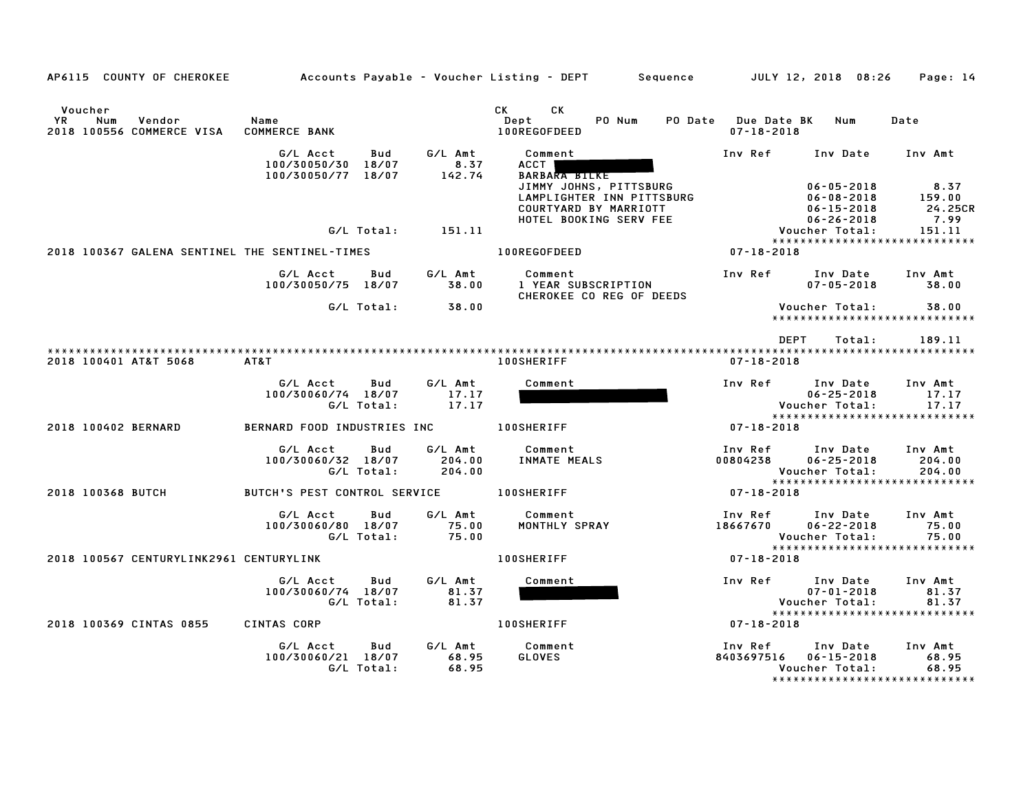AP6115 COUNTY OF CHEROKEE Accounts Payable - Voucher Listing - DEPT Sequence JULY 12, 2018 08:26

| Voucher YR | Num | Vendor | Name | CK Dept | CK PO Num | PO Date | Due Date BK | Num | Date |
|---|---|---|---|---|---|---|---|---|---|
| 2018 | 100556 | COMMERCE VISA | COMMERCE BANK | 100REGOFDEED | | | 07-18-2018 | | |

| G/L Acct | Bud | G/L Amt | Comment | Inv Ref | Inv Date | Inv Amt |
|---|---|---|---|---|---|---|
| 100/30050/30 | 18/07 | 8.37 | ACCT ████ | | | |
| 100/30050/77 | 18/07 | 142.74 | BARBARA BILKE | | | |
| | | | JIMMY JOHNS, PITTSBURG | | 06-05-2018 | 8.37 |
| | | | LAMPLIGHTER INN PITTSBURG | | 06-08-2018 | 159.00 |
| | | | COURTYARD BY MARRIOTT | | 06-15-2018 | 24.25CR |
| | | | HOTEL BOOKING SERV FEE | | 06-26-2018 | 7.99 |
| | G/L Total: | 151.11 | | | Voucher Total: | 151.11 |

2018 100367 GALENA SENTINEL THE SENTINEL-TIMES 100REGOFDEED 07-18-2018

| G/L Acct | Bud | G/L Amt | Comment | Inv Ref | Inv Date | Inv Amt |
|---|---|---|---|---|---|---|
| 100/30050/75 | 18/07 | 38.00 | 1 YEAR SUBSCRIPTION | | 07-05-2018 | 38.00 |
| | | | CHEROKEE CO REG OF DEEDS | | | |
| | G/L Total: | 38.00 | | | Voucher Total: | 38.00 |

DEPT Total: 189.11

2018 100401 AT&T 5068 AT&T 100SHERIFF 07-18-2018

| G/L Acct | Bud | G/L Amt | Comment | Inv Ref | Inv Date | Inv Amt |
|---|---|---|---|---|---|---|
| 100/30060/74 | 18/07 | 17.17 | ████ | | 06-25-2018 | 17.17 |
| | G/L Total: | 17.17 | | | Voucher Total: | 17.17 |

2018 100402 BERNARD BERNARD FOOD INDUSTRIES INC 100SHERIFF 07-18-2018

| G/L Acct | Bud | G/L Amt | Comment | Inv Ref | Inv Date | Inv Amt |
|---|---|---|---|---|---|---|
| 100/30060/32 | 18/07 | 204.00 | INMATE MEALS | 00804238 | 06-25-2018 | 204.00 |
| | G/L Total: | 204.00 | | | Voucher Total: | 204.00 |

2018 100368 BUTCH BUTCH'S PEST CONTROL SERVICE 100SHERIFF 07-18-2018

| G/L Acct | Bud | G/L Amt | Comment | Inv Ref | Inv Date | Inv Amt |
|---|---|---|---|---|---|---|
| 100/30060/80 | 18/07 | 75.00 | MONTHLY SPRAY | 18667670 | 06-22-2018 | 75.00 |
| | G/L Total: | 75.00 | | | Voucher Total: | 75.00 |

2018 100567 CENTURYLINK2961 CENTURYLINK 100SHERIFF 07-18-2018

| G/L Acct | Bud | G/L Amt | Comment | Inv Ref | Inv Date | Inv Amt |
|---|---|---|---|---|---|---|
| 100/30060/74 | 18/07 | 81.37 | ████ | | 07-01-2018 | 81.37 |
| | G/L Total: | 81.37 | | | Voucher Total: | 81.37 |

2018 100369 CINTAS 0855 CINTAS CORP 100SHERIFF 07-18-2018

| G/L Acct | Bud | G/L Amt | Comment | Inv Ref | Inv Date | Inv Amt |
|---|---|---|---|---|---|---|
| 100/30060/21 | 18/07 | 68.95 | GLOVES | 8403697516 | 06-15-2018 | 68.95 |
| | G/L Total: | 68.95 | | | Voucher Total: | 68.95 |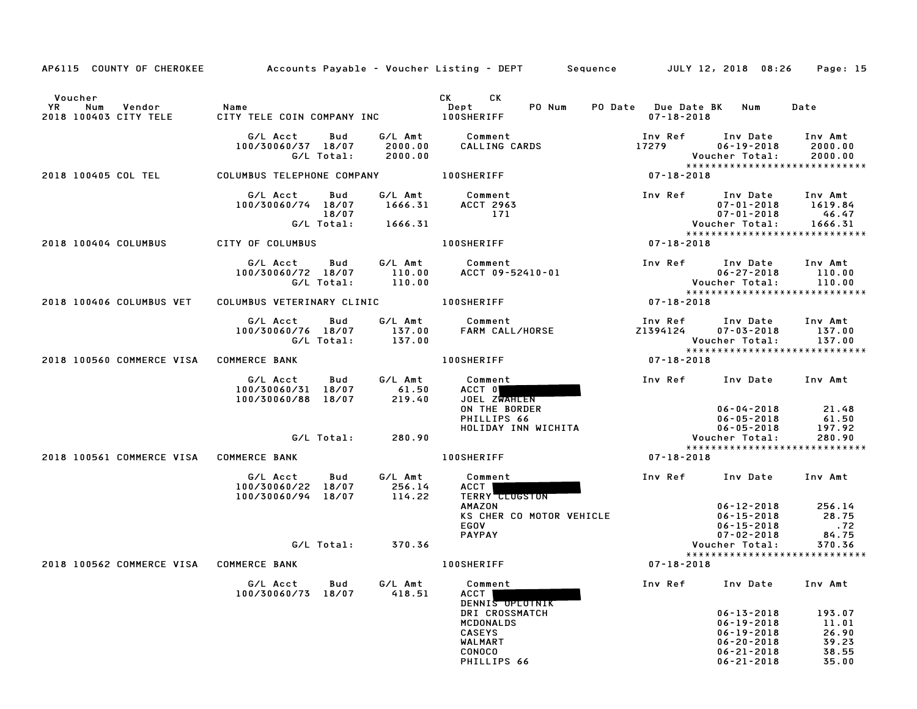AP6115 COUNTY OF CHEROKEE — Accounts Payable - Voucher Listing - DEPT — Sequence — JULY 12, 2018 08:26

| Voucher YR | Num | Vendor | Name | CK Dept | CK PO Num | PO Date | Due Date BK | Num | Date |
|---|---|---|---|---|---|---|---|---|---|
| 2018 | 100403 | CITY TELE | CITY TELE COIN COMPANY INC | 100SHERIFF | | | 07-18-2018 | | |

| G/L Acct | Bud | G/L Amt | Comment | Inv Ref | Inv Date | Inv Amt |
|---|---|---|---|---|---|---|
| 100/30060/37 | 18/07 | 2000.00 | CALLING CARDS | 17279 | 06-19-2018 | 2000.00 |
| | G/L Total: | 2000.00 | | | Voucher Total: | 2000.00 |

****************************

2018 100405 COL TEL — COLUMBUS TELEPHONE COMPANY — 100SHERIFF — 07-18-2018

| G/L Acct | Bud | G/L Amt | Comment | Inv Ref | Inv Date | Inv Amt |
|---|---|---|---|---|---|---|
| 100/30060/74 | 18/07 | 1666.31 | ACCT 2963 | | 07-01-2018 | 1619.84 |
| | 18/07 | | 171 | | 07-01-2018 | 46.47 |
| | G/L Total: | 1666.31 | | | Voucher Total: | 1666.31 |

****************************

2018 100404 COLUMBUS — CITY OF COLUMBUS — 100SHERIFF — 07-18-2018

| G/L Acct | Bud | G/L Amt | Comment | Inv Ref | Inv Date | Inv Amt |
|---|---|---|---|---|---|---|
| 100/30060/72 | 18/07 | 110.00 | ACCT 09-52410-01 | | 06-27-2018 | 110.00 |
| | G/L Total: | 110.00 | | | Voucher Total: | 110.00 |

****************************

2018 100406 COLUMBUS VET — COLUMBUS VETERINARY CLINIC — 100SHERIFF — 07-18-2018

| G/L Acct | Bud | G/L Amt | Comment | Inv Ref | Inv Date | Inv Amt |
|---|---|---|---|---|---|---|
| 100/30060/76 | 18/07 | 137.00 | FARM CALL/HORSE | Z1394124 | 07-03-2018 | 137.00 |
| | G/L Total: | 137.00 | | | Voucher Total: | 137.00 |

****************************

2018 100560 COMMERCE VISA — COMMERCE BANK — 100SHERIFF — 07-18-2018

| G/L Acct | Bud | G/L Amt | Comment | Inv Ref | Inv Date | Inv Amt |
|---|---|---|---|---|---|---|
| 100/30060/31 | 18/07 | 61.50 | ACCT 0 | | | |
| 100/30060/88 | 18/07 | 219.40 | JOEL ZWAHLEN | | | |
| | | | ON THE BORDER | | 06-04-2018 | 21.48 |
| | | | PHILLIPS 66 | | 06-05-2018 | 61.50 |
| | | | HOLIDAY INN WICHITA | | 06-05-2018 | 197.92 |
| | G/L Total: | 280.90 | | | Voucher Total: | 280.90 |

****************************

2018 100561 COMMERCE VISA — COMMERCE BANK — 100SHERIFF — 07-18-2018

| G/L Acct | Bud | G/L Amt | Comment | Inv Ref | Inv Date | Inv Amt |
|---|---|---|---|---|---|---|
| 100/30060/22 | 18/07 | 256.14 | ACCT | | | |
| 100/30060/94 | 18/07 | 114.22 | TERRY CLUGSTON | | | |
| | | | AMAZON | | 06-12-2018 | 256.14 |
| | | | KS CHER CO MOTOR VEHICLE | | 06-15-2018 | 28.75 |
| | | | EGOV | | 06-15-2018 | .72 |
| | | | PAYPAY | | 07-02-2018 | 84.75 |
| | G/L Total: | 370.36 | | | Voucher Total: | 370.36 |

****************************

2018 100562 COMMERCE VISA — COMMERCE BANK — 100SHERIFF — 07-18-2018

| G/L Acct | Bud | G/L Amt | Comment | Inv Ref | Inv Date | Inv Amt |
|---|---|---|---|---|---|---|
| 100/30060/73 | 18/07 | 418.51 | ACCT | | | |
| | | | DENNIS OPLOTNIK | | | |
| | | | DRI CROSSMATCH | | 06-13-2018 | 193.07 |
| | | | MCDONALDS | | 06-19-2018 | 11.01 |
| | | | CASEYS | | 06-19-2018 | 26.90 |
| | | | WALMART | | 06-20-2018 | 39.23 |
| | | | CONOCO | | 06-21-2018 | 38.55 |
| | | | PHILLIPS 66 | | 06-21-2018 | 35.00 |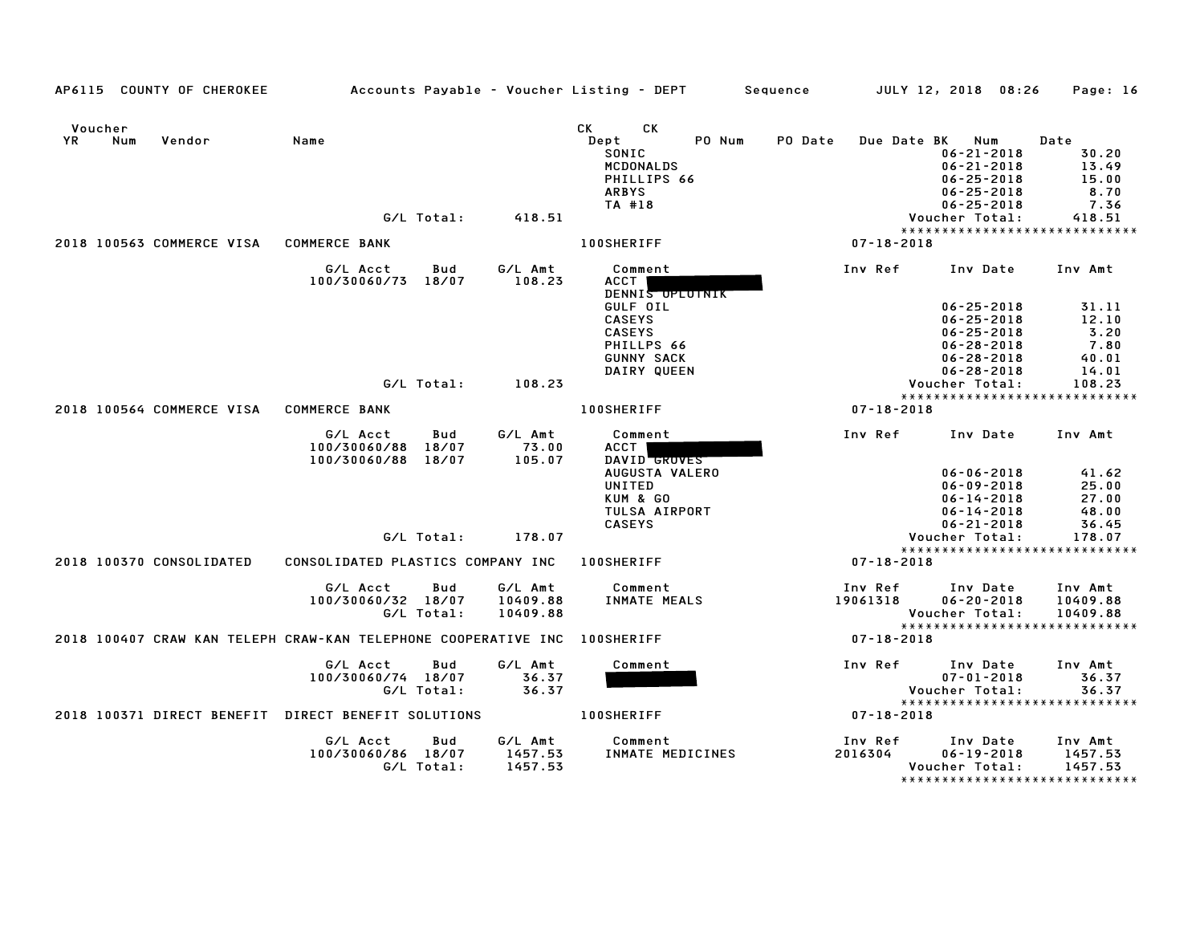AP6115 COUNTY OF CHEROKEE Accounts Payable - Voucher Listing - DEPT Sequence JULY 12, 2018 08:26 Page: 16

| Voucher YR | Num | Vendor | Name | CK Dept | CK PO Num | PO Date | Due Date BK | Num | Date |
|---|---|---|---|---|---|---|---|---|---|
| | | | | SONIC | | | | 06-21-2018 | 30.20 |
| | | | | MCDONALDS | | | | 06-21-2018 | 13.49 |
| | | | | PHILLIPS 66 | | | | 06-25-2018 | 15.00 |
| | | | | ARBYS | | | | 06-25-2018 | 8.70 |
| | | | | TA #18 | | | | 06-25-2018 | 7.36 |
| | | | G/L Total: 418.51 | | | | | Voucher Total: | 418.51 |

*****************************

**2018 100563 COMMERCE VISA — COMMERCE BANK — 100SHERIFF — 07-18-2018**

| G/L Acct | Bud | G/L Amt | Comment | Inv Ref | Inv Date | Inv Amt |
|---|---|---|---|---|---|---|
| 100/30060/73 | 18/07 | 108.23 | ACCT [REDACTED] | | | |
| | | | DENNIS OPLOTNIK | | | |
| | | | GULF OIL | | 06-25-2018 | 31.11 |
| | | | CASEYS | | 06-25-2018 | 12.10 |
| | | | CASEYS | | 06-25-2018 | 3.20 |
| | | | PHILLPS 66 | | 06-28-2018 | 7.80 |
| | | | GUNNY SACK | | 06-28-2018 | 40.01 |
| | | | DAIRY QUEEN | | 06-28-2018 | 14.01 |
| | G/L Total: | 108.23 | | | Voucher Total: | 108.23 |

*****************************

**2018 100564 COMMERCE VISA — COMMERCE BANK — 100SHERIFF — 07-18-2018**

| G/L Acct | Bud | G/L Amt | Comment | Inv Ref | Inv Date | Inv Amt |
|---|---|---|---|---|---|---|
| 100/30060/88 | 18/07 | 73.00 | ACCT [REDACTED] | | | |
| 100/30060/88 | 18/07 | 105.07 | DAVID GROVES | | | |
| | | | AUGUSTA VALERO | | 06-06-2018 | 41.62 |
| | | | UNITED | | 06-09-2018 | 25.00 |
| | | | KUM & GO | | 06-14-2018 | 27.00 |
| | | | TULSA AIRPORT | | 06-14-2018 | 48.00 |
| | | | CASEYS | | 06-21-2018 | 36.45 |
| | G/L Total: | 178.07 | | | Voucher Total: | 178.07 |

*****************************

**2018 100370 CONSOLIDATED — CONSOLIDATED PLASTICS COMPANY INC — 100SHERIFF — 07-18-2018**

| G/L Acct | Bud | G/L Amt | Comment | Inv Ref | Inv Date | Inv Amt |
|---|---|---|---|---|---|---|
| 100/30060/32 | 18/07 | 10409.88 | INMATE MEALS | 19061318 | 06-20-2018 | 10409.88 |
| | G/L Total: | 10409.88 | | | Voucher Total: | 10409.88 |

*****************************

**2018 100407 CRAW KAN TELEPH — CRAW-KAN TELEPHONE COOPERATIVE INC — 100SHERIFF — 07-18-2018**

| G/L Acct | Bud | G/L Amt | Comment | Inv Ref | Inv Date | Inv Amt |
|---|---|---|---|---|---|---|
| 100/30060/74 | 18/07 | 36.37 | [REDACTED] | | 07-01-2018 | 36.37 |
| | G/L Total: | 36.37 | | | Voucher Total: | 36.37 |

*****************************

**2018 100371 DIRECT BENEFIT — DIRECT BENEFIT SOLUTIONS — 100SHERIFF — 07-18-2018**

| G/L Acct | Bud | G/L Amt | Comment | Inv Ref | Inv Date | Inv Amt |
|---|---|---|---|---|---|---|
| 100/30060/86 | 18/07 | 1457.53 | INMATE MEDICINES | 2016304 | 06-19-2018 | 1457.53 |
| | G/L Total: | 1457.53 | | | Voucher Total: | 1457.53 |

*****************************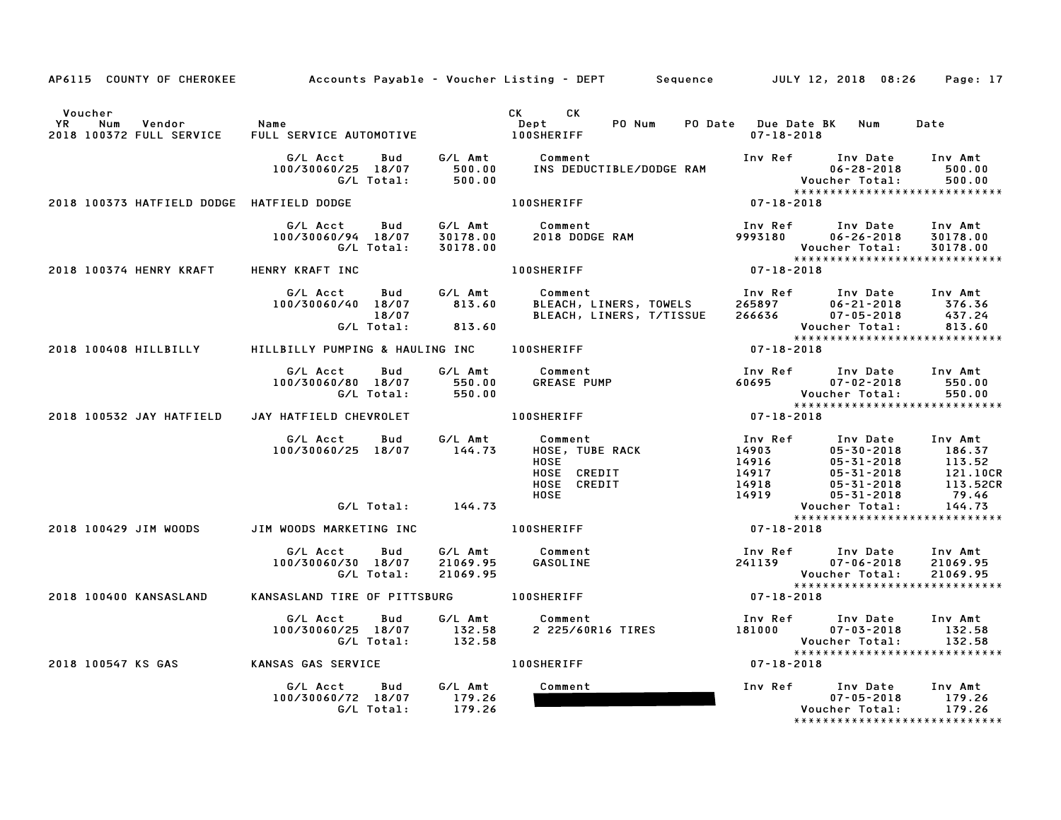AP6115 COUNTY OF CHEROKEE Accounts Payable - Voucher Listing - DEPT Sequence JULY 12, 2018 08:26 Page: 17

| Voucher YR Num Vendor | Name | CK Dept | CK PO Num | PO Date | Due Date BK | Num | Date |
|---|---|---|---|---|---|---|---|
| 2018 100372 FULL SERVICE | FULL SERVICE AUTOMOTIVE | 100SHERIFF | | | 07-18-2018 | | |

| G/L Acct | Bud | G/L Amt | Comment | Inv Ref | Inv Date | Inv Amt |
|---|---|---|---|---|---|---|
| 100/30060/25 | 18/07 | 500.00 | INS DEDUCTIBLE/DODGE RAM | | 06-28-2018 | 500.00 |
| | G/L Total: | 500.00 | | | Voucher Total: | 500.00 |

2018 100373 HATFIELD DODGE HATFIELD DODGE 100SHERIFF 07-18-2018

| G/L Acct | Bud | G/L Amt | Comment | Inv Ref | Inv Date | Inv Amt |
|---|---|---|---|---|---|---|
| 100/30060/94 | 18/07 | 30178.00 | 2018 DODGE RAM | 9993180 | 06-26-2018 | 30178.00 |
| | G/L Total: | 30178.00 | | | Voucher Total: | 30178.00 |

2018 100374 HENRY KRAFT HENRY KRAFT INC 100SHERIFF 07-18-2018

| G/L Acct | Bud | G/L Amt | Comment | Inv Ref | Inv Date | Inv Amt |
|---|---|---|---|---|---|---|
| 100/30060/40 | 18/07 | 813.60 | BLEACH, LINERS, TOWELS | 265897 | 06-21-2018 | 376.36 |
| | 18/07 | | BLEACH, LINERS, T/TISSUE | 266636 | 07-05-2018 | 437.24 |
| | G/L Total: | 813.60 | | | Voucher Total: | 813.60 |

2018 100408 HILLBILLY HILLBILLY PUMPING & HAULING INC 100SHERIFF 07-18-2018

| G/L Acct | Bud | G/L Amt | Comment | Inv Ref | Inv Date | Inv Amt |
|---|---|---|---|---|---|---|
| 100/30060/80 | 18/07 | 550.00 | GREASE PUMP | 60695 | 07-02-2018 | 550.00 |
| | G/L Total: | 550.00 | | | Voucher Total: | 550.00 |

2018 100532 JAY HATFIELD JAY HATFIELD CHEVROLET 100SHERIFF 07-18-2018

| G/L Acct | Bud | G/L Amt | Comment | Inv Ref | Inv Date | Inv Amt |
|---|---|---|---|---|---|---|
| 100/30060/25 | 18/07 | 144.73 | HOSE, TUBE RACK | 14903 | 05-30-2018 | 186.37 |
| | | | HOSE | 14916 | 05-31-2018 | 113.52 |
| | | | HOSE CREDIT | 14917 | 05-31-2018 | 121.10CR |
| | | | HOSE CREDIT | 14918 | 05-31-2018 | 113.52CR |
| | | | HOSE | 14919 | 05-31-2018 | 79.46 |
| | G/L Total: | 144.73 | | | Voucher Total: | 144.73 |

2018 100429 JIM WOODS JIM WOODS MARKETING INC 100SHERIFF 07-18-2018

| G/L Acct | Bud | G/L Amt | Comment | Inv Ref | Inv Date | Inv Amt |
|---|---|---|---|---|---|---|
| 100/30060/30 | 18/07 | 21069.95 | GASOLINE | 241139 | 07-06-2018 | 21069.95 |
| | G/L Total: | 21069.95 | | | Voucher Total: | 21069.95 |

2018 100400 KANSASLAND KANSASLAND TIRE OF PITTSBURG 100SHERIFF 07-18-2018

| G/L Acct | Bud | G/L Amt | Comment | Inv Ref | Inv Date | Inv Amt |
|---|---|---|---|---|---|---|
| 100/30060/25 | 18/07 | 132.58 | 2 225/60R16 TIRES | 181000 | 07-03-2018 | 132.58 |
| | G/L Total: | 132.58 | | | Voucher Total: | 132.58 |

2018 100547 KS GAS KANSAS GAS SERVICE 100SHERIFF 07-18-2018

| G/L Acct | Bud | G/L Amt | Comment | Inv Ref | Inv Date | Inv Amt |
|---|---|---|---|---|---|---|
| 100/30060/72 | 18/07 | 179.26 | | | 07-05-2018 | 179.26 |
| | G/L Total: | 179.26 | | | Voucher Total: | 179.26 |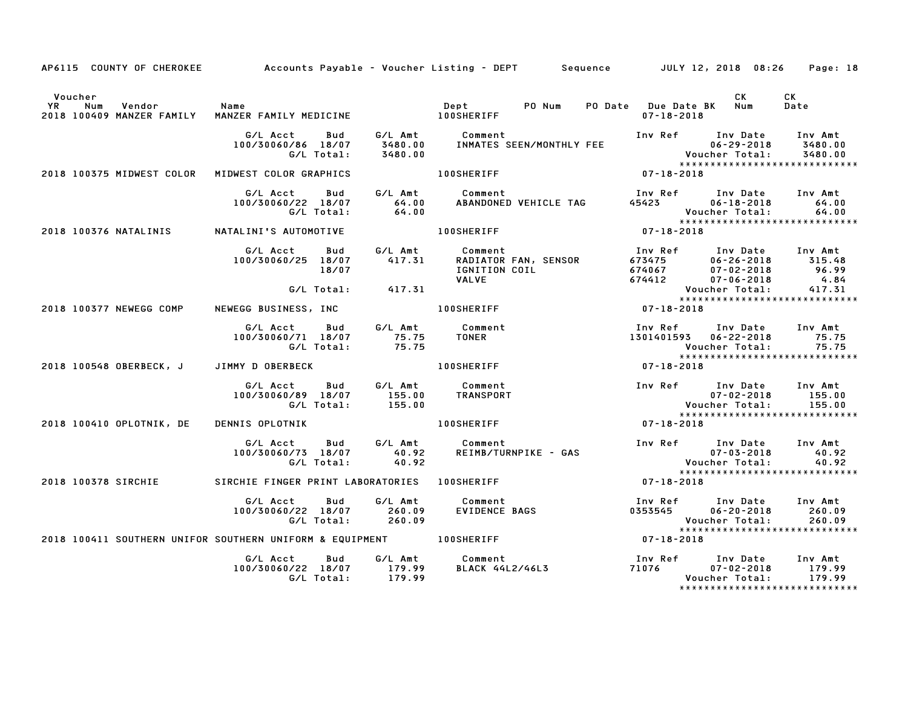AP6115 COUNTY OF CHEROKEE Accounts Payable - Voucher Listing - DEPT Sequence JULY 12, 2018 08:26

| Voucher YR | Num | Vendor | Name | Dept | PO Num | PO Date | Due Date BK | CK Num | CK Date |
|---|---|---|---|---|---|---|---|---|---|
| 2018 | 100409 | MANZER FAMILY | MANZER FAMILY MEDICINE | 100SHERIFF | | | 07-18-2018 | | |

| G/L Acct | Bud | G/L Amt | Comment | Inv Ref | Inv Date | Inv Amt |
|---|---|---|---|---|---|---|
| 100/30060/86 | 18/07 | 3480.00 | INMATES SEEN/MONTHLY FEE | | 06-29-2018 | 3480.00 |
| | G/L Total: | 3480.00 | | | Voucher Total: | 3480.00 |

| Voucher YR | Num | Vendor | Name | Dept | Due Date |
|---|---|---|---|---|---|
| 2018 | 100375 | MIDWEST COLOR | MIDWEST COLOR GRAPHICS | 100SHERIFF | 07-18-2018 |

| G/L Acct | Bud | G/L Amt | Comment | Inv Ref | Inv Date | Inv Amt |
|---|---|---|---|---|---|---|
| 100/30060/22 | 18/07 | 64.00 | ABANDONED VEHICLE TAG | 45423 | 06-18-2018 | 64.00 |
| | G/L Total: | 64.00 | | | Voucher Total: | 64.00 |

| Voucher YR | Num | Vendor | Name | Dept | Due Date |
|---|---|---|---|---|---|
| 2018 | 100376 | NATALINIS | NATALINI'S AUTOMOTIVE | 100SHERIFF | 07-18-2018 |

| G/L Acct | Bud | G/L Amt | Comment | Inv Ref | Inv Date | Inv Amt |
|---|---|---|---|---|---|---|
| 100/30060/25 | 18/07 | 417.31 | RADIATOR FAN, SENSOR | 673475 | 06-26-2018 | 315.48 |
| | 18/07 | | IGNITION COIL | 674067 | 07-02-2018 | 96.99 |
| | | | VALVE | 674412 | 07-06-2018 | 4.84 |
| | G/L Total: | 417.31 | | | Voucher Total: | 417.31 |

| Voucher YR | Num | Vendor | Name | Dept | Due Date |
|---|---|---|---|---|---|
| 2018 | 100377 | NEWEGG COMP | NEWEGG BUSINESS, INC | 100SHERIFF | 07-18-2018 |

| G/L Acct | Bud | G/L Amt | Comment | Inv Ref | Inv Date | Inv Amt |
|---|---|---|---|---|---|---|
| 100/30060/71 | 18/07 | 75.75 | TONER | 1301401593 | 06-22-2018 | 75.75 |
| | G/L Total: | 75.75 | | | Voucher Total: | 75.75 |

| Voucher YR | Num | Vendor | Name | Dept | Due Date |
|---|---|---|---|---|---|
| 2018 | 100548 | OBERBECK, J | JIMMY D OBERBECK | 100SHERIFF | 07-18-2018 |

| G/L Acct | Bud | G/L Amt | Comment | Inv Ref | Inv Date | Inv Amt |
|---|---|---|---|---|---|---|
| 100/30060/89 | 18/07 | 155.00 | TRANSPORT | | 07-02-2018 | 155.00 |
| | G/L Total: | 155.00 | | | Voucher Total: | 155.00 |

| Voucher YR | Num | Vendor | Name | Dept | Due Date |
|---|---|---|---|---|---|
| 2018 | 100410 | OPLOTNIK, DE | DENNIS OPLOTNIK | 100SHERIFF | 07-18-2018 |

| G/L Acct | Bud | G/L Amt | Comment | Inv Ref | Inv Date | Inv Amt |
|---|---|---|---|---|---|---|
| 100/30060/73 | 18/07 | 40.92 | REIMB/TURNPIKE - GAS | | 07-03-2018 | 40.92 |
| | G/L Total: | 40.92 | | | Voucher Total: | 40.92 |

| Voucher YR | Num | Vendor | Name | Dept | Due Date |
|---|---|---|---|---|---|
| 2018 | 100378 | SIRCHIE | SIRCHIE FINGER PRINT LABORATORIES | 100SHERIFF | 07-18-2018 |

| G/L Acct | Bud | G/L Amt | Comment | Inv Ref | Inv Date | Inv Amt |
|---|---|---|---|---|---|---|
| 100/30060/22 | 18/07 | 260.09 | EVIDENCE BAGS | 0353545 | 06-20-2018 | 260.09 |
| | G/L Total: | 260.09 | | | Voucher Total: | 260.09 |

| Voucher YR | Num | Vendor | Name | Dept | Due Date |
|---|---|---|---|---|---|
| 2018 | 100411 | SOUTHERN UNIFOR | SOUTHERN UNIFORM & EQUIPMENT | 100SHERIFF | 07-18-2018 |

| G/L Acct | Bud | G/L Amt | Comment | Inv Ref | Inv Date | Inv Amt |
|---|---|---|---|---|---|---|
| 100/30060/22 | 18/07 | 179.99 | BLACK 44L2/46L3 | 71076 | 07-02-2018 | 179.99 |
| | G/L Total: | 179.99 | | | Voucher Total: | 179.99 |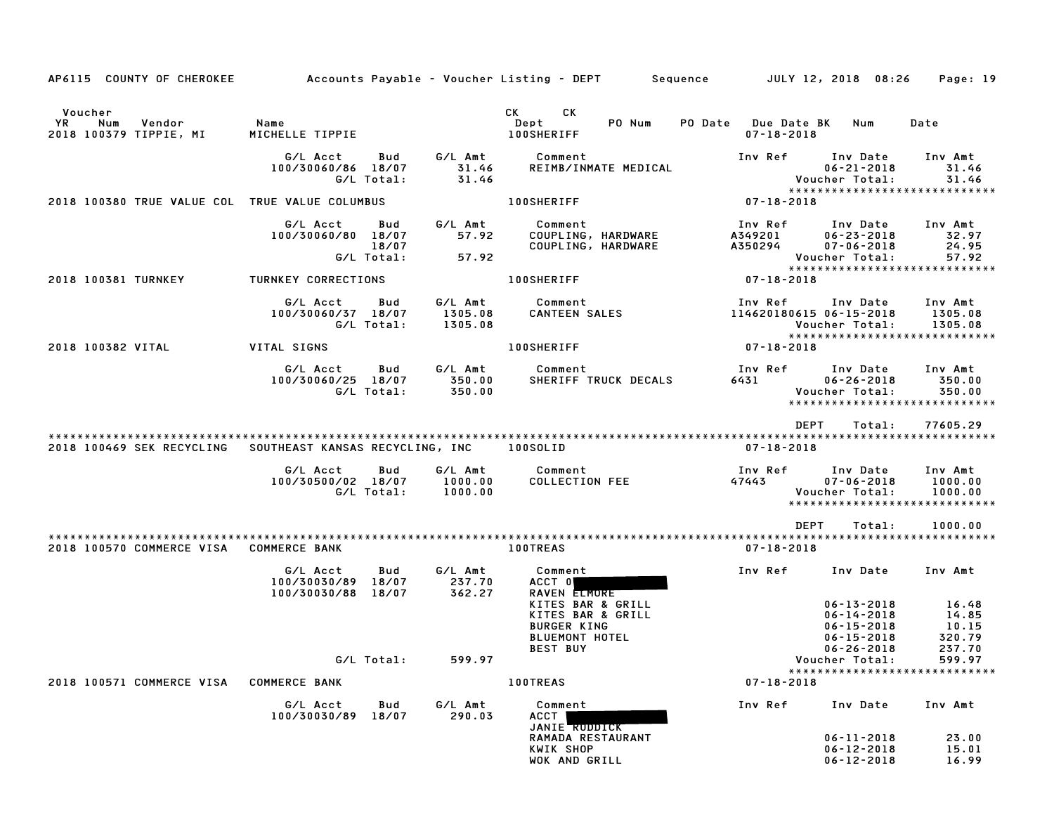AP6115 COUNTY OF CHEROKEE — Accounts Payable - Voucher Listing - DEPT — Sequence — JULY 12, 2018 08:26

| Voucher YR | Num | Vendor | Name | CK Dept | CK PO Num | PO Date | Due Date BK | Num | Date |
|---|---|---|---|---|---|---|---|---|---|
| 2018 | 100379 | TIPPIE, MI | MICHELLE TIPPIE | 100SHERIFF | | | 07-18-2018 | | |

| G/L Acct | Bud | G/L Amt | Comment | Inv Ref | Inv Date | Inv Amt |
|---|---|---|---|---|---|---|
| 100/30060/86 | 18/07 | 31.46 | REIMB/INMATE MEDICAL | | 06-21-2018 | 31.46 |
| | G/L Total: | 31.46 | | | Voucher Total: | 31.46 |

****************************

2018 100380 TRUE VALUE COL — TRUE VALUE COLUMBUS — 100SHERIFF — 07-18-2018

| G/L Acct | Bud | G/L Amt | Comment | Inv Ref | Inv Date | Inv Amt |
|---|---|---|---|---|---|---|
| 100/30060/80 | 18/07 | 57.92 | COUPLING, HARDWARE | A349201 | 06-23-2018 | 32.97 |
| | 18/07 | | COUPLING, HARDWARE | A350294 | 07-06-2018 | 24.95 |
| | G/L Total: | 57.92 | | | Voucher Total: | 57.92 |

****************************

2018 100381 TURNKEY — TURNKEY CORRECTIONS — 100SHERIFF — 07-18-2018

| G/L Acct | Bud | G/L Amt | Comment | Inv Ref | Inv Date | Inv Amt |
|---|---|---|---|---|---|---|
| 100/30060/37 | 18/07 | 1305.08 | CANTEEN SALES | 114620180615 | 06-15-2018 | 1305.08 |
| | G/L Total: | 1305.08 | | | Voucher Total: | 1305.08 |

****************************

2018 100382 VITAL — VITAL SIGNS — 100SHERIFF — 07-18-2018

| G/L Acct | Bud | G/L Amt | Comment | Inv Ref | Inv Date | Inv Amt |
|---|---|---|---|---|---|---|
| 100/30060/25 | 18/07 | 350.00 | SHERIFF TRUCK DECALS | 6431 | 06-26-2018 | 350.00 |
| | G/L Total: | 350.00 | | | Voucher Total: | 350.00 |

****************************

DEPT Total: 77605.29

****************************

2018 100469 SEK RECYCLING — SOUTHEAST KANSAS RECYCLING, INC — 100SOLID — 07-18-2018

| G/L Acct | Bud | G/L Amt | Comment | Inv Ref | Inv Date | Inv Amt |
|---|---|---|---|---|---|---|
| 100/30500/02 | 18/07 | 1000.00 | COLLECTION FEE | 47443 | 07-06-2018 | 1000.00 |
| | G/L Total: | 1000.00 | | | Voucher Total: | 1000.00 |

****************************

DEPT Total: 1000.00

****************************

2018 100570 COMMERCE VISA — COMMERCE BANK — 100TREAS — 07-18-2018

| G/L Acct | Bud | G/L Amt | Comment | Inv Ref | Inv Date | Inv Amt |
|---|---|---|---|---|---|---|
| 100/30030/89 | 18/07 | 237.70 | ACCT 0[REDACTED] | | | |
| 100/30030/88 | 18/07 | 362.27 | RAVEN ELMORE | | | |
| | | | KITES BAR & GRILL | | 06-13-2018 | 16.48 |
| | | | KITES BAR & GRILL | | 06-14-2018 | 14.85 |
| | | | BURGER KING | | 06-15-2018 | 10.15 |
| | | | BLUEMONT HOTEL | | 06-15-2018 | 320.79 |
| | | | BEST BUY | | 06-26-2018 | 237.70 |
| | G/L Total: | 599.97 | | | Voucher Total: | 599.97 |

****************************

2018 100571 COMMERCE VISA — COMMERCE BANK — 100TREAS — 07-18-2018

| G/L Acct | Bud | G/L Amt | Comment | Inv Ref | Inv Date | Inv Amt |
|---|---|---|---|---|---|---|
| 100/30030/89 | 18/07 | 290.03 | ACCT [REDACTED] | | | |
| | | | JANIE RUDDICK | | | |
| | | | RAMADA RESTAURANT | | 06-11-2018 | 23.00 |
| | | | KWIK SHOP | | 06-12-2018 | 15.01 |
| | | | WOK AND GRILL | | 06-12-2018 | 16.99 |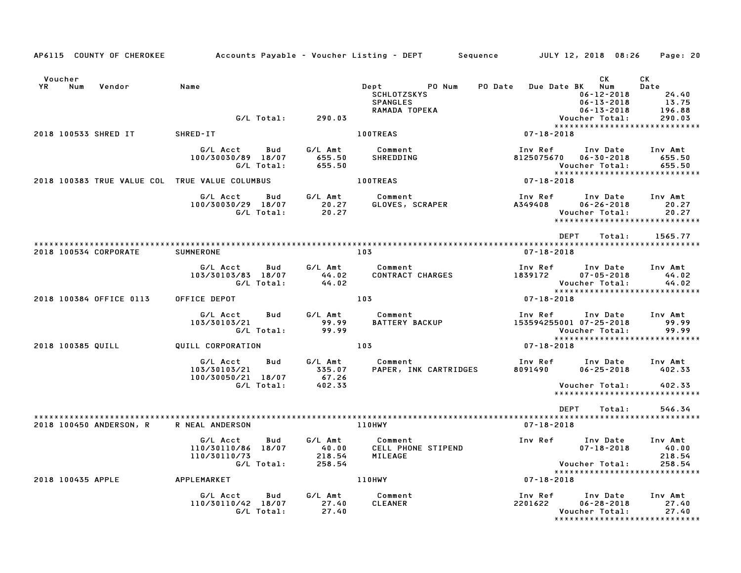AP6115 COUNTY OF CHEROKEE    Accounts Payable - Voucher Listing - DEPT    Sequence    JULY 12, 2018 08:26

| Voucher YR | Num | Vendor | Name | Dept | PO Num | PO Date | Due Date BK | CK Num | CK Date |
|---|---|---|---|---|---|---|---|---|---|
| | | | | SCHLOTZSKYS | | | | 06-12-2018 | 24.40 |
| | | | | SPANGLES | | | | 06-13-2018 | 13.75 |
| | | | | RAMADA TOPEKA | | | | 06-13-2018 | 196.88 |
| | | | G/L Total: 290.03 | | | | | Voucher Total: | 290.03 |

**2018 100533 SHRED IT — SHRED-IT — 100TREAS — 07-18-2018**

| G/L Acct | Bud | G/L Amt | Comment | Inv Ref | Inv Date | Inv Amt |
|---|---|---|---|---|---|---|
| 100/30030/89 | 18/07 | 655.50 | SHREDDING | 8125075670 | 06-30-2018 | 655.50 |
| | G/L Total: | 655.50 | | | Voucher Total: | 655.50 |

**2018 100383 TRUE VALUE COL — TRUE VALUE COLUMBUS — 100TREAS — 07-18-2018**

| G/L Acct | Bud | G/L Amt | Comment | Inv Ref | Inv Date | Inv Amt |
|---|---|---|---|---|---|---|
| 100/30030/29 | 18/07 | 20.27 | GLOVES, SCRAPER | A349408 | 06-26-2018 | 20.27 |
| | G/L Total: | 20.27 | | | Voucher Total: | 20.27 |

DEPT Total: 1565.77

**2018 100534 CORPORATE — SUMNERONE — 103 — 07-18-2018**

| G/L Acct | Bud | G/L Amt | Comment | Inv Ref | Inv Date | Inv Amt |
|---|---|---|---|---|---|---|
| 103/30103/83 | 18/07 | 44.02 | CONTRACT CHARGES | 1839172 | 07-05-2018 | 44.02 |
| | G/L Total: | 44.02 | | | Voucher Total: | 44.02 |

**2018 100384 OFFICE 0113 — OFFICE DEPOT — 103 — 07-18-2018**

| G/L Acct | Bud | G/L Amt | Comment | Inv Ref | Inv Date | Inv Amt |
|---|---|---|---|---|---|---|
| 103/30103/21 | | 99.99 | BATTERY BACKUP | 153594255001 | 07-25-2018 | 99.99 |
| | G/L Total: | 99.99 | | | Voucher Total: | 99.99 |

**2018 100385 QUILL — QUILL CORPORATION — 103 — 07-18-2018**

| G/L Acct | Bud | G/L Amt | Comment | Inv Ref | Inv Date | Inv Amt |
|---|---|---|---|---|---|---|
| 103/30103/21 | | 335.07 | PAPER, INK CARTRIDGES | 8091490 | 06-25-2018 | 402.33 |
| 100/30050/21 | 18/07 | 67.26 | | | | |
| | G/L Total: | 402.33 | | | Voucher Total: | 402.33 |

DEPT Total: 546.34

**2018 100450 ANDERSON, R — R NEAL ANDERSON — 110HWY — 07-18-2018**

| G/L Acct | Bud | G/L Amt | Comment | Inv Ref | Inv Date | Inv Amt |
|---|---|---|---|---|---|---|
| 110/30110/86 | 18/07 | 40.00 | CELL PHONE STIPEND | | 07-18-2018 | 40.00 |
| 110/30110/73 | | 218.54 | MILEAGE | | | 218.54 |
| | G/L Total: | 258.54 | | | Voucher Total: | 258.54 |

**2018 100435 APPLE — APPLEMARKET — 110HWY — 07-18-2018**

| G/L Acct | Bud | G/L Amt | Comment | Inv Ref | Inv Date | Inv Amt |
|---|---|---|---|---|---|---|
| 110/30110/42 | 18/07 | 27.40 | CLEANER | 2201622 | 06-28-2018 | 27.40 |
| | G/L Total: | 27.40 | | | Voucher Total: | 27.40 |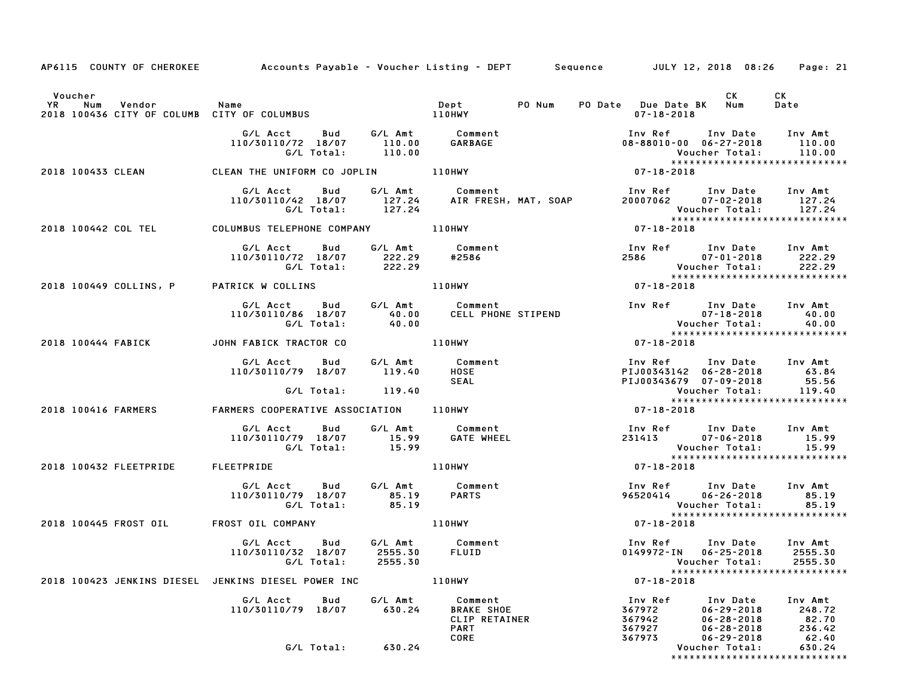AP6115 COUNTY OF CHEROKEE Accounts Payable - Voucher Listing - DEPT Sequence JULY 12, 2018 08:26

| Voucher YR | Num | Vendor | Name | Dept | PO Num | PO Date | Due Date | BK | CK Num | CK Date |
|---|---|---|---|---|---|---|---|---|---|---|
| 2018 | 100436 | CITY OF COLUMB | CITY OF COLUMBUS | 110HWY | | | 07-18-2018 | | | |

| G/L Acct | Bud | G/L Amt | Comment | Inv Ref | Inv Date | Inv Amt |
|---|---|---|---|---|---|---|
| 110/30110/72 | 18/07 | 110.00 | GARBAGE | 08-88010-00 | 06-27-2018 | 110.00 |
| | G/L Total: | 110.00 | | | Voucher Total: | 110.00 |

| Voucher YR | Num | Vendor | Name | Dept | Due Date |
|---|---|---|---|---|---|
| 2018 | 100433 | CLEAN | CLEAN THE UNIFORM CO JOPLIN | 110HWY | 07-18-2018 |

| G/L Acct | Bud | G/L Amt | Comment | Inv Ref | Inv Date | Inv Amt |
|---|---|---|---|---|---|---|
| 110/30110/42 | 18/07 | 127.24 | AIR FRESH, MAT, SOAP | 20007062 | 07-02-2018 | 127.24 |
| | G/L Total: | 127.24 | | | Voucher Total: | 127.24 |

| Voucher YR | Num | Vendor | Name | Dept | Due Date |
|---|---|---|---|---|---|
| 2018 | 100442 | COL TEL | COLUMBUS TELEPHONE COMPANY | 110HWY | 07-18-2018 |

| G/L Acct | Bud | G/L Amt | Comment | Inv Ref | Inv Date | Inv Amt |
|---|---|---|---|---|---|---|
| 110/30110/72 | 18/07 | 222.29 | #2586 | 2586 | 07-01-2018 | 222.29 |
| | G/L Total: | 222.29 | | | Voucher Total: | 222.29 |

| Voucher YR | Num | Vendor | Name | Dept | Due Date |
|---|---|---|---|---|---|
| 2018 | 100449 | COLLINS, P | PATRICK W COLLINS | 110HWY | 07-18-2018 |

| G/L Acct | Bud | G/L Amt | Comment | Inv Ref | Inv Date | Inv Amt |
|---|---|---|---|---|---|---|
| 110/30110/86 | 18/07 | 40.00 | CELL PHONE STIPEND | | 07-18-2018 | 40.00 |
| | G/L Total: | 40.00 | | | Voucher Total: | 40.00 |

| Voucher YR | Num | Vendor | Name | Dept | Due Date |
|---|---|---|---|---|---|
| 2018 | 100444 | FABICK | JOHN FABICK TRACTOR CO | 110HWY | 07-18-2018 |

| G/L Acct | Bud | G/L Amt | Comment | Inv Ref | Inv Date | Inv Amt |
|---|---|---|---|---|---|---|
| 110/30110/79 | 18/07 | 119.40 | HOSE | PIJ00343142 | 06-28-2018 | 63.84 |
| | | | SEAL | PIJ00343679 | 07-09-2018 | 55.56 |
| | G/L Total: | 119.40 | | | Voucher Total: | 119.40 |

| Voucher YR | Num | Vendor | Name | Dept | Due Date |
|---|---|---|---|---|---|
| 2018 | 100416 | FARMERS | FARMERS COOPERATIVE ASSOCIATION | 110HWY | 07-18-2018 |

| G/L Acct | Bud | G/L Amt | Comment | Inv Ref | Inv Date | Inv Amt |
|---|---|---|---|---|---|---|
| 110/30110/79 | 18/07 | 15.99 | GATE WHEEL | 231413 | 07-06-2018 | 15.99 |
| | G/L Total: | 15.99 | | | Voucher Total: | 15.99 |

| Voucher YR | Num | Vendor | Name | Dept | Due Date |
|---|---|---|---|---|---|
| 2018 | 100432 | FLEETPRIDE | FLEETPRIDE | 110HWY | 07-18-2018 |

| G/L Acct | Bud | G/L Amt | Comment | Inv Ref | Inv Date | Inv Amt |
|---|---|---|---|---|---|---|
| 110/30110/79 | 18/07 | 85.19 | PARTS | 96520414 | 06-26-2018 | 85.19 |
| | G/L Total: | 85.19 | | | Voucher Total: | 85.19 |

| Voucher YR | Num | Vendor | Name | Dept | Due Date |
|---|---|---|---|---|---|
| 2018 | 100445 | FROST OIL | FROST OIL COMPANY | 110HWY | 07-18-2018 |

| G/L Acct | Bud | G/L Amt | Comment | Inv Ref | Inv Date | Inv Amt |
|---|---|---|---|---|---|---|
| 110/30110/32 | 18/07 | 2555.30 | FLUID | 0149972-IN | 06-25-2018 | 2555.30 |
| | G/L Total: | 2555.30 | | | Voucher Total: | 2555.30 |

| Voucher YR | Num | Vendor | Name | Dept | Due Date |
|---|---|---|---|---|---|
| 2018 | 100423 | JENKINS DIESEL | JENKINS DIESEL POWER INC | 110HWY | 07-18-2018 |

| G/L Acct | Bud | G/L Amt | Comment | Inv Ref | Inv Date | Inv Amt |
|---|---|---|---|---|---|---|
| 110/30110/79 | 18/07 | 630.24 | BRAKE SHOE | 367972 | 06-29-2018 | 248.72 |
| | | | CLIP RETAINER | 367942 | 06-28-2018 | 82.70 |
| | | | PART | 367927 | 06-28-2018 | 236.42 |
| | | | CORE | 367973 | 06-29-2018 | 62.40 |
| | G/L Total: | 630.24 | | | Voucher Total: | 630.24 |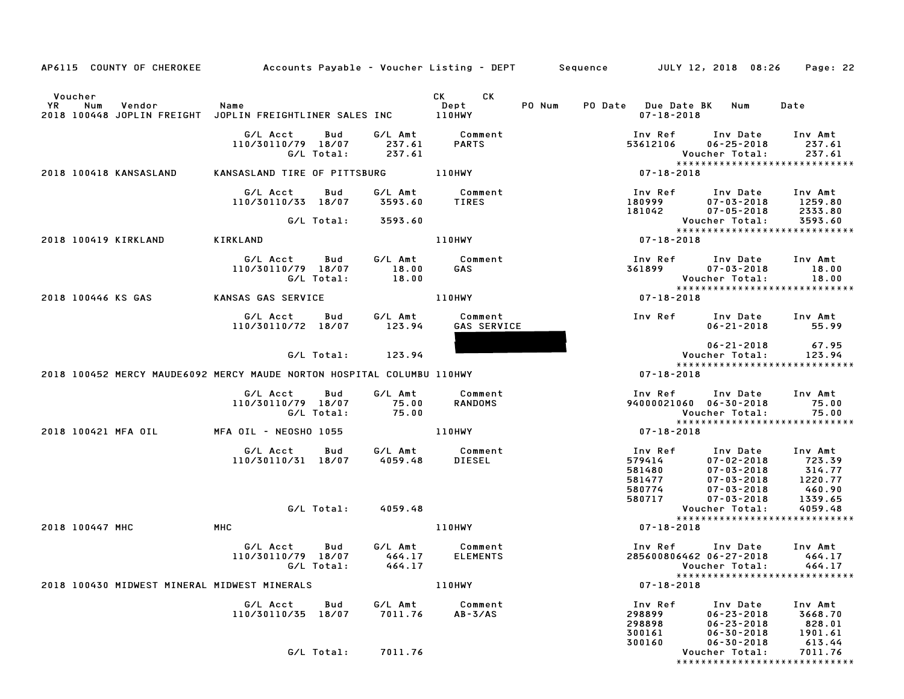AP6115 COUNTY OF CHEROKEE — Accounts Payable - Voucher Listing - DEPT Sequence — JULY 12, 2018 08:26

| Voucher YR | Num | Vendor | Name | CK Dept | CK | PO Num | PO Date | Due Date | BK | Num | Date |
|---|---|---|---|---|---|---|---|---|---|---|---|
| 2018 | 100448 | JOPLIN FREIGHT | JOPLIN FREIGHTLINER SALES INC | 110HWY | | | | 07-18-2018 | | | |

| G/L Acct | Bud | G/L Amt | Comment | Inv Ref | Inv Date | Inv Amt |
|---|---|---|---|---|---|---|
| 110/30110/79 | 18/07 | 237.61 | PARTS | 53612106 | 06-25-2018 | 237.61 |
| | G/L Total: | 237.61 | | | Voucher Total: | 237.61 |

**2018 100418 KANSASLAND** — KANSASLAND TIRE OF PITTSBURG — 110HWY — 07-18-2018

| G/L Acct | Bud | G/L Amt | Comment | Inv Ref | Inv Date | Inv Amt |
|---|---|---|---|---|---|---|
| 110/30110/33 | 18/07 | 3593.60 | TIRES | 180999 | 07-03-2018 | 1259.80 |
| | | | | 181042 | 07-05-2018 | 2333.80 |
| | G/L Total: | 3593.60 | | | Voucher Total: | 3593.60 |

**2018 100419 KIRKLAND** — KIRKLAND — 110HWY — 07-18-2018

| G/L Acct | Bud | G/L Amt | Comment | Inv Ref | Inv Date | Inv Amt |
|---|---|---|---|---|---|---|
| 110/30110/79 | 18/07 | 18.00 | GAS | 361899 | 07-03-2018 | 18.00 |
| | G/L Total: | 18.00 | | | Voucher Total: | 18.00 |

**2018 100446 KS GAS** — KANSAS GAS SERVICE — 110HWY — 07-18-2018

| G/L Acct | Bud | G/L Amt | Comment | Inv Ref | Inv Date | Inv Amt |
|---|---|---|---|---|---|---|
| 110/30110/72 | 18/07 | 123.94 | GAS SERVICE | | 06-21-2018 | 55.99 |
| | | | | | 06-21-2018 | 67.95 |
| | G/L Total: | 123.94 | | | Voucher Total: | 123.94 |

**2018 100452 MERCY MAUDE6092** — MERCY MAUDE NORTON HOSPITAL COLUMBU — 110HWY — 07-18-2018

| G/L Acct | Bud | G/L Amt | Comment | Inv Ref | Inv Date | Inv Amt |
|---|---|---|---|---|---|---|
| 110/30110/79 | 18/07 | 75.00 | RANDOMS | 94000021060 | 06-30-2018 | 75.00 |
| | G/L Total: | 75.00 | | | Voucher Total: | 75.00 |

**2018 100421 MFA OIL** — MFA OIL - NEOSHO 1055 — 110HWY — 07-18-2018

| G/L Acct | Bud | G/L Amt | Comment | Inv Ref | Inv Date | Inv Amt |
|---|---|---|---|---|---|---|
| 110/30110/31 | 18/07 | 4059.48 | DIESEL | 579414 | 07-02-2018 | 723.39 |
| | | | | 581480 | 07-03-2018 | 314.77 |
| | | | | 581477 | 07-03-2018 | 1220.77 |
| | | | | 580774 | 07-03-2018 | 460.90 |
| | | | | 580717 | 07-03-2018 | 1339.65 |
| | G/L Total: | 4059.48 | | | Voucher Total: | 4059.48 |

**2018 100447 MHC** — MHC — 110HWY — 07-18-2018

| G/L Acct | Bud | G/L Amt | Comment | Inv Ref | Inv Date | Inv Amt |
|---|---|---|---|---|---|---|
| 110/30110/79 | 18/07 | 464.17 | ELEMENTS | 285600806462 | 06-27-2018 | 464.17 |
| | G/L Total: | 464.17 | | | Voucher Total: | 464.17 |

**2018 100430 MIDWEST MINERAL** — MIDWEST MINERALS — 110HWY — 07-18-2018

| G/L Acct | Bud | G/L Amt | Comment | Inv Ref | Inv Date | Inv Amt |
|---|---|---|---|---|---|---|
| 110/30110/35 | 18/07 | 7011.76 | AB-3/AS | 298899 | 06-23-2018 | 3668.70 |
| | | | | 298898 | 06-23-2018 | 828.01 |
| | | | | 300161 | 06-30-2018 | 1901.61 |
| | | | | 300160 | 06-30-2018 | 613.44 |
| | G/L Total: | 7011.76 | | | Voucher Total: | 7011.76 |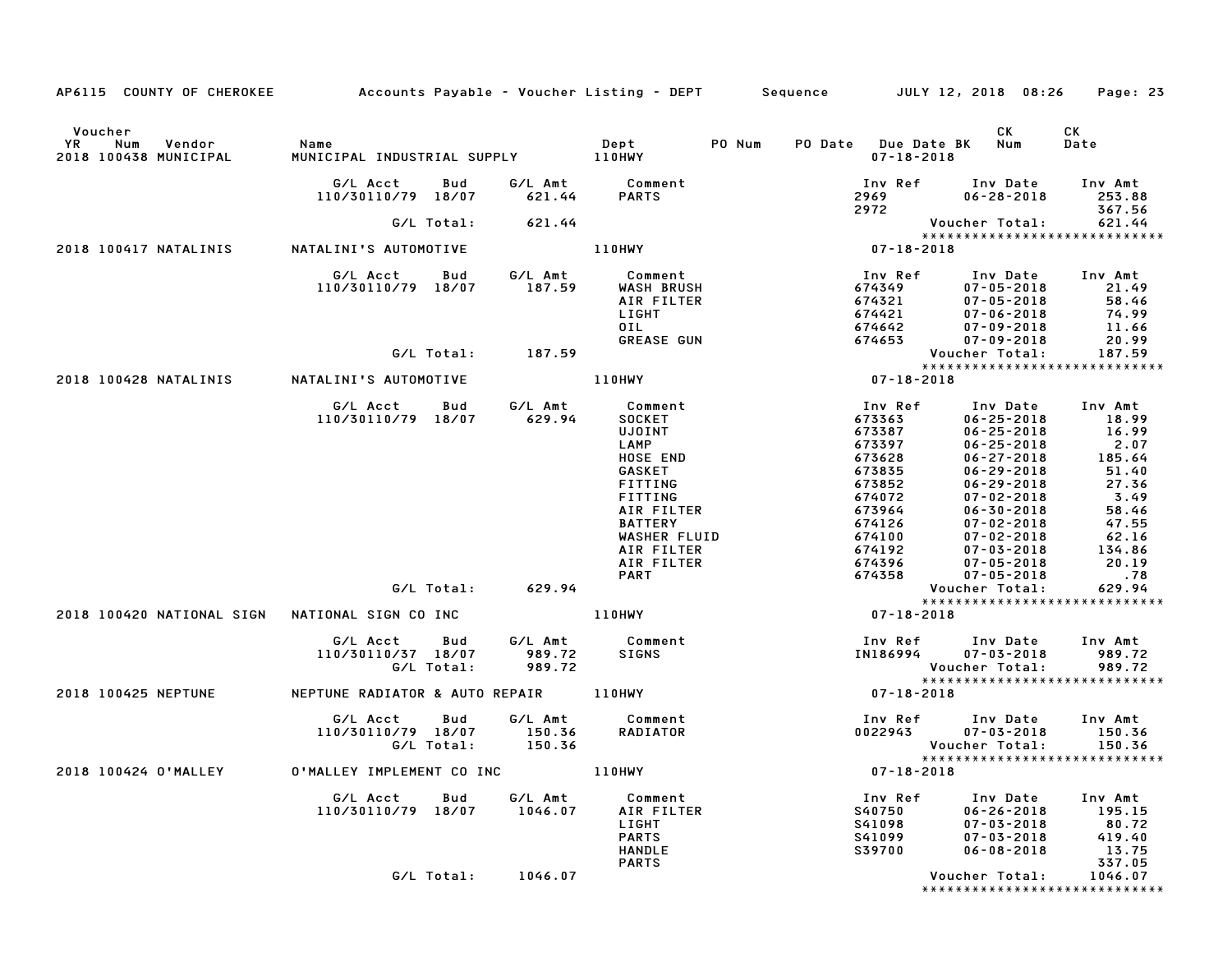AP6115 COUNTY OF CHEROKEE — Accounts Payable - Voucher Listing - DEPT — Sequence — JULY 12, 2018 08:26

| Voucher YR | Num | Vendor | Name | Dept | PO Num | PO Date | Due Date | BK | CK Num | CK Date |
|---|---|---|---|---|---|---|---|---|---|---|
| 2018 | 100438 | MUNICIPAL | MUNICIPAL INDUSTRIAL SUPPLY | 110HWY | | | 07-18-2018 | | | |

| G/L Acct | Bud | G/L Amt | Comment | Inv Ref | Inv Date | Inv Amt |
|---|---|---|---|---|---|---|
| 110/30110/79 | 18/07 | 621.44 | PARTS | 2969 | 06-28-2018 | 253.88 |
| | | | | 2972 | | 367.56 |
| | G/L Total: | 621.44 | | | Voucher Total: | 621.44 |

******************************

| Voucher YR | Num | Vendor | Name | Dept | Due Date |
|---|---|---|---|---|---|
| 2018 | 100417 | NATALINIS | NATALINI'S AUTOMOTIVE | 110HWY | 07-18-2018 |

| G/L Acct | Bud | G/L Amt | Comment | Inv Ref | Inv Date | Inv Amt |
|---|---|---|---|---|---|---|
| 110/30110/79 | 18/07 | 187.59 | WASH BRUSH | 674349 | 07-05-2018 | 21.49 |
| | | | AIR FILTER | 674321 | 07-05-2018 | 58.46 |
| | | | LIGHT | 674421 | 07-06-2018 | 74.99 |
| | | | OIL | 674642 | 07-09-2018 | 11.66 |
| | | | GREASE GUN | 674653 | 07-09-2018 | 20.99 |
| | G/L Total: | 187.59 | | | Voucher Total: | 187.59 |

******************************

| Voucher YR | Num | Vendor | Name | Dept | Due Date |
|---|---|---|---|---|---|
| 2018 | 100428 | NATALINIS | NATALINI'S AUTOMOTIVE | 110HWY | 07-18-2018 |

| G/L Acct | Bud | G/L Amt | Comment | Inv Ref | Inv Date | Inv Amt |
|---|---|---|---|---|---|---|
| 110/30110/79 | 18/07 | 629.94 | SOCKET | 673363 | 06-25-2018 | 18.99 |
| | | | UJOINT | 673387 | 06-25-2018 | 16.99 |
| | | | LAMP | 673397 | 06-25-2018 | 2.07 |
| | | | HOSE END | 673628 | 06-27-2018 | 185.64 |
| | | | GASKET | 673835 | 06-29-2018 | 51.40 |
| | | | FITTING | 673852 | 06-29-2018 | 27.36 |
| | | | FITTING | 674072 | 07-02-2018 | 3.49 |
| | | | AIR FILTER | 673964 | 06-30-2018 | 58.46 |
| | | | BATTERY | 674126 | 07-02-2018 | 47.55 |
| | | | WASHER FLUID | 674100 | 07-02-2018 | 62.16 |
| | | | AIR FILTER | 674192 | 07-03-2018 | 134.86 |
| | | | AIR FILTER | 674396 | 07-05-2018 | 20.19 |
| | | | PART | 674358 | 07-05-2018 | .78 |
| | G/L Total: | 629.94 | | | Voucher Total: | 629.94 |

******************************

| Voucher YR | Num | Vendor | Name | Dept | Due Date |
|---|---|---|---|---|---|
| 2018 | 100420 | NATIONAL SIGN | NATIONAL SIGN CO INC | 110HWY | 07-18-2018 |

| G/L Acct | Bud | G/L Amt | Comment | Inv Ref | Inv Date | Inv Amt |
|---|---|---|---|---|---|---|
| 110/30110/37 | 18/07 | 989.72 | SIGNS | IN186994 | 07-03-2018 | 989.72 |
| | G/L Total: | 989.72 | | | Voucher Total: | 989.72 |

******************************

| Voucher YR | Num | Vendor | Name | Dept | Due Date |
|---|---|---|---|---|---|
| 2018 | 100425 | NEPTUNE | NEPTUNE RADIATOR & AUTO REPAIR | 110HWY | 07-18-2018 |

| G/L Acct | Bud | G/L Amt | Comment | Inv Ref | Inv Date | Inv Amt |
|---|---|---|---|---|---|---|
| 110/30110/79 | 18/07 | 150.36 | RADIATOR | 0022943 | 07-03-2018 | 150.36 |
| | G/L Total: | 150.36 | | | Voucher Total: | 150.36 |

******************************

| Voucher YR | Num | Vendor | Name | Dept | Due Date |
|---|---|---|---|---|---|
| 2018 | 100424 | O'MALLEY | O'MALLEY IMPLEMENT CO INC | 110HWY | 07-18-2018 |

| G/L Acct | Bud | G/L Amt | Comment | Inv Ref | Inv Date | Inv Amt |
|---|---|---|---|---|---|---|
| 110/30110/79 | 18/07 | 1046.07 | AIR FILTER | S40750 | 06-26-2018 | 195.15 |
| | | | LIGHT | S41098 | 07-03-2018 | 80.72 |
| | | | PARTS | S41099 | 07-03-2018 | 419.40 |
| | | | HANDLE | S39700 | 06-08-2018 | 13.75 |
| | | | PARTS | | | 337.05 |
| | G/L Total: | 1046.07 | | | Voucher Total: | 1046.07 |

******************************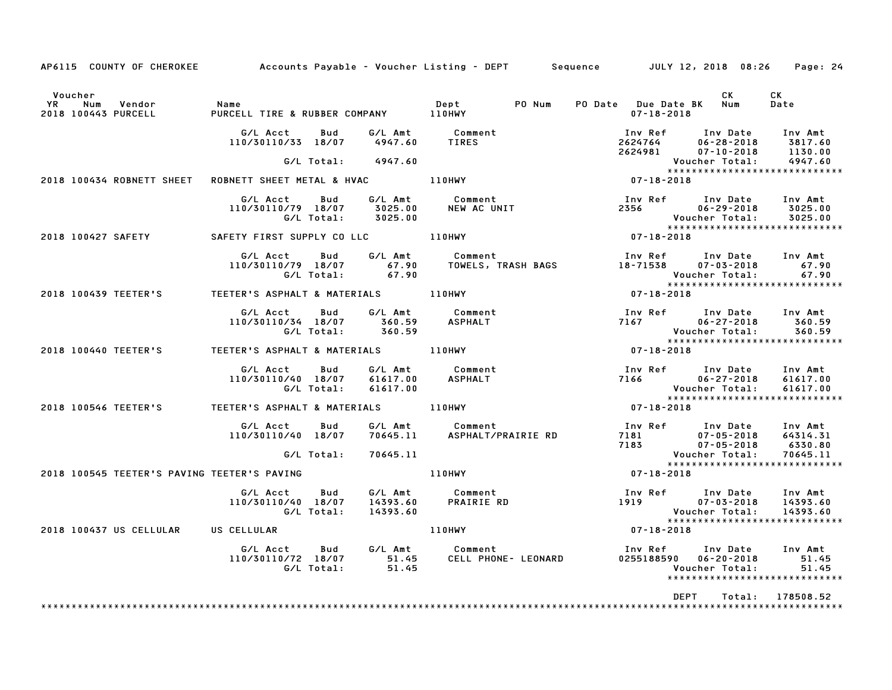AP6115 COUNTY OF CHEROKEE — Accounts Payable - Voucher Listing - DEPT — Sequence — JULY 12, 2018 08:26

| Voucher YR | Num | Vendor | Name | Dept | PO Num | PO Date | Due Date | BK | CK Num | CK Date |
|---|---|---|---|---|---|---|---|---|---|---|
| 2018 | 100443 | PURCELL | PURCELL TIRE & RUBBER COMPANY | 110HWY | | | 07-18-2018 | | | |

| G/L Acct | Bud | G/L Amt | Comment | Inv Ref | Inv Date | Inv Amt |
|---|---|---|---|---|---|---|
| 110/30110/33 | 18/07 | 4947.60 | TIRES | 2624764 | 06-28-2018 | 3817.60 |
| | | | | 2624981 | 07-10-2018 | 1130.00 |
| | G/L Total: | 4947.60 | | | Voucher Total: | 4947.60 |

****************************

| Voucher YR | Num | Vendor | Name | Dept | Due Date |
|---|---|---|---|---|---|
| 2018 | 100434 | ROBNETT SHEET | ROBNETT SHEET METAL & HVAC | 110HWY | 07-18-2018 |

| G/L Acct | Bud | G/L Amt | Comment | Inv Ref | Inv Date | Inv Amt |
|---|---|---|---|---|---|---|
| 110/30110/79 | 18/07 | 3025.00 | NEW AC UNIT | 2356 | 06-29-2018 | 3025.00 |
| | G/L Total: | 3025.00 | | | Voucher Total: | 3025.00 |

****************************

| Voucher YR | Num | Vendor | Name | Dept | Due Date |
|---|---|---|---|---|---|
| 2018 | 100427 | SAFETY | SAFETY FIRST SUPPLY CO LLC | 110HWY | 07-18-2018 |

| G/L Acct | Bud | G/L Amt | Comment | Inv Ref | Inv Date | Inv Amt |
|---|---|---|---|---|---|---|
| 110/30110/79 | 18/07 | 67.90 | TOWELS, TRASH BAGS | 18-71538 | 07-03-2018 | 67.90 |
| | G/L Total: | 67.90 | | | Voucher Total: | 67.90 |

****************************

| Voucher YR | Num | Vendor | Name | Dept | Due Date |
|---|---|---|---|---|---|
| 2018 | 100439 | TEETER'S | TEETER'S ASPHALT & MATERIALS | 110HWY | 07-18-2018 |

| G/L Acct | Bud | G/L Amt | Comment | Inv Ref | Inv Date | Inv Amt |
|---|---|---|---|---|---|---|
| 110/30110/34 | 18/07 | 360.59 | ASPHALT | 7167 | 06-27-2018 | 360.59 |
| | G/L Total: | 360.59 | | | Voucher Total: | 360.59 |

****************************

| Voucher YR | Num | Vendor | Name | Dept | Due Date |
|---|---|---|---|---|---|
| 2018 | 100440 | TEETER'S | TEETER'S ASPHALT & MATERIALS | 110HWY | 07-18-2018 |

| G/L Acct | Bud | G/L Amt | Comment | Inv Ref | Inv Date | Inv Amt |
|---|---|---|---|---|---|---|
| 110/30110/40 | 18/07 | 61617.00 | ASPHALT | 7166 | 06-27-2018 | 61617.00 |
| | G/L Total: | 61617.00 | | | Voucher Total: | 61617.00 |

****************************

| Voucher YR | Num | Vendor | Name | Dept | Due Date |
|---|---|---|---|---|---|
| 2018 | 100546 | TEETER'S | TEETER'S ASPHALT & MATERIALS | 110HWY | 07-18-2018 |

| G/L Acct | Bud | G/L Amt | Comment | Inv Ref | Inv Date | Inv Amt |
|---|---|---|---|---|---|---|
| 110/30110/40 | 18/07 | 70645.11 | ASPHALT/PRAIRIE RD | 7181 | 07-05-2018 | 64314.31 |
| | | | | 7183 | 07-05-2018 | 6330.80 |
| | G/L Total: | 70645.11 | | | Voucher Total: | 70645.11 |

****************************

| Voucher YR | Num | Vendor | Name | Dept | Due Date |
|---|---|---|---|---|---|
| 2018 | 100545 | TEETER'S PAVING | TEETER'S PAVING | 110HWY | 07-18-2018 |

| G/L Acct | Bud | G/L Amt | Comment | Inv Ref | Inv Date | Inv Amt |
|---|---|---|---|---|---|---|
| 110/30110/40 | 18/07 | 14393.60 | PRAIRIE RD | 1919 | 07-03-2018 | 14393.60 |
| | G/L Total: | 14393.60 | | | Voucher Total: | 14393.60 |

****************************

| Voucher YR | Num | Vendor | Name | Dept | Due Date |
|---|---|---|---|---|---|
| 2018 | 100437 | US CELLULAR | US CELLULAR | 110HWY | 07-18-2018 |

| G/L Acct | Bud | G/L Amt | Comment | Inv Ref | Inv Date | Inv Amt |
|---|---|---|---|---|---|---|
| 110/30110/72 | 18/07 | 51.45 | CELL PHONE- LEONARD | 0255188590 | 06-20-2018 | 51.45 |
| | G/L Total: | 51.45 | | | Voucher Total: | 51.45 |

****************************

DEPT Total: 178508.52

****************************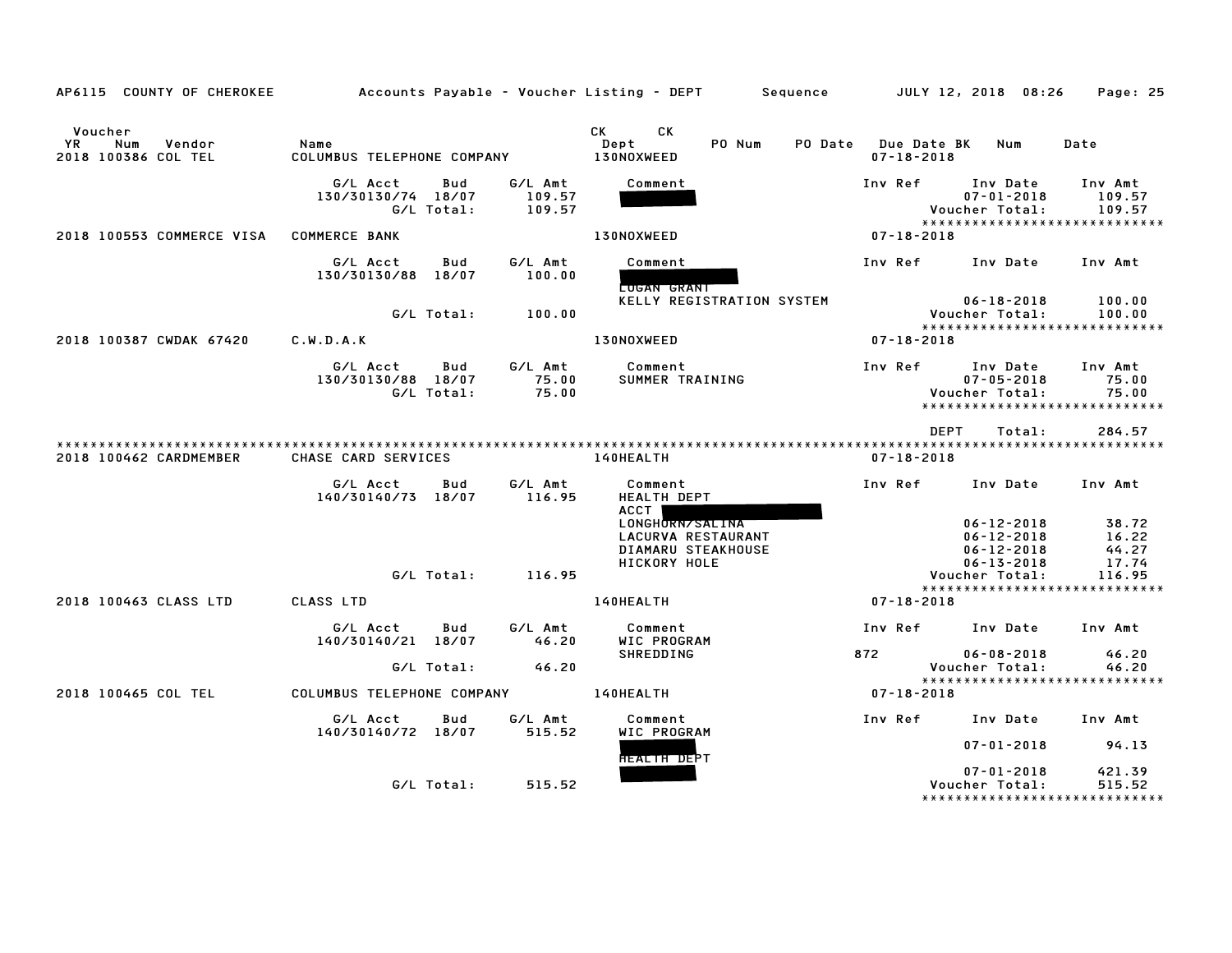AP6115 COUNTY OF CHEROKEE — Accounts Payable - Voucher Listing - DEPT — Sequence — JULY 12, 2018 08:26

| Voucher YR | Num | Vendor | Name | CK Dept | CK PO Num | PO Date | Due Date | BK | Num | Date |
|---|---|---|---|---|---|---|---|---|---|---|
| 2018 | 100386 | COL TEL | COLUMBUS TELEPHONE COMPANY | 130NOXWEED | | | 07-18-2018 | | | |

| G/L Acct | Bud | G/L Amt | Comment | Inv Ref | Inv Date | Inv Amt |
|---|---|---|---|---|---|---|
| 130/30130/74 | 18/07 | 109.57 | [REDACTED] | | 07-01-2018 | 109.57 |
| | G/L Total: | 109.57 | | | Voucher Total: | 109.57 |

| Voucher YR | Num | Vendor | Name | CK Dept | Due Date |
|---|---|---|---|---|---|
| 2018 | 100553 | COMMERCE VISA | COMMERCE BANK | 130NOXWEED | 07-18-2018 |

| G/L Acct | Bud | G/L Amt | Comment | Inv Ref | Inv Date | Inv Amt |
|---|---|---|---|---|---|---|
| 130/30130/88 | 18/07 | 100.00 | [REDACTED] LOGAN GRANT | | | |
| | | | KELLY REGISTRATION SYSTEM | | 06-18-2018 | 100.00 |
| | G/L Total: | 100.00 | | | Voucher Total: | 100.00 |

| Voucher YR | Num | Vendor | Name | CK Dept | Due Date |
|---|---|---|---|---|---|
| 2018 | 100387 | CWDAK 67420 | C.W.D.A.K | 130NOXWEED | 07-18-2018 |

| G/L Acct | Bud | G/L Amt | Comment | Inv Ref | Inv Date | Inv Amt |
|---|---|---|---|---|---|---|
| 130/30130/88 | 18/07 | 75.00 | SUMMER TRAINING | | 07-05-2018 | 75.00 |
| | G/L Total: | 75.00 | | | Voucher Total: | 75.00 |

DEPT Total: 284.57

| Voucher YR | Num | Vendor | Name | CK Dept | Due Date |
|---|---|---|---|---|---|
| 2018 | 100462 | CARDMEMBER | CHASE CARD SERVICES | 140HEALTH | 07-18-2018 |

| G/L Acct | Bud | G/L Amt | Comment | Inv Ref | Inv Date | Inv Amt |
|---|---|---|---|---|---|---|
| 140/30140/73 | 18/07 | 116.95 | HEALTH DEPT | | | |
| | | | ACCT [REDACTED] | | | |
| | | | LONGHORN/SALINA | | 06-12-2018 | 38.72 |
| | | | LACURVA RESTAURANT | | 06-12-2018 | 16.22 |
| | | | DIAMARU STEAKHOUSE | | 06-12-2018 | 44.27 |
| | | | HICKORY HOLE | | 06-13-2018 | 17.74 |
| | G/L Total: | 116.95 | | | Voucher Total: | 116.95 |

| Voucher YR | Num | Vendor | Name | CK Dept | Due Date |
|---|---|---|---|---|---|
| 2018 | 100463 | CLASS LTD | CLASS LTD | 140HEALTH | 07-18-2018 |

| G/L Acct | Bud | G/L Amt | Comment | Inv Ref | Inv Date | Inv Amt |
|---|---|---|---|---|---|---|
| 140/30140/21 | 18/07 | 46.20 | WIC PROGRAM | | | |
| | | | SHREDDING | 872 | 06-08-2018 | 46.20 |
| | G/L Total: | 46.20 | | | Voucher Total: | 46.20 |

| Voucher YR | Num | Vendor | Name | CK Dept | Due Date |
|---|---|---|---|---|---|
| 2018 | 100465 | COL TEL | COLUMBUS TELEPHONE COMPANY | 140HEALTH | 07-18-2018 |

| G/L Acct | Bud | G/L Amt | Comment | Inv Ref | Inv Date | Inv Amt |
|---|---|---|---|---|---|---|
| 140/30140/72 | 18/07 | 515.52 | WIC PROGRAM | | | |
| | | | [REDACTED] | | 07-01-2018 | 94.13 |
| | | | HEALTH DEPT | | | |
| | | | [REDACTED] | | 07-01-2018 | 421.39 |
| | G/L Total: | 515.52 | | | Voucher Total: | 515.52 |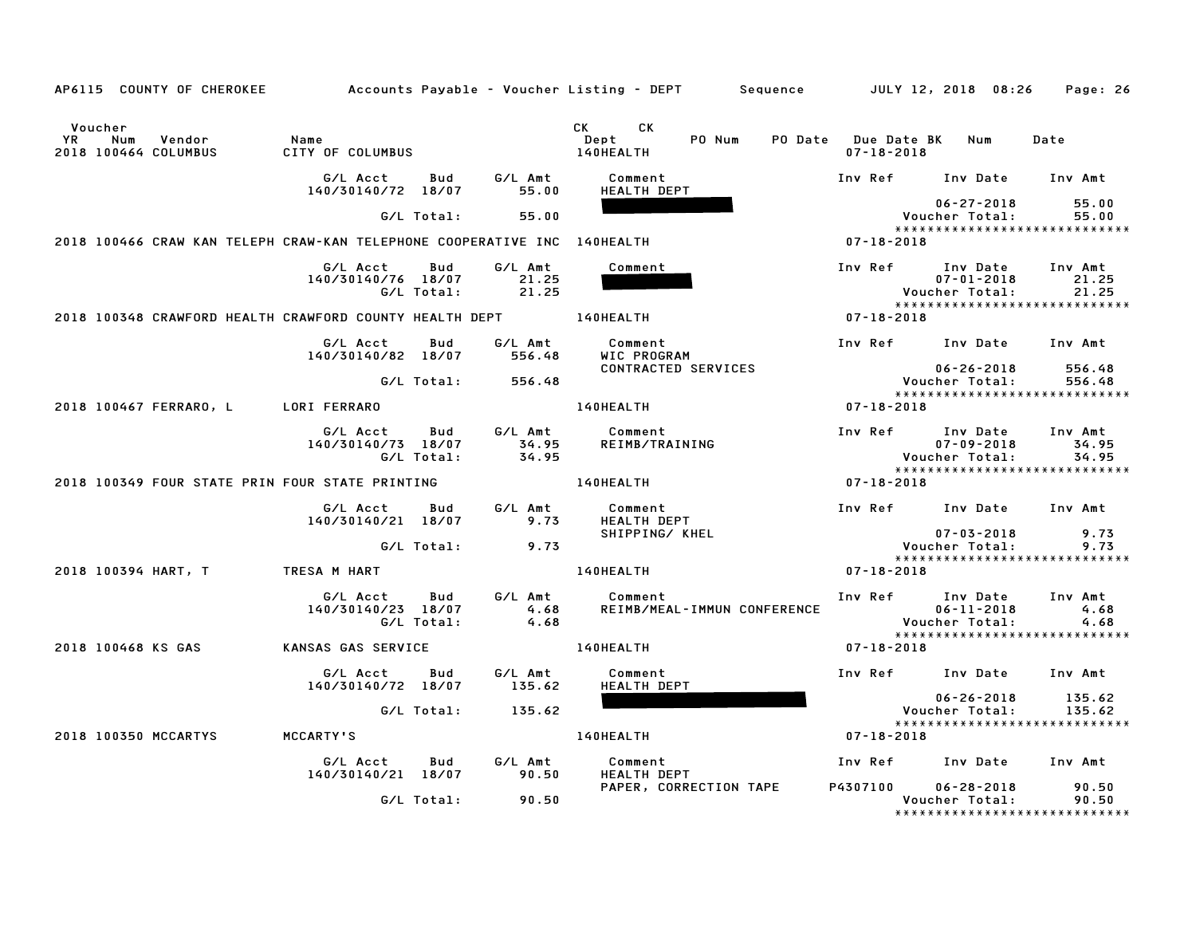AP6115 COUNTY OF CHEROKEE Accounts Payable - Voucher Listing - DEPT Sequence JULY 12, 2018 08:26

| Voucher YR | Num | Vendor | Name | CK Dept | CK | PO Num | PO Date | Due Date BK | Num | Date |
|---|---|---|---|---|---|---|---|---|---|---|
| 2018 | 100464 | COLUMBUS | CITY OF COLUMBUS | 140HEALTH | | | | 07-18-2018 | | |

| G/L Acct | Bud | G/L Amt | Comment | Inv Ref | Inv Date | Inv Amt |
|---|---|---|---|---|---|---|
| 140/30140/72 | 18/07 | 55.00 | HEALTH DEPT | | 06-27-2018 | 55.00 |
| | G/L Total: | 55.00 | | | Voucher Total: | 55.00 |

2018 100466 CRAW KAN TELEPH CRAW-KAN TELEPHONE COOPERATIVE INC 140HEALTH 07-18-2018

| G/L Acct | Bud | G/L Amt | Comment | Inv Ref | Inv Date | Inv Amt |
|---|---|---|---|---|---|---|
| 140/30140/76 | 18/07 | 21.25 | | | 07-01-2018 | 21.25 |
| | G/L Total: | 21.25 | | | Voucher Total: | 21.25 |

2018 100348 CRAWFORD HEALTH CRAWFORD COUNTY HEALTH DEPT 140HEALTH 07-18-2018

| G/L Acct | Bud | G/L Amt | Comment | Inv Ref | Inv Date | Inv Amt |
|---|---|---|---|---|---|---|
| 140/30140/82 | 18/07 | 556.48 | WIC PROGRAM CONTRACTED SERVICES | | 06-26-2018 | 556.48 |
| | G/L Total: | 556.48 | | | Voucher Total: | 556.48 |

2018 100467 FERRARO, L LORI FERRARO 140HEALTH 07-18-2018

| G/L Acct | Bud | G/L Amt | Comment | Inv Ref | Inv Date | Inv Amt |
|---|---|---|---|---|---|---|
| 140/30140/73 | 18/07 | 34.95 | REIMB/TRAINING | | 07-09-2018 | 34.95 |
| | G/L Total: | 34.95 | | | Voucher Total: | 34.95 |

2018 100349 FOUR STATE PRIN FOUR STATE PRINTING 140HEALTH 07-18-2018

| G/L Acct | Bud | G/L Amt | Comment | Inv Ref | Inv Date | Inv Amt |
|---|---|---|---|---|---|---|
| 140/30140/21 | 18/07 | 9.73 | HEALTH DEPT SHIPPING/ KHEL | | 07-03-2018 | 9.73 |
| | G/L Total: | 9.73 | | | Voucher Total: | 9.73 |

2018 100394 HART, T TRESA M HART 140HEALTH 07-18-2018

| G/L Acct | Bud | G/L Amt | Comment | Inv Ref | Inv Date | Inv Amt |
|---|---|---|---|---|---|---|
| 140/30140/23 | 18/07 | 4.68 | REIMB/MEAL-IMMUN CONFERENCE | | 06-11-2018 | 4.68 |
| | G/L Total: | 4.68 | | | Voucher Total: | 4.68 |

2018 100468 KS GAS KANSAS GAS SERVICE 140HEALTH 07-18-2018

| G/L Acct | Bud | G/L Amt | Comment | Inv Ref | Inv Date | Inv Amt |
|---|---|---|---|---|---|---|
| 140/30140/72 | 18/07 | 135.62 | HEALTH DEPT | | 06-26-2018 | 135.62 |
| | G/L Total: | 135.62 | | | Voucher Total: | 135.62 |

2018 100350 MCCARTYS MCCARTY'S 140HEALTH 07-18-2018

| G/L Acct | Bud | G/L Amt | Comment | Inv Ref | Inv Date | Inv Amt |
|---|---|---|---|---|---|---|
| 140/30140/21 | 18/07 | 90.50 | HEALTH DEPT PAPER, CORRECTION TAPE | P4307100 | 06-28-2018 | 90.50 |
| | G/L Total: | 90.50 | | | Voucher Total: | 90.50 |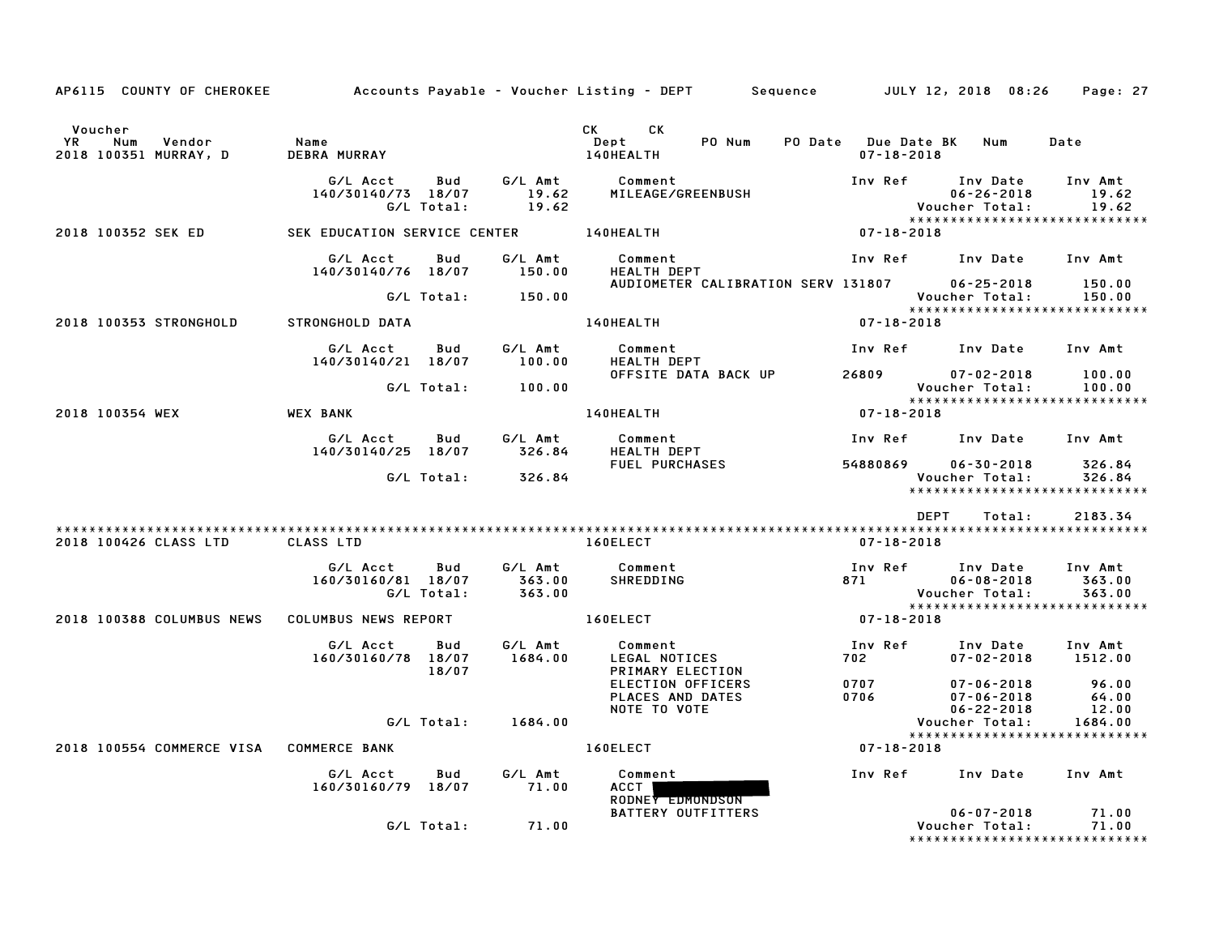AP6115 COUNTY OF CHEROKEE — Accounts Payable - Voucher Listing - DEPT — Sequence — JULY 12, 2018 08:26

| Voucher YR | Num | Vendor | Name | CK Dept | CK PO Num | PO Date | Due Date BK | Num | Date |
|---|---|---|---|---|---|---|---|---|---|
| 2018 | 100351 | MURRAY, D | DEBRA MURRAY | 140HEALTH | | | 07-18-2018 | | |

| G/L Acct | Bud | G/L Amt | Comment | Inv Ref | Inv Date | Inv Amt |
|---|---|---|---|---|---|---|
| 140/30140/73 | 18/07 | 19.62 | MILEAGE/GREENBUSH | | 06-26-2018 | 19.62 |
| | G/L Total: | 19.62 | | | Voucher Total: | 19.62 |

*****************************

| Voucher YR | Num | Vendor | Name | CK Dept | Due Date |
|---|---|---|---|---|---|
| 2018 | 100352 | SEK ED | SEK EDUCATION SERVICE CENTER | 140HEALTH | 07-18-2018 |

| G/L Acct | Bud | G/L Amt | Comment | Inv Ref | Inv Date | Inv Amt |
|---|---|---|---|---|---|---|
| 140/30140/76 | 18/07 | 150.00 | HEALTH DEPT | | | |
| | | | AUDIOMETER CALIBRATION SERV | 131807 | 06-25-2018 | 150.00 |
| | G/L Total: | 150.00 | | | Voucher Total: | 150.00 |

*****************************

| Voucher YR | Num | Vendor | Name | CK Dept | Due Date |
|---|---|---|---|---|---|
| 2018 | 100353 | STRONGHOLD | STRONGHOLD DATA | 140HEALTH | 07-18-2018 |

| G/L Acct | Bud | G/L Amt | Comment | Inv Ref | Inv Date | Inv Amt |
|---|---|---|---|---|---|---|
| 140/30140/21 | 18/07 | 100.00 | HEALTH DEPT | | | |
| | | | OFFSITE DATA BACK UP | 26809 | 07-02-2018 | 100.00 |
| | G/L Total: | 100.00 | | | Voucher Total: | 100.00 |

*****************************

| Voucher YR | Num | Vendor | Name | CK Dept | Due Date |
|---|---|---|---|---|---|
| 2018 | 100354 | WEX | WEX BANK | 140HEALTH | 07-18-2018 |

| G/L Acct | Bud | G/L Amt | Comment | Inv Ref | Inv Date | Inv Amt |
|---|---|---|---|---|---|---|
| 140/30140/25 | 18/07 | 326.84 | HEALTH DEPT | | | |
| | | | FUEL PURCHASES | 54880869 | 06-30-2018 | 326.84 |
| | G/L Total: | 326.84 | | | Voucher Total: | 326.84 |

*****************************

DEPT Total: 2183.34

*****************************

| Voucher YR | Num | Vendor | Name | CK Dept | Due Date |
|---|---|---|---|---|---|
| 2018 | 100426 | CLASS LTD | CLASS LTD | 160ELECT | 07-18-2018 |

| G/L Acct | Bud | G/L Amt | Comment | Inv Ref | Inv Date | Inv Amt |
|---|---|---|---|---|---|---|
| 160/30160/81 | 18/07 | 363.00 | SHREDDING | 871 | 06-08-2018 | 363.00 |
| | G/L Total: | 363.00 | | | Voucher Total: | 363.00 |

*****************************

| Voucher YR | Num | Vendor | Name | CK Dept | Due Date |
|---|---|---|---|---|---|
| 2018 | 100388 | COLUMBUS NEWS | COLUMBUS NEWS REPORT | 160ELECT | 07-18-2018 |

| G/L Acct | Bud | G/L Amt | Comment | Inv Ref | Inv Date | Inv Amt |
|---|---|---|---|---|---|---|
| 160/30160/78 | 18/07 | 1684.00 | LEGAL NOTICES | 702 | 07-02-2018 | 1512.00 |
| | 18/07 | | PRIMARY ELECTION | | | |
| | | | ELECTION OFFICERS | 0707 | 07-06-2018 | 96.00 |
| | | | PLACES AND DATES | 0706 | 07-06-2018 | 64.00 |
| | | | NOTE TO VOTE | | 06-22-2018 | 12.00 |
| | G/L Total: | 1684.00 | | | Voucher Total: | 1684.00 |

*****************************

| Voucher YR | Num | Vendor | Name | CK Dept | Due Date |
|---|---|---|---|---|---|
| 2018 | 100554 | COMMERCE VISA | COMMERCE BANK | 160ELECT | 07-18-2018 |

| G/L Acct | Bud | G/L Amt | Comment | Inv Ref | Inv Date | Inv Amt |
|---|---|---|---|---|---|---|
| 160/30160/79 | 18/07 | 71.00 | ACCT [REDACTED] | | | |
| | | | RODNEY EDMONDSON | | | |
| | | | BATTERY OUTFITTERS | | 06-07-2018 | 71.00 |
| | G/L Total: | 71.00 | | | Voucher Total: | 71.00 |

*****************************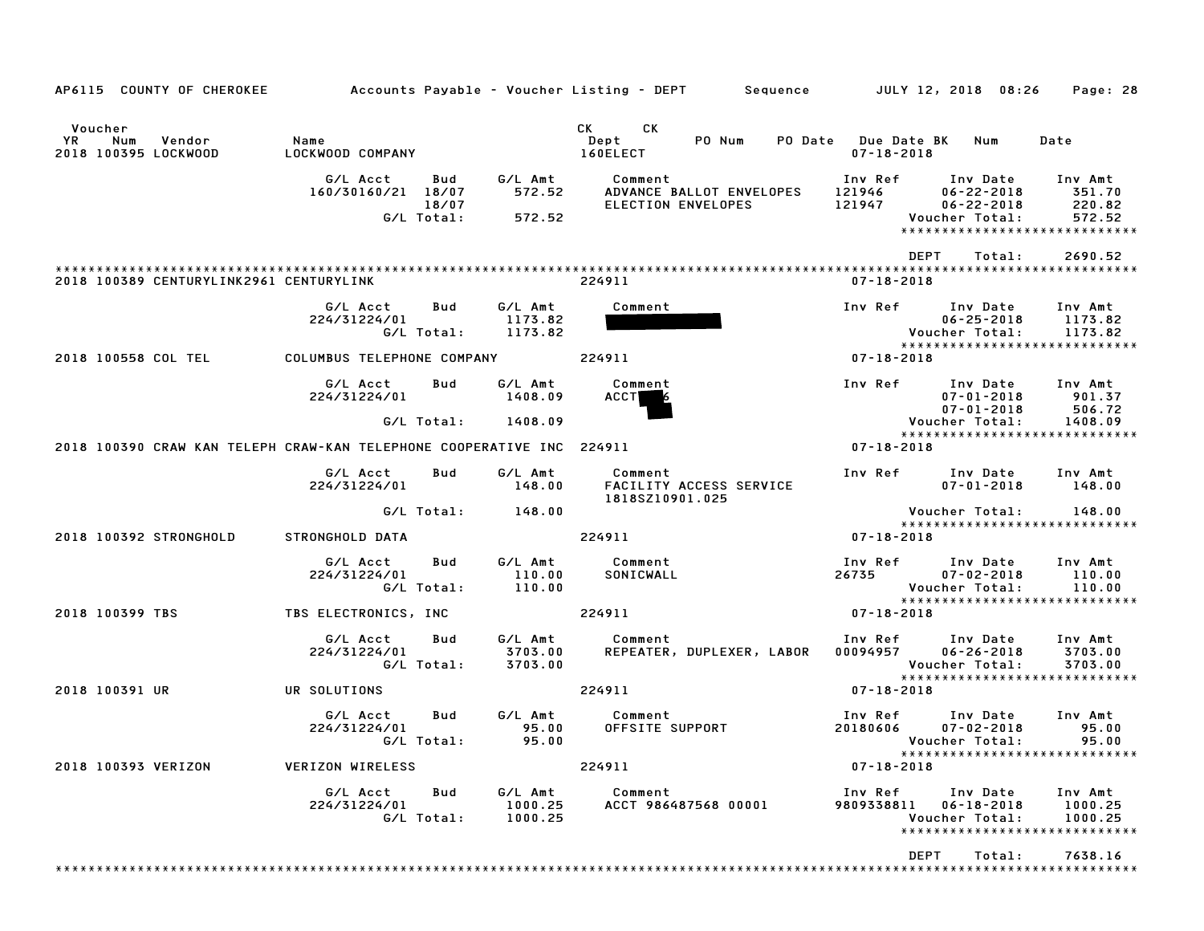AP6115 COUNTY OF CHEROKEE — Accounts Payable - Voucher Listing - DEPT — Sequence — JULY 12, 2018 08:26

| Voucher YR | Num | Vendor | Name | CK Dept | CK PO Num | PO Date | Due Date BK | Num | Date |
|---|---|---|---|---|---|---|---|---|---|
| 2018 | 100395 | LOCKWOOD | LOCKWOOD COMPANY | 160ELECT | | | 07-18-2018 | | |

| G/L Acct | Bud | G/L Amt | Comment | Inv Ref | Inv Date | Inv Amt |
|---|---|---|---|---|---|---|
| 160/30160/21 | 18/07 | 572.52 | ADVANCE BALLOT ENVELOPES | 121946 | 06-22-2018 | 351.70 |
| | 18/07 | | ELECTION ENVELOPES | 121947 | 06-22-2018 | 220.82 |
| | G/L Total: | 572.52 | | | Voucher Total: | 572.52 |

DEPT Total: 2690.52

---

**2018 100389 CENTURYLINK2961 CENTURYLINK** — 224911 — 07-18-2018

| G/L Acct | Bud | G/L Amt | Comment | Inv Ref | Inv Date | Inv Amt |
|---|---|---|---|---|---|---|
| 224/31224/01 | | 1173.82 | [REDACTED] | | 06-25-2018 | 1173.82 |
| | G/L Total: | 1173.82 | | | Voucher Total: | 1173.82 |

**2018 100558 COL TEL — COLUMBUS TELEPHONE COMPANY** — 224911 — 07-18-2018

| G/L Acct | Bud | G/L Amt | Comment | Inv Ref | Inv Date | Inv Amt |
|---|---|---|---|---|---|---|
| 224/31224/01 | | 1408.09 | ACCT [REDACTED]6 | | 07-01-2018 | 901.37 |
| | | | [REDACTED] | | 07-01-2018 | 506.72 |
| | G/L Total: | 1408.09 | | | Voucher Total: | 1408.09 |

**2018 100390 CRAW KAN TELEPH — CRAW-KAN TELEPHONE COOPERATIVE INC** — 224911 — 07-18-2018

| G/L Acct | Bud | G/L Amt | Comment | Inv Ref | Inv Date | Inv Amt |
|---|---|---|---|---|---|---|
| 224/31224/01 | | 148.00 | FACILITY ACCESS SERVICE 1818SZ10901.025 | | 07-01-2018 | 148.00 |
| | G/L Total: | 148.00 | | | Voucher Total: | 148.00 |

**2018 100392 STRONGHOLD — STRONGHOLD DATA** — 224911 — 07-18-2018

| G/L Acct | Bud | G/L Amt | Comment | Inv Ref | Inv Date | Inv Amt |
|---|---|---|---|---|---|---|
| 224/31224/01 | | 110.00 | SONICWALL | 26735 | 07-02-2018 | 110.00 |
| | G/L Total: | 110.00 | | | Voucher Total: | 110.00 |

**2018 100399 TBS — TBS ELECTRONICS, INC** — 224911 — 07-18-2018

| G/L Acct | Bud | G/L Amt | Comment | Inv Ref | Inv Date | Inv Amt |
|---|---|---|---|---|---|---|
| 224/31224/01 | | 3703.00 | REPEATER, DUPLEXER, LABOR | 00094957 | 06-26-2018 | 3703.00 |
| | G/L Total: | 3703.00 | | | Voucher Total: | 3703.00 |

**2018 100391 UR — UR SOLUTIONS** — 224911 — 07-18-2018

| G/L Acct | Bud | G/L Amt | Comment | Inv Ref | Inv Date | Inv Amt |
|---|---|---|---|---|---|---|
| 224/31224/01 | | 95.00 | OFFSITE SUPPORT | 20180606 | 07-02-2018 | 95.00 |
| | G/L Total: | 95.00 | | | Voucher Total: | 95.00 |

**2018 100393 VERIZON — VERIZON WIRELESS** — 224911 — 07-18-2018

| G/L Acct | Bud | G/L Amt | Comment | Inv Ref | Inv Date | Inv Amt |
|---|---|---|---|---|---|---|
| 224/31224/01 | | 1000.25 | ACCT 986487568 00001 | 9809338811 | 06-18-2018 | 1000.25 |
| | G/L Total: | 1000.25 | | | Voucher Total: | 1000.25 |

DEPT Total: 7638.16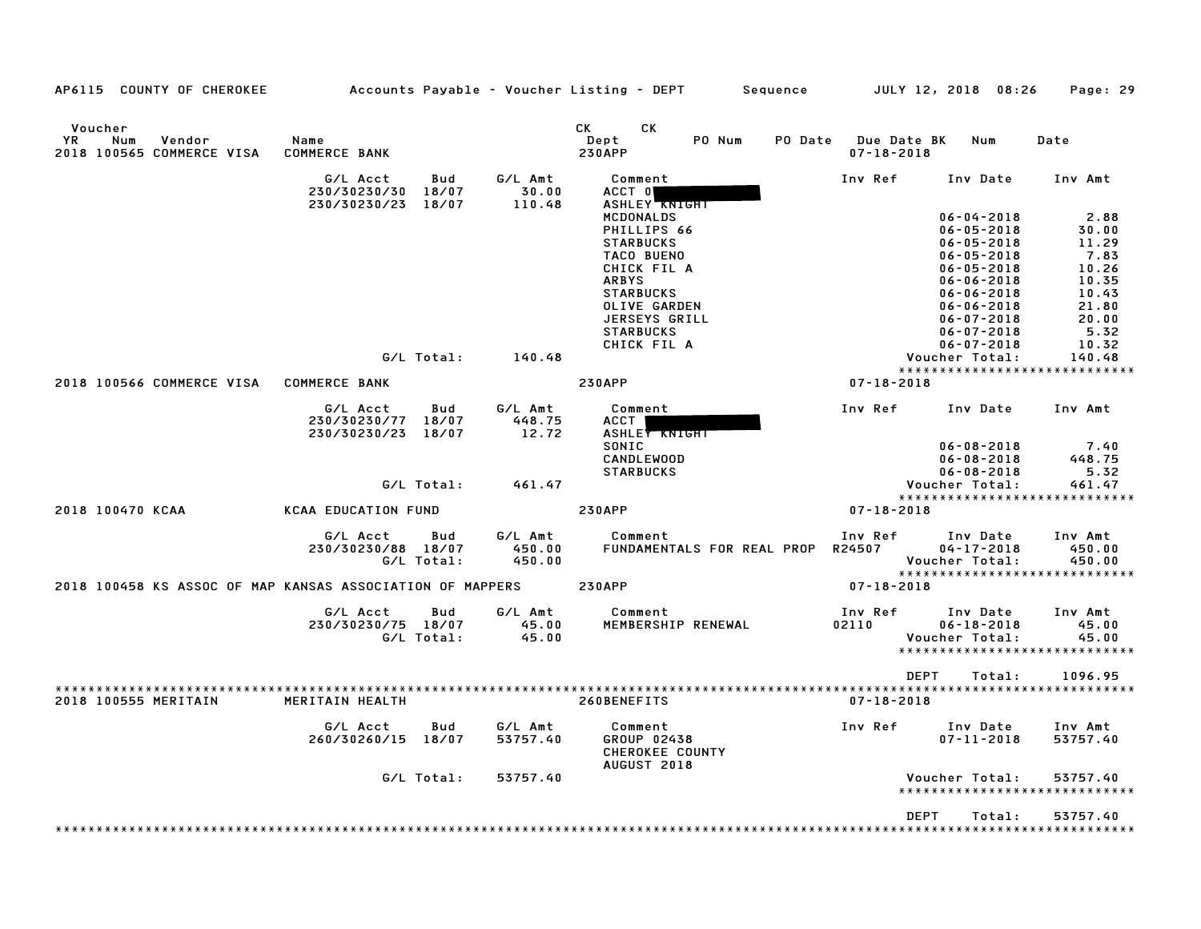AP6115 COUNTY OF CHEROKEE — Accounts Payable - Voucher Listing - DEPT — Sequence — JULY 12, 2018 08:26

| Voucher YR | Num | Vendor | Name | CK Dept | CK PO Num | PO Date | Due Date BK | Num | Date |
|---|---|---|---|---|---|---|---|---|---|
| 2018 | 100565 | COMMERCE VISA | COMMERCE BANK | 230APP | | | 07-18-2018 | | |

| G/L Acct | Bud | G/L Amt | Comment | Inv Ref | Inv Date | Inv Amt |
|---|---|---|---|---|---|---|
| 230/30230/30 | 18/07 | 30.00 | ACCT 0 | | | |
| 230/30230/23 | 18/07 | 110.48 | ASHLEY KNIGHT | | | |
| | | | MCDONALDS | | 06-04-2018 | 2.88 |
| | | | PHILLIPS 66 | | 06-05-2018 | 30.00 |
| | | | STARBUCKS | | 06-05-2018 | 11.29 |
| | | | TACO BUENO | | 06-05-2018 | 7.83 |
| | | | CHICK FIL A | | 06-05-2018 | 10.26 |
| | | | ARBYS | | 06-06-2018 | 10.35 |
| | | | STARBUCKS | | 06-06-2018 | 10.43 |
| | | | OLIVE GARDEN | | 06-06-2018 | 21.80 |
| | | | JERSEYS GRILL | | 06-07-2018 | 20.00 |
| | | | STARBUCKS | | 06-07-2018 | 5.32 |
| | | | CHICK FIL A | | 06-07-2018 | 10.32 |
| | G/L Total: | 140.48 | | | Voucher Total: | 140.48 |

| Voucher YR | Num | Vendor | Name | CK Dept | Due Date |
|---|---|---|---|---|---|
| 2018 | 100566 | COMMERCE VISA | COMMERCE BANK | 230APP | 07-18-2018 |

| G/L Acct | Bud | G/L Amt | Comment | Inv Ref | Inv Date | Inv Amt |
|---|---|---|---|---|---|---|
| 230/30230/77 | 18/07 | 448.75 | ACCT | | | |
| 230/30230/23 | 18/07 | 12.72 | ASHLEY KNIGHT | | | |
| | | | SONIC | | 06-08-2018 | 7.40 |
| | | | CANDLEWOOD | | 06-08-2018 | 448.75 |
| | | | STARBUCKS | | 06-08-2018 | 5.32 |
| | G/L Total: | 461.47 | | | Voucher Total: | 461.47 |

| Voucher YR | Num | Vendor | Name | CK Dept | Due Date |
|---|---|---|---|---|---|
| 2018 | 100470 | KCAA | KCAA EDUCATION FUND | 230APP | 07-18-2018 |

| G/L Acct | Bud | G/L Amt | Comment | Inv Ref | Inv Date | Inv Amt |
|---|---|---|---|---|---|---|
| 230/30230/88 | 18/07 | 450.00 | FUNDAMENTALS FOR REAL PROP | R24507 | 04-17-2018 | 450.00 |
| | G/L Total: | 450.00 | | | Voucher Total: | 450.00 |

| Voucher YR | Num | Vendor | Name | CK Dept | Due Date |
|---|---|---|---|---|---|
| 2018 | 100458 | KS ASSOC OF MAP | KANSAS ASSOCIATION OF MAPPERS | 230APP | 07-18-2018 |

| G/L Acct | Bud | G/L Amt | Comment | Inv Ref | Inv Date | Inv Amt |
|---|---|---|---|---|---|---|
| 230/30230/75 | 18/07 | 45.00 | MEMBERSHIP RENEWAL | 02110 | 06-18-2018 | 45.00 |
| | G/L Total: | 45.00 | | | Voucher Total: | 45.00 |

DEPT Total: 1096.95

| Voucher YR | Num | Vendor | Name | CK Dept | Due Date |
|---|---|---|---|---|---|
| 2018 | 100555 | MERITAIN | MERITAIN HEALTH | 260BENEFITS | 07-18-2018 |

| G/L Acct | Bud | G/L Amt | Comment | Inv Ref | Inv Date | Inv Amt |
|---|---|---|---|---|---|---|
| 260/30260/15 | 18/07 | 53757.40 | GROUP 02438 | | 07-11-2018 | 53757.40 |
| | | | CHEROKEE COUNTY | | | |
| | | | AUGUST 2018 | | | |
| | G/L Total: | 53757.40 | | | Voucher Total: | 53757.40 |

DEPT Total: 53757.40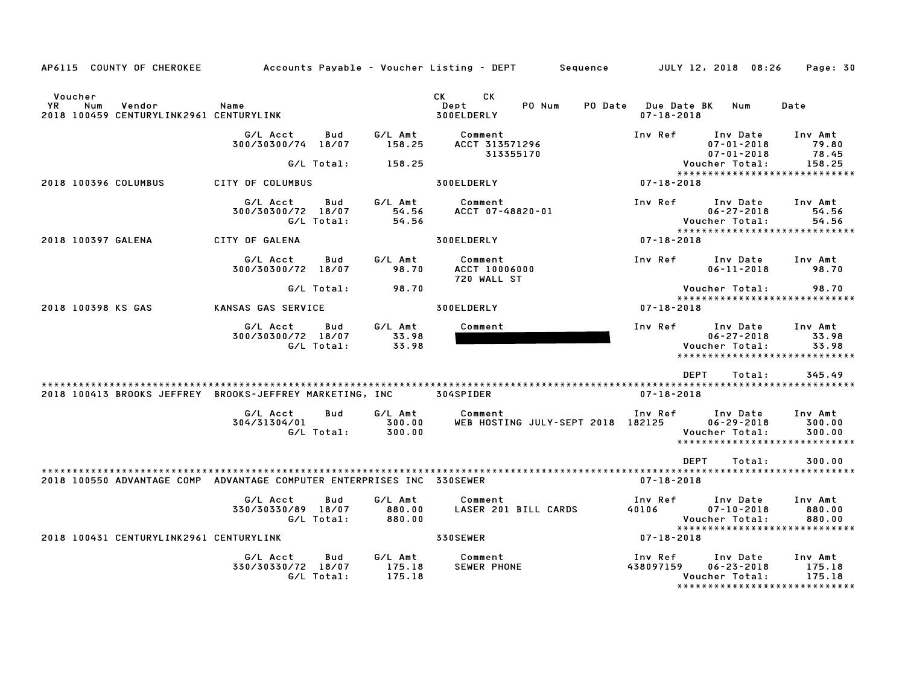AP6115 COUNTY OF CHEROKEE Accounts Payable - Voucher Listing - DEPT Sequence JULY 12, 2018 08:26

| Voucher YR | Num | Vendor | Name | CK Dept | CK | PO Num | PO Date | Due Date BK | Num | Date |
|---|---|---|---|---|---|---|---|---|---|---|
| 2018 | 100459 | CENTURYLINK2961 | CENTURYLINK | 300ELDERLY | | | | 07-18-2018 | | |

| G/L Acct | Bud | G/L Amt | Comment | Inv Ref | Inv Date | Inv Amt |
|---|---|---|---|---|---|---|
| 300/30300/74 | 18/07 | 158.25 | ACCT 313571296 | | 07-01-2018 | 79.80 |
| | | | 313355170 | | 07-01-2018 | 78.45 |
| | G/L Total: | 158.25 | | | Voucher Total: | 158.25 |

*****************************

**2018 100396 COLUMBUS** CITY OF COLUMBUS 300ELDERLY 07-18-2018

| G/L Acct | Bud | G/L Amt | Comment | Inv Ref | Inv Date | Inv Amt |
|---|---|---|---|---|---|---|
| 300/30300/72 | 18/07 | 54.56 | ACCT 07-48820-01 | | 06-27-2018 | 54.56 |
| | G/L Total: | 54.56 | | | Voucher Total: | 54.56 |

*****************************

**2018 100397 GALENA** CITY OF GALENA 300ELDERLY 07-18-2018

| G/L Acct | Bud | G/L Amt | Comment | Inv Ref | Inv Date | Inv Amt |
|---|---|---|---|---|---|---|
| 300/30300/72 | 18/07 | 98.70 | ACCT 10006000 | | 06-11-2018 | 98.70 |
| | | | 720 WALL ST | | | |
| | G/L Total: | 98.70 | | | Voucher Total: | 98.70 |

*****************************

**2018 100398 KS GAS** KANSAS GAS SERVICE 300ELDERLY 07-18-2018

| G/L Acct | Bud | G/L Amt | Comment | Inv Ref | Inv Date | Inv Amt |
|---|---|---|---|---|---|---|
| 300/30300/72 | 18/07 | 33.98 | [REDACTED] | | 06-27-2018 | 33.98 |
| | G/L Total: | 33.98 | | | Voucher Total: | 33.98 |

*****************************

DEPT Total: 345.49

*****************************

**2018 100413 BROOKS JEFFREY** BROOKS-JEFFREY MARKETING, INC 304SPIDER 07-18-2018

| G/L Acct | Bud | G/L Amt | Comment | Inv Ref | Inv Date | Inv Amt |
|---|---|---|---|---|---|---|
| 304/31304/01 | | 300.00 | WEB HOSTING JULY-SEPT 2018 | 182125 | 06-29-2018 | 300.00 |
| | G/L Total: | 300.00 | | | Voucher Total: | 300.00 |

*****************************

DEPT Total: 300.00

*****************************

**2018 100550 ADVANTAGE COMP** ADVANTAGE COMPUTER ENTERPRISES INC 330SEWER 07-18-2018

| G/L Acct | Bud | G/L Amt | Comment | Inv Ref | Inv Date | Inv Amt |
|---|---|---|---|---|---|---|
| 330/30330/89 | 18/07 | 880.00 | LASER 201 BILL CARDS | 40106 | 07-10-2018 | 880.00 |
| | G/L Total: | 880.00 | | | Voucher Total: | 880.00 |

*****************************

**2018 100431 CENTURYLINK2961** CENTURYLINK 330SEWER 07-18-2018

| G/L Acct | Bud | G/L Amt | Comment | Inv Ref | Inv Date | Inv Amt |
|---|---|---|---|---|---|---|
| 330/30330/72 | 18/07 | 175.18 | SEWER PHONE | 438097159 | 06-23-2018 | 175.18 |
| | G/L Total: | 175.18 | | | Voucher Total: | 175.18 |

*****************************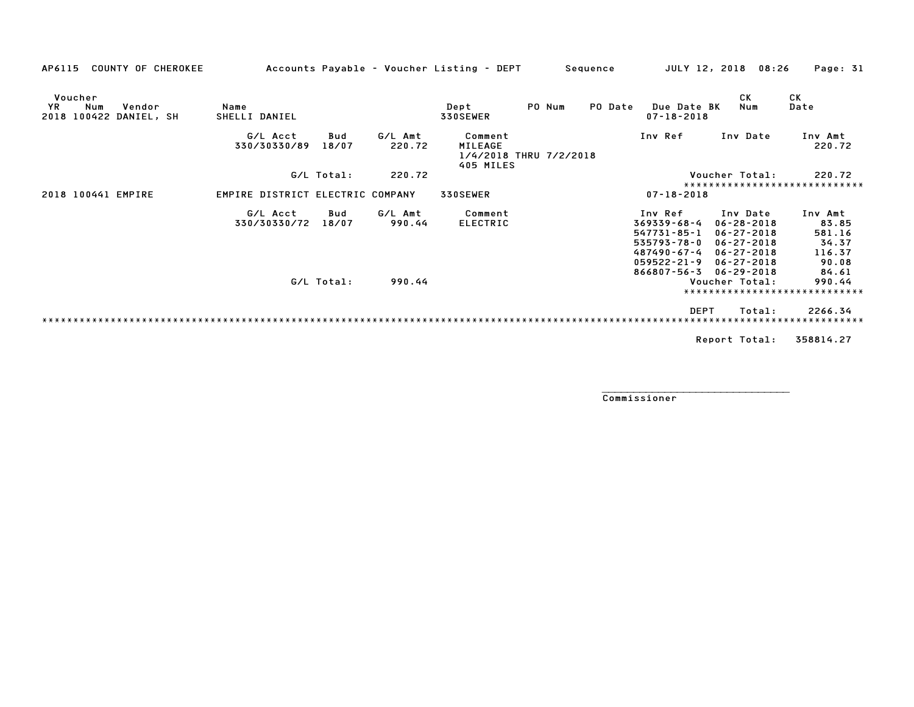AP6115 COUNTY OF CHEROKEE Accounts Payable - Voucher Listing - DEPT Sequence JULY 12, 2018 08:26

| Voucher YR | Num | Vendor | Name | Dept | PO Num | PO Date | Due Date BK | CK Num | CK Date |
|---|---|---|---|---|---|---|---|---|---|
| 2018 | 100422 | DANIEL, SH | SHELLI DANIEL | 330SEWER | | | 07-18-2018 | | |

| G/L Acct | Bud | G/L Amt | Comment | Inv Ref | Inv Date | Inv Amt |
|---|---|---|---|---|---|---|
| 330/30330/89 | 18/07 | 220.72 | MILEAGE<br>1/4/2018 THRU 7/2/2018<br>405 MILES | | | 220.72 |
| | G/L Total: | 220.72 | | | Voucher Total: | 220.72 |

*****************************

| Voucher YR | Num | Vendor | Name | Dept | PO Num | PO Date | Due Date BK | CK Num | CK Date |
|---|---|---|---|---|---|---|---|---|---|
| 2018 | 100441 | EMPIRE | EMPIRE DISTRICT ELECTRIC COMPANY | 330SEWER | | | 07-18-2018 | | |

| G/L Acct | Bud | G/L Amt | Comment | Inv Ref | Inv Date | Inv Amt |
|---|---|---|---|---|---|---|
| 330/30330/72 | 18/07 | 990.44 | ELECTRIC | 369339-68-4 | 06-28-2018 | 83.85 |
| | | | | 547731-85-1 | 06-27-2018 | 581.16 |
| | | | | 535793-78-0 | 06-27-2018 | 34.37 |
| | | | | 487490-67-4 | 06-27-2018 | 116.37 |
| | | | | 059522-21-9 | 06-27-2018 | 90.08 |
| | | | | 866807-56-3 | 06-29-2018 | 84.61 |
| | G/L Total: | 990.44 | | | Voucher Total: | 990.44 |

*****************************

DEPT Total: 2266.34

*****************************

Report Total: 358814.27

________________________________
Commissioner